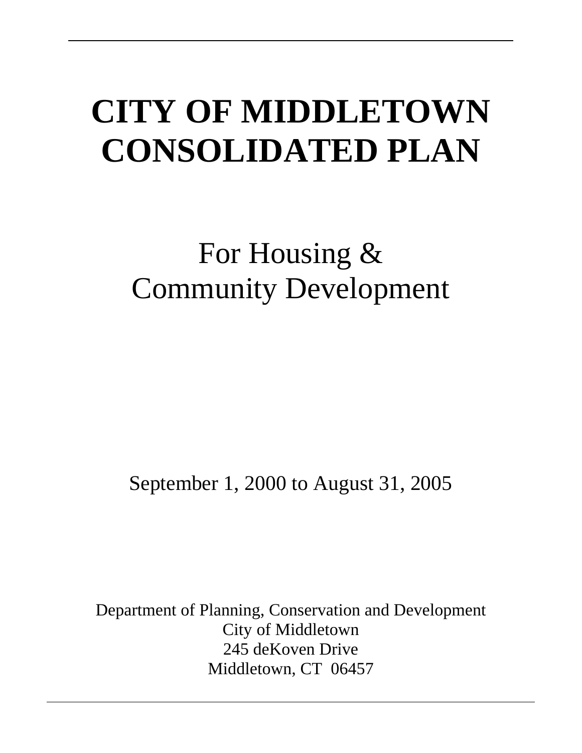# CITY OF MIDDLETOWN CONSOLIDATED PLAN

## For Housing & Community Development

September 1, 2000 to August 31, 2005

Department of Planning, Conservation and Development
City of Middletown
245 deKoven Drive
Middletown, CT 06457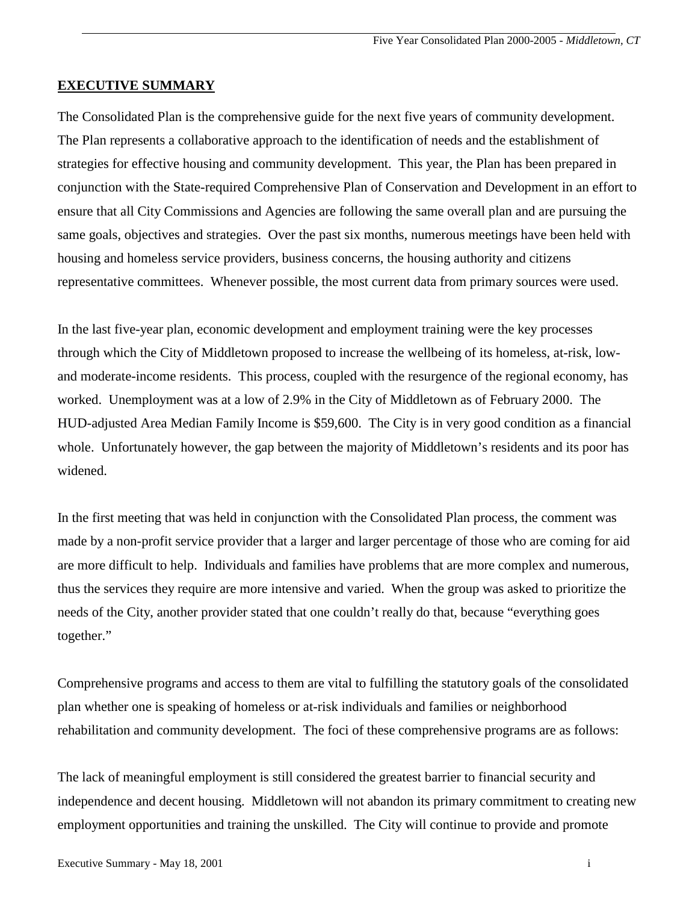## EXECUTIVE SUMMARY

The Consolidated Plan is the comprehensive guide for the next five years of community development. The Plan represents a collaborative approach to the identification of needs and the establishment of strategies for effective housing and community development. This year, the Plan has been prepared in conjunction with the State-required Comprehensive Plan of Conservation and Development in an effort to ensure that all City Commissions and Agencies are following the same overall plan and are pursuing the same goals, objectives and strategies. Over the past six months, numerous meetings have been held with housing and homeless service providers, business concerns, the housing authority and citizens representative committees. Whenever possible, the most current data from primary sources were used.

In the last five-year plan, economic development and employment training were the key processes through which the City of Middletown proposed to increase the wellbeing of its homeless, at-risk, low- and moderate-income residents. This process, coupled with the resurgence of the regional economy, has worked. Unemployment was at a low of 2.9% in the City of Middletown as of February 2000. The HUD-adjusted Area Median Family Income is $59,600. The City is in very good condition as a financial whole. Unfortunately however, the gap between the majority of Middletown's residents and its poor has widened.

In the first meeting that was held in conjunction with the Consolidated Plan process, the comment was made by a non-profit service provider that a larger and larger percentage of those who are coming for aid are more difficult to help. Individuals and families have problems that are more complex and numerous, thus the services they require are more intensive and varied. When the group was asked to prioritize the needs of the City, another provider stated that one couldn't really do that, because "everything goes together."

Comprehensive programs and access to them are vital to fulfilling the statutory goals of the consolidated plan whether one is speaking of homeless or at-risk individuals and families or neighborhood rehabilitation and community development. The foci of these comprehensive programs are as follows:

The lack of meaningful employment is still considered the greatest barrier to financial security and independence and decent housing. Middletown will not abandon its primary commitment to creating new employment opportunities and training the unskilled. The City will continue to provide and promote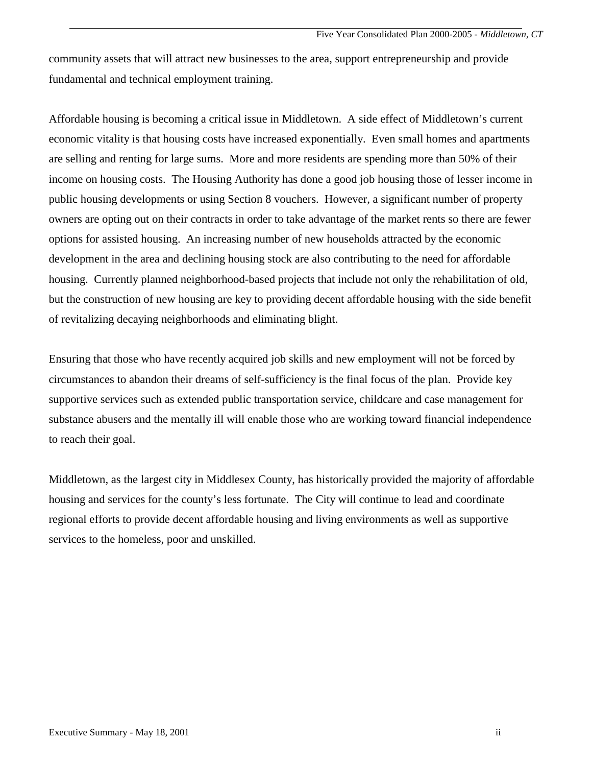community assets that will attract new businesses to the area, support entrepreneurship and provide fundamental and technical employment training.

Affordable housing is becoming a critical issue in Middletown. A side effect of Middletown's current economic vitality is that housing costs have increased exponentially. Even small homes and apartments are selling and renting for large sums. More and more residents are spending more than 50% of their income on housing costs. The Housing Authority has done a good job housing those of lesser income in public housing developments or using Section 8 vouchers. However, a significant number of property owners are opting out on their contracts in order to take advantage of the market rents so there are fewer options for assisted housing. An increasing number of new households attracted by the economic development in the area and declining housing stock are also contributing to the need for affordable housing. Currently planned neighborhood-based projects that include not only the rehabilitation of old, but the construction of new housing are key to providing decent affordable housing with the side benefit of revitalizing decaying neighborhoods and eliminating blight.

Ensuring that those who have recently acquired job skills and new employment will not be forced by circumstances to abandon their dreams of self-sufficiency is the final focus of the plan. Provide key supportive services such as extended public transportation service, childcare and case management for substance abusers and the mentally ill will enable those who are working toward financial independence to reach their goal.

Middletown, as the largest city in Middlesex County, has historically provided the majority of affordable housing and services for the county's less fortunate. The City will continue to lead and coordinate regional efforts to provide decent affordable housing and living environments as well as supportive services to the homeless, poor and unskilled.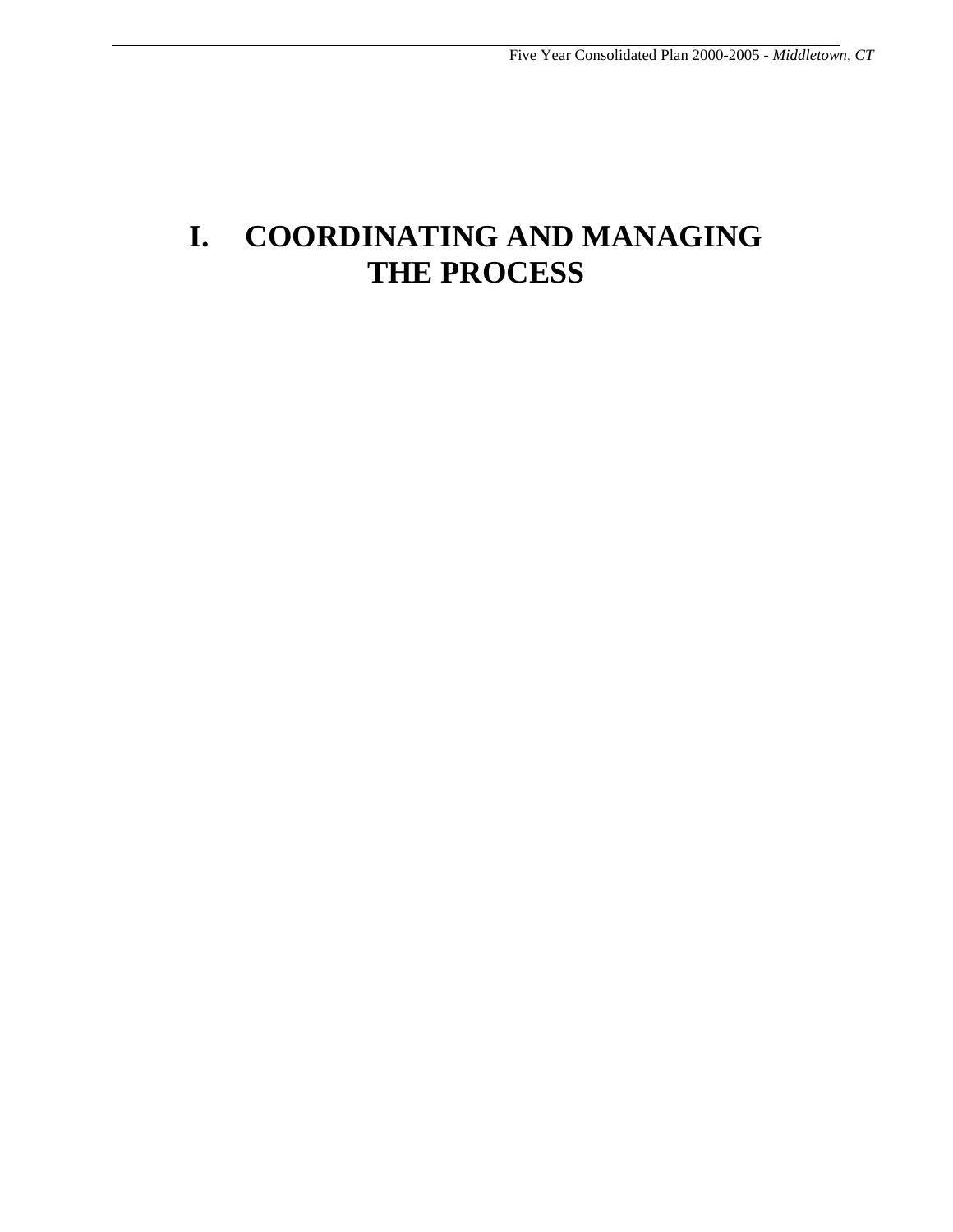# I. COORDINATING AND MANAGING THE PROCESS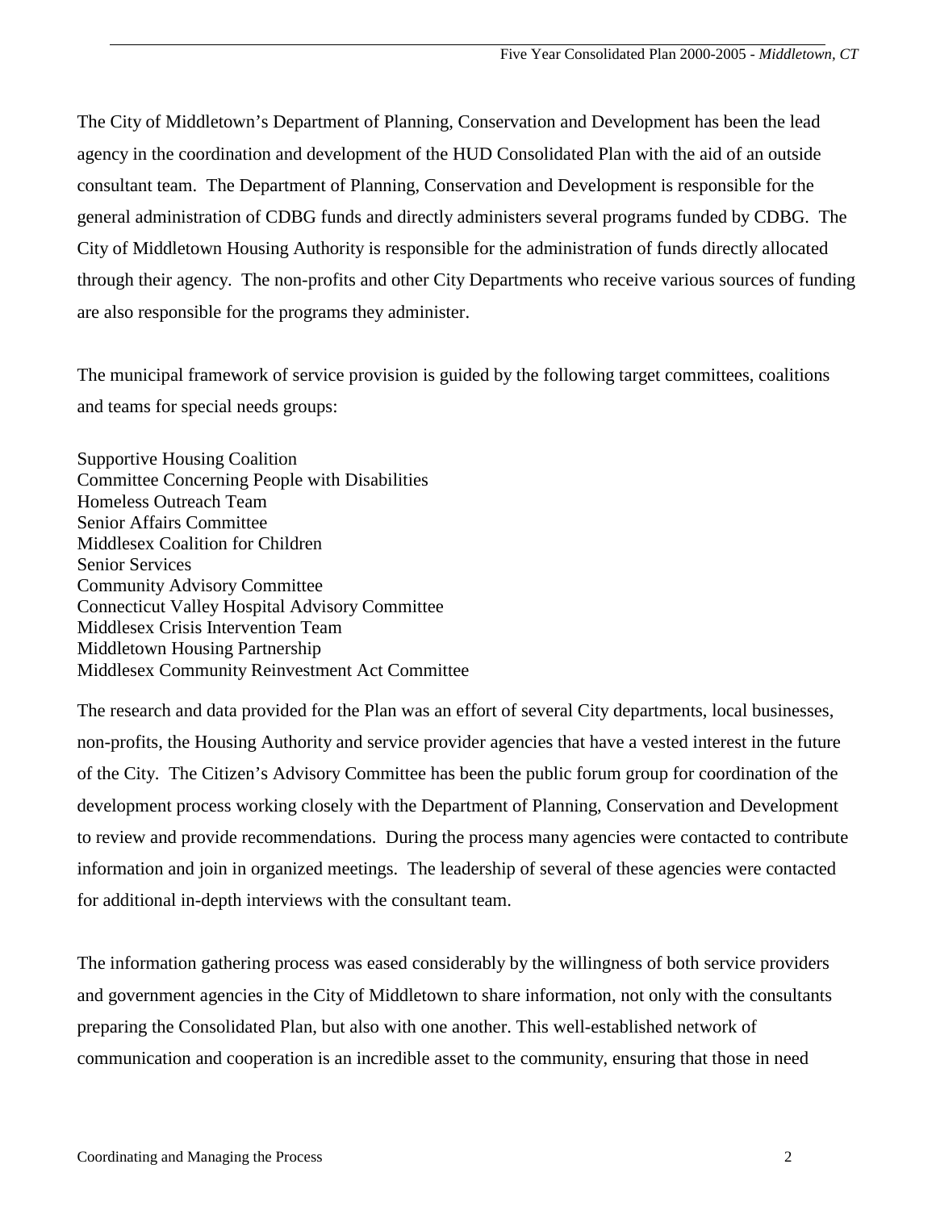The City of Middletown's Department of Planning, Conservation and Development has been the lead agency in the coordination and development of the HUD Consolidated Plan with the aid of an outside consultant team. The Department of Planning, Conservation and Development is responsible for the general administration of CDBG funds and directly administers several programs funded by CDBG. The City of Middletown Housing Authority is responsible for the administration of funds directly allocated through their agency. The non-profits and other City Departments who receive various sources of funding are also responsible for the programs they administer.

The municipal framework of service provision is guided by the following target committees, coalitions and teams for special needs groups:

Supportive Housing Coalition
Committee Concerning People with Disabilities
Homeless Outreach Team
Senior Affairs Committee
Middlesex Coalition for Children
Senior Services
Community Advisory Committee
Connecticut Valley Hospital Advisory Committee
Middlesex Crisis Intervention Team
Middletown Housing Partnership
Middlesex Community Reinvestment Act Committee

The research and data provided for the Plan was an effort of several City departments, local businesses, non-profits, the Housing Authority and service provider agencies that have a vested interest in the future of the City. The Citizen's Advisory Committee has been the public forum group for coordination of the development process working closely with the Department of Planning, Conservation and Development to review and provide recommendations. During the process many agencies were contacted to contribute information and join in organized meetings. The leadership of several of these agencies were contacted for additional in-depth interviews with the consultant team.

The information gathering process was eased considerably by the willingness of both service providers and government agencies in the City of Middletown to share information, not only with the consultants preparing the Consolidated Plan, but also with one another. This well-established network of communication and cooperation is an incredible asset to the community, ensuring that those in need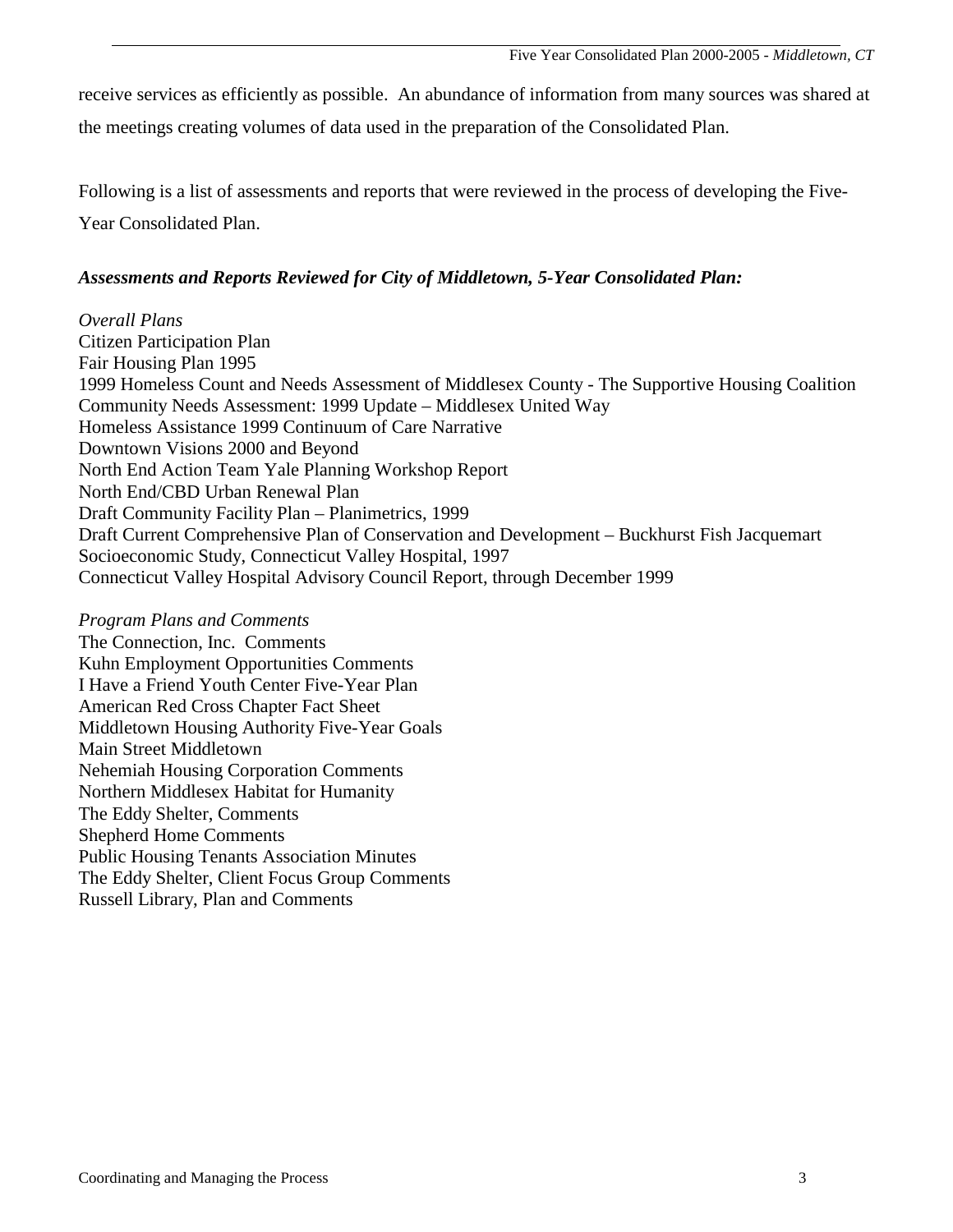receive services as efficiently as possible. An abundance of information from many sources was shared at the meetings creating volumes of data used in the preparation of the Consolidated Plan.

Following is a list of assessments and reports that were reviewed in the process of developing the Five-Year Consolidated Plan.

***Assessments and Reports Reviewed for City of Middletown, 5-Year Consolidated Plan:***

*Overall Plans*
Citizen Participation Plan
Fair Housing Plan 1995
1999 Homeless Count and Needs Assessment of Middlesex County - The Supportive Housing Coalition
Community Needs Assessment: 1999 Update – Middlesex United Way
Homeless Assistance 1999 Continuum of Care Narrative
Downtown Visions 2000 and Beyond
North End Action Team Yale Planning Workshop Report
North End/CBD Urban Renewal Plan
Draft Community Facility Plan – Planimetrics, 1999
Draft Current Comprehensive Plan of Conservation and Development – Buckhurst Fish Jacquemart
Socioeconomic Study, Connecticut Valley Hospital, 1997
Connecticut Valley Hospital Advisory Council Report, through December 1999

*Program Plans and Comments*
The Connection, Inc. Comments
Kuhn Employment Opportunities Comments
I Have a Friend Youth Center Five-Year Plan
American Red Cross Chapter Fact Sheet
Middletown Housing Authority Five-Year Goals
Main Street Middletown
Nehemiah Housing Corporation Comments
Northern Middlesex Habitat for Humanity
The Eddy Shelter, Comments
Shepherd Home Comments
Public Housing Tenants Association Minutes
The Eddy Shelter, Client Focus Group Comments
Russell Library, Plan and Comments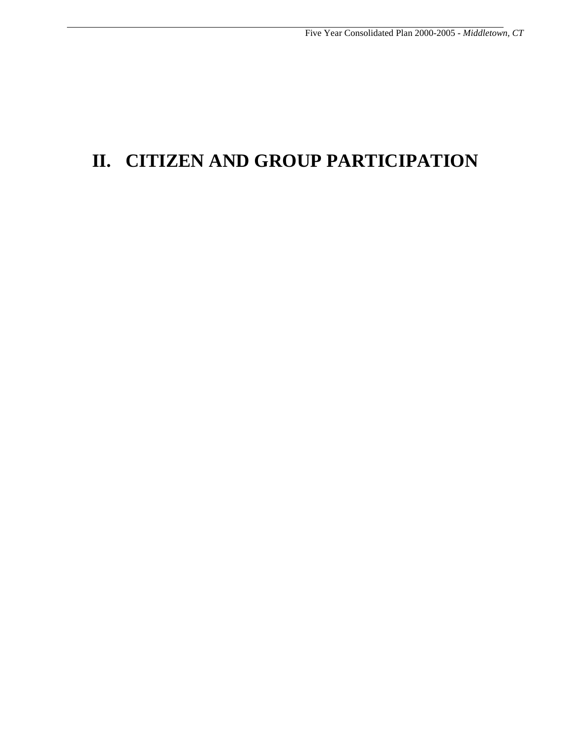# II. CITIZEN AND GROUP PARTICIPATION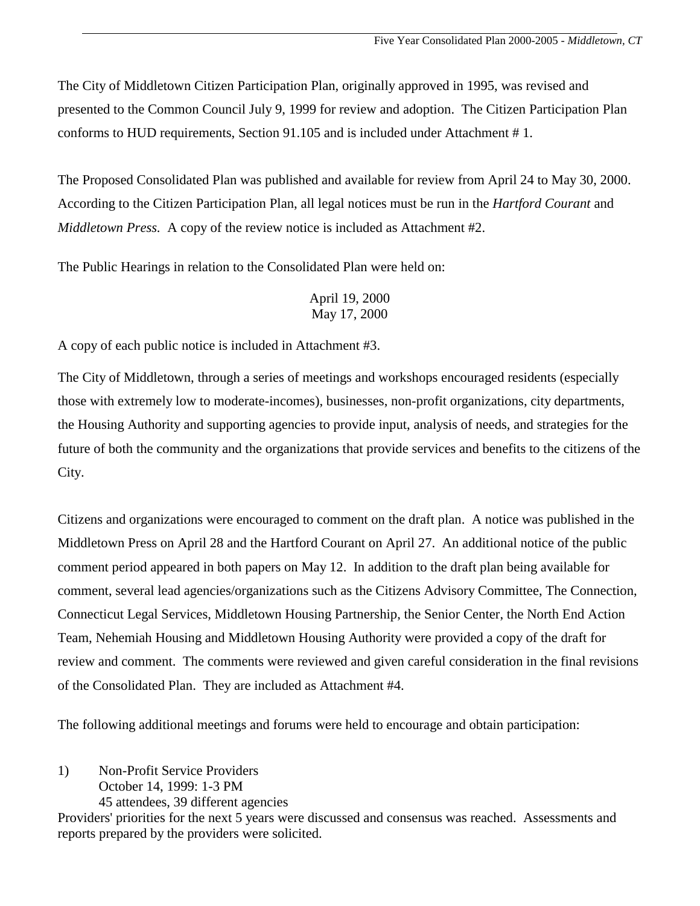The City of Middletown Citizen Participation Plan, originally approved in 1995, was revised and presented to the Common Council July 9, 1999 for review and adoption. The Citizen Participation Plan conforms to HUD requirements, Section 91.105 and is included under Attachment # 1.

The Proposed Consolidated Plan was published and available for review from April 24 to May 30, 2000. According to the Citizen Participation Plan, all legal notices must be run in the *Hartford Courant* and *Middletown Press.* A copy of the review notice is included as Attachment #2.

The Public Hearings in relation to the Consolidated Plan were held on:

April 19, 2000
May 17, 2000

A copy of each public notice is included in Attachment #3.

The City of Middletown, through a series of meetings and workshops encouraged residents (especially those with extremely low to moderate-incomes), businesses, non-profit organizations, city departments, the Housing Authority and supporting agencies to provide input, analysis of needs, and strategies for the future of both the community and the organizations that provide services and benefits to the citizens of the City.

Citizens and organizations were encouraged to comment on the draft plan. A notice was published in the Middletown Press on April 28 and the Hartford Courant on April 27. An additional notice of the public comment period appeared in both papers on May 12. In addition to the draft plan being available for comment, several lead agencies/organizations such as the Citizens Advisory Committee, The Connection, Connecticut Legal Services, Middletown Housing Partnership, the Senior Center, the North End Action Team, Nehemiah Housing and Middletown Housing Authority were provided a copy of the draft for review and comment. The comments were reviewed and given careful consideration in the final revisions of the Consolidated Plan. They are included as Attachment #4.

The following additional meetings and forums were held to encourage and obtain participation:

1) Non-Profit Service Providers
   October 14, 1999: 1-3 PM
   45 attendees, 39 different agencies

Providers' priorities for the next 5 years were discussed and consensus was reached. Assessments and reports prepared by the providers were solicited.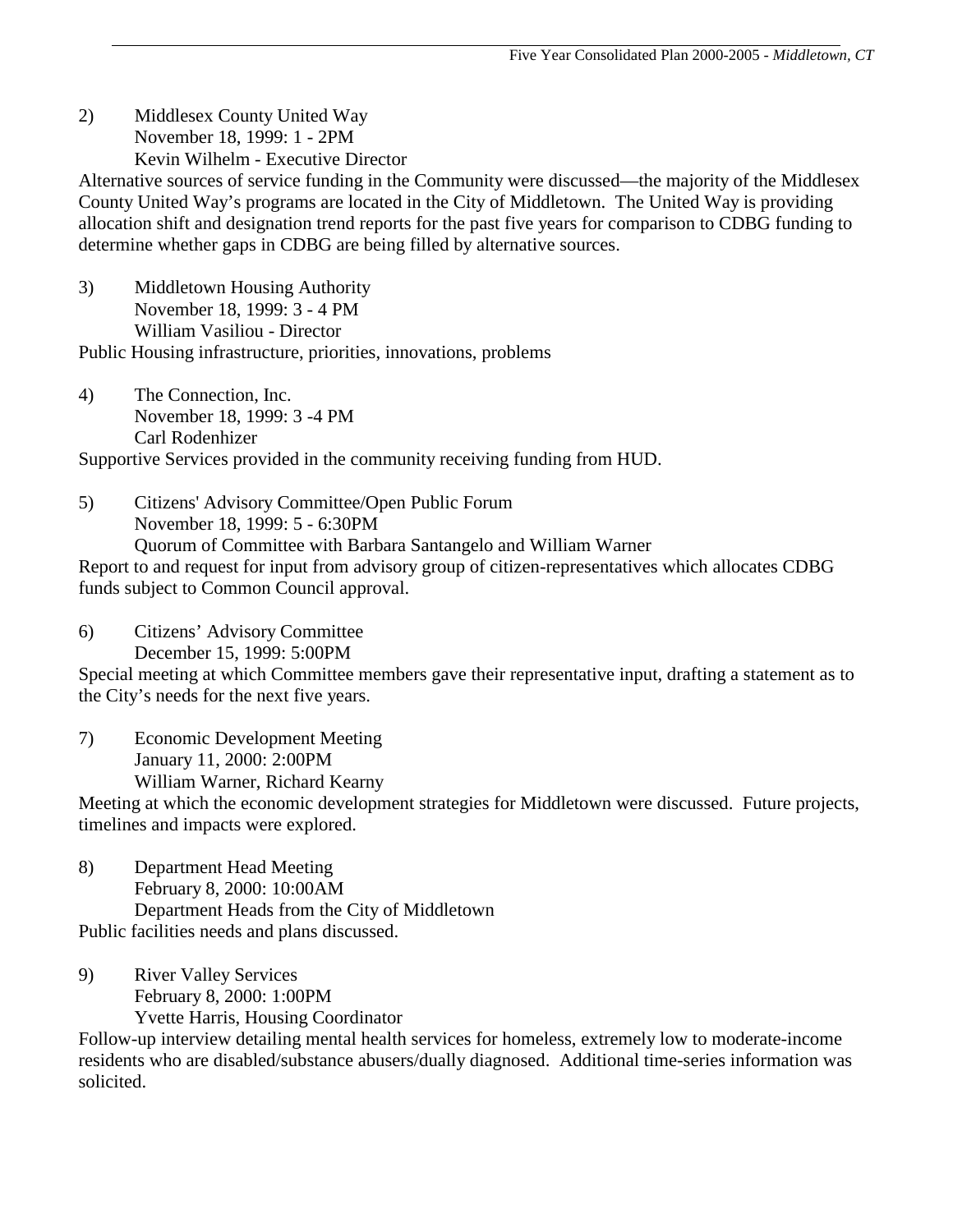2) Middlesex County United Way
   November 18, 1999: 1 - 2PM
   Kevin Wilhelm - Executive Director

Alternative sources of service funding in the Community were discussed—the majority of the Middlesex County United Way's programs are located in the City of Middletown. The United Way is providing allocation shift and designation trend reports for the past five years for comparison to CDBG funding to determine whether gaps in CDBG are being filled by alternative sources.

3) Middletown Housing Authority
   November 18, 1999: 3 - 4 PM
   William Vasiliou - Director

Public Housing infrastructure, priorities, innovations, problems

4) The Connection, Inc.
   November 18, 1999: 3 -4 PM
   Carl Rodenhizer

Supportive Services provided in the community receiving funding from HUD.

5) Citizens' Advisory Committee/Open Public Forum
   November 18, 1999: 5 - 6:30PM
   Quorum of Committee with Barbara Santangelo and William Warner

Report to and request for input from advisory group of citizen-representatives which allocates CDBG funds subject to Common Council approval.

6) Citizens' Advisory Committee
   December 15, 1999: 5:00PM

Special meeting at which Committee members gave their representative input, drafting a statement as to the City's needs for the next five years.

7) Economic Development Meeting
   January 11, 2000: 2:00PM
   William Warner, Richard Kearny

Meeting at which the economic development strategies for Middletown were discussed. Future projects, timelines and impacts were explored.

8) Department Head Meeting
   February 8, 2000: 10:00AM
   Department Heads from the City of Middletown

Public facilities needs and plans discussed.

9) River Valley Services
   February 8, 2000: 1:00PM
   Yvette Harris, Housing Coordinator

Follow-up interview detailing mental health services for homeless, extremely low to moderate-income residents who are disabled/substance abusers/dually diagnosed. Additional time-series information was solicited.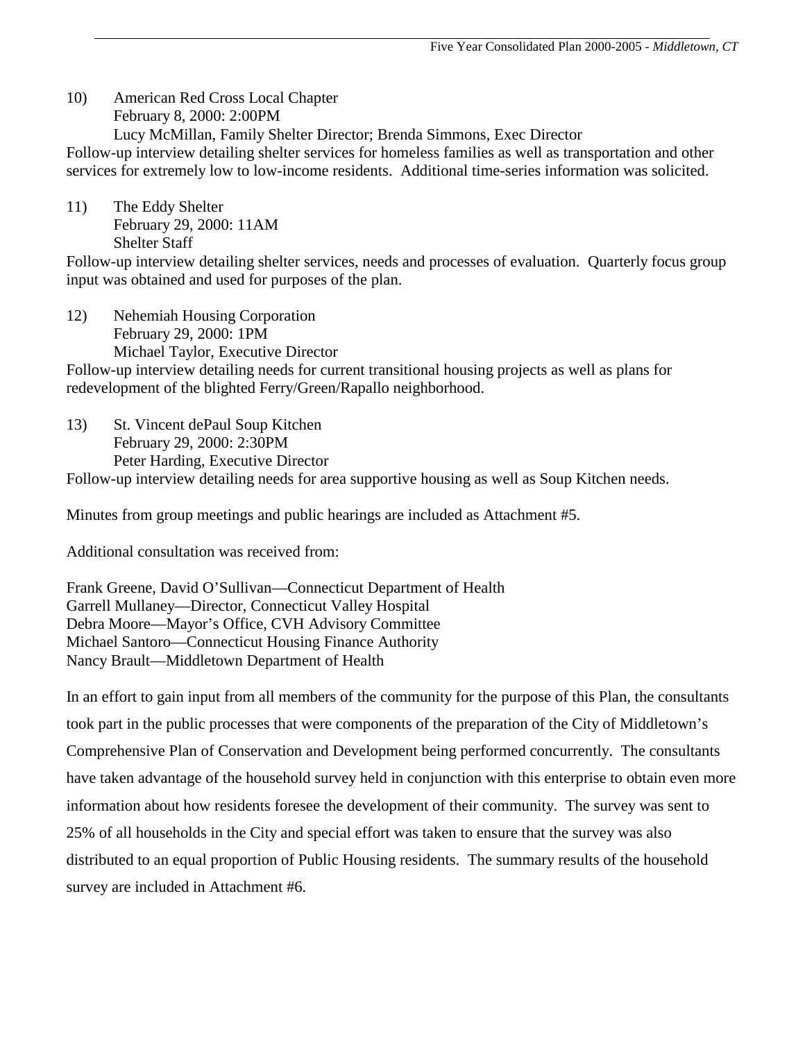10) American Red Cross Local Chapter
February 8, 2000: 2:00PM
Lucy McMillan, Family Shelter Director; Brenda Simmons, Exec Director

Follow-up interview detailing shelter services for homeless families as well as transportation and other services for extremely low to low-income residents. Additional time-series information was solicited.

11) The Eddy Shelter
February 29, 2000: 11AM
Shelter Staff

Follow-up interview detailing shelter services, needs and processes of evaluation. Quarterly focus group input was obtained and used for purposes of the plan.

12) Nehemiah Housing Corporation
February 29, 2000: 1PM
Michael Taylor, Executive Director

Follow-up interview detailing needs for current transitional housing projects as well as plans for redevelopment of the blighted Ferry/Green/Rapallo neighborhood.

13) St. Vincent dePaul Soup Kitchen
February 29, 2000: 2:30PM
Peter Harding, Executive Director

Follow-up interview detailing needs for area supportive housing as well as Soup Kitchen needs.

Minutes from group meetings and public hearings are included as Attachment #5.

Additional consultation was received from:

Frank Greene, David O'Sullivan—Connecticut Department of Health
Garrell Mullaney—Director, Connecticut Valley Hospital
Debra Moore—Mayor's Office, CVH Advisory Committee
Michael Santoro—Connecticut Housing Finance Authority
Nancy Brault—Middletown Department of Health

In an effort to gain input from all members of the community for the purpose of this Plan, the consultants took part in the public processes that were components of the preparation of the City of Middletown's Comprehensive Plan of Conservation and Development being performed concurrently. The consultants have taken advantage of the household survey held in conjunction with this enterprise to obtain even more information about how residents foresee the development of their community. The survey was sent to 25% of all households in the City and special effort was taken to ensure that the survey was also distributed to an equal proportion of Public Housing residents. The summary results of the household survey are included in Attachment #6.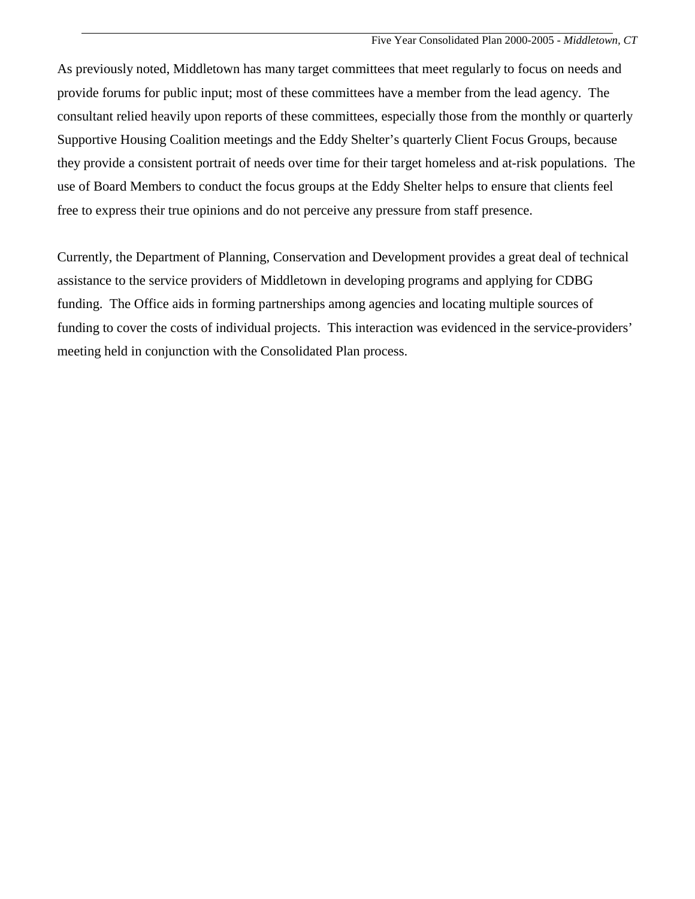As previously noted, Middletown has many target committees that meet regularly to focus on needs and provide forums for public input; most of these committees have a member from the lead agency. The consultant relied heavily upon reports of these committees, especially those from the monthly or quarterly Supportive Housing Coalition meetings and the Eddy Shelter's quarterly Client Focus Groups, because they provide a consistent portrait of needs over time for their target homeless and at-risk populations. The use of Board Members to conduct the focus groups at the Eddy Shelter helps to ensure that clients feel free to express their true opinions and do not perceive any pressure from staff presence.

Currently, the Department of Planning, Conservation and Development provides a great deal of technical assistance to the service providers of Middletown in developing programs and applying for CDBG funding. The Office aids in forming partnerships among agencies and locating multiple sources of funding to cover the costs of individual projects. This interaction was evidenced in the service-providers' meeting held in conjunction with the Consolidated Plan process.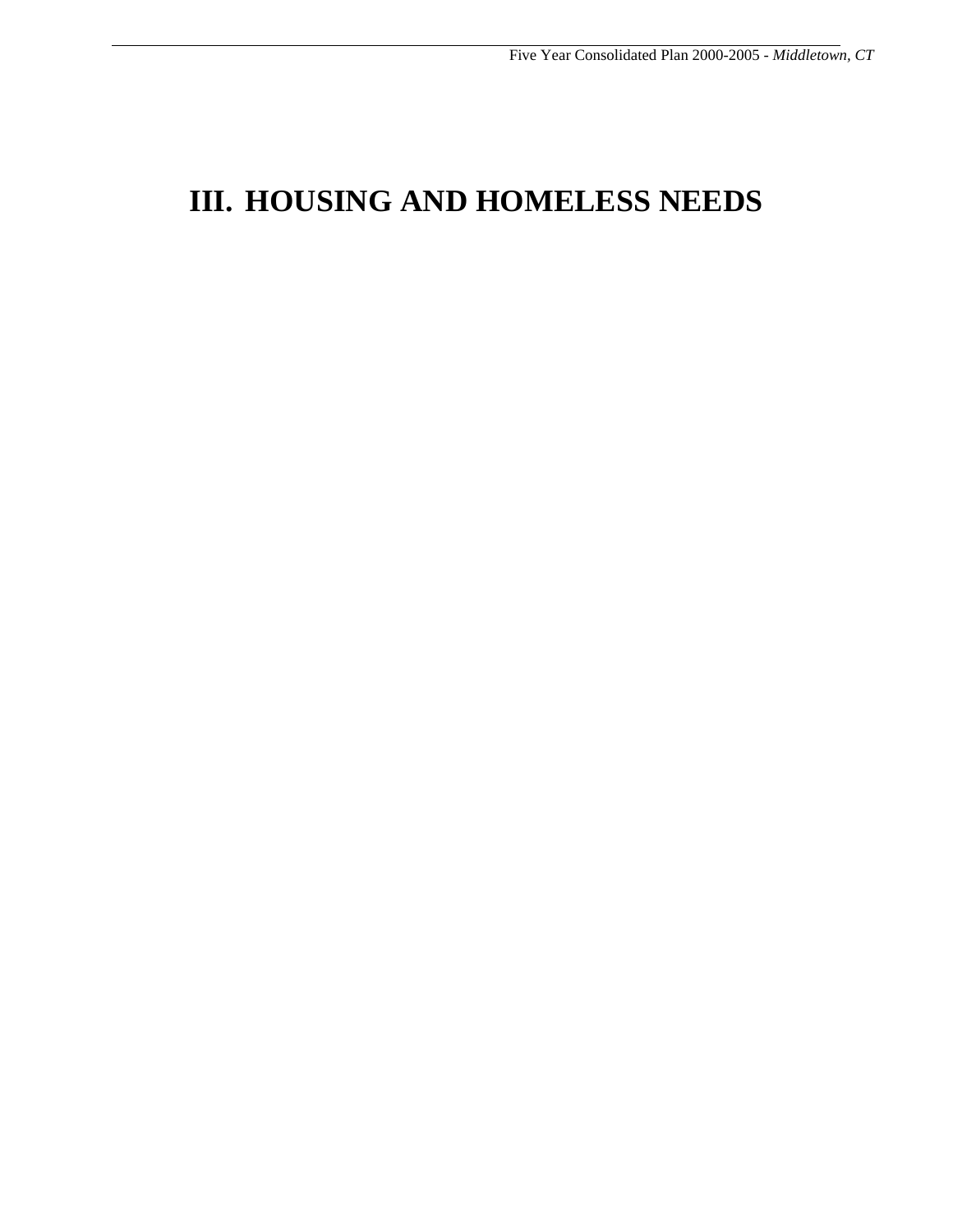# III. HOUSING AND HOMELESS NEEDS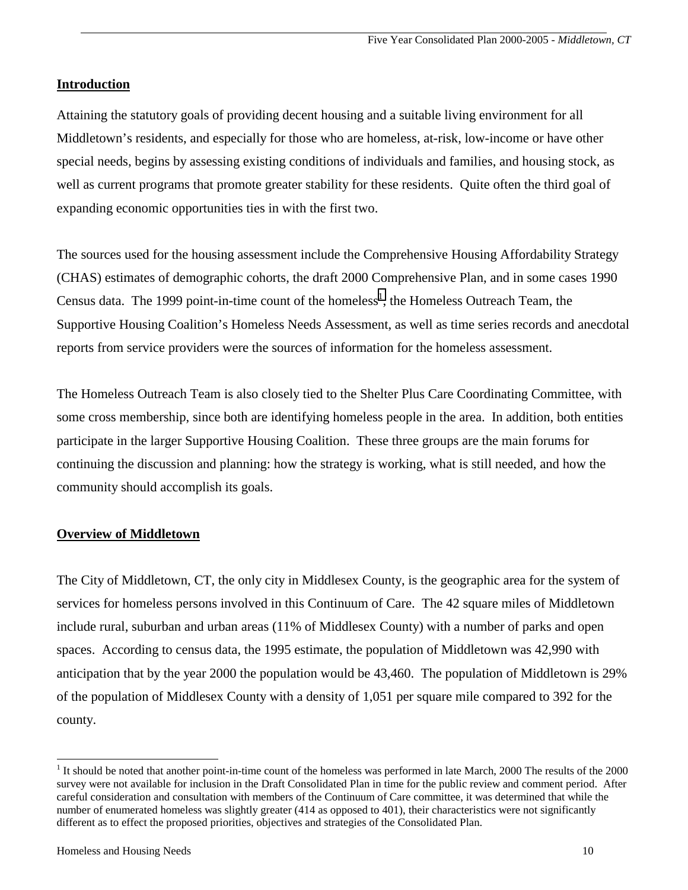## Introduction

Attaining the statutory goals of providing decent housing and a suitable living environment for all Middletown's residents, and especially for those who are homeless, at-risk, low-income or have other special needs, begins by assessing existing conditions of individuals and families, and housing stock, as well as current programs that promote greater stability for these residents. Quite often the third goal of expanding economic opportunities ties in with the first two.

The sources used for the housing assessment include the Comprehensive Housing Affordability Strategy (CHAS) estimates of demographic cohorts, the draft 2000 Comprehensive Plan, and in some cases 1990 Census data. The 1999 point-in-time count of the homeless[1], the Homeless Outreach Team, the Supportive Housing Coalition's Homeless Needs Assessment, as well as time series records and anecdotal reports from service providers were the sources of information for the homeless assessment.

The Homeless Outreach Team is also closely tied to the Shelter Plus Care Coordinating Committee, with some cross membership, since both are identifying homeless people in the area. In addition, both entities participate in the larger Supportive Housing Coalition. These three groups are the main forums for continuing the discussion and planning: how the strategy is working, what is still needed, and how the community should accomplish its goals.

## Overview of Middletown

The City of Middletown, CT, the only city in Middlesex County, is the geographic area for the system of services for homeless persons involved in this Continuum of Care. The 42 square miles of Middletown include rural, suburban and urban areas (11% of Middlesex County) with a number of parks and open spaces. According to census data, the 1995 estimate, the population of Middletown was 42,990 with anticipation that by the year 2000 the population would be 43,460. The population of Middletown is 29% of the population of Middlesex County with a density of 1,051 per square mile compared to 392 for the county.

[1] It should be noted that another point-in-time count of the homeless was performed in late March, 2000 The results of the 2000 survey were not available for inclusion in the Draft Consolidated Plan in time for the public review and comment period. After careful consideration and consultation with members of the Continuum of Care committee, it was determined that while the number of enumerated homeless was slightly greater (414 as opposed to 401), their characteristics were not significantly different as to effect the proposed priorities, objectives and strategies of the Consolidated Plan.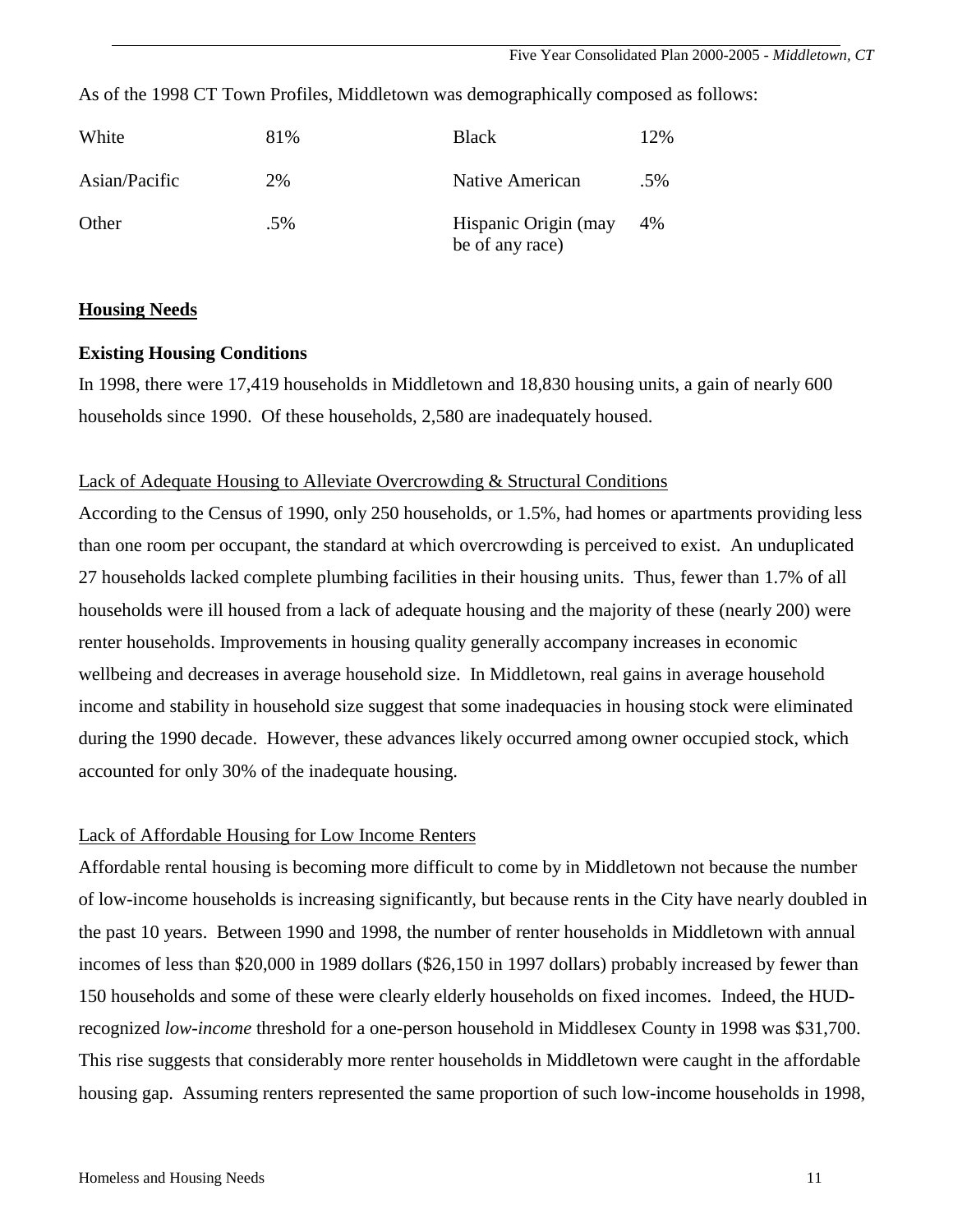As of the 1998 CT Town Profiles, Middletown was demographically composed as follows:

| | | | |
|---|---|---|---|
| White | 81% | Black | 12% |
| Asian/Pacific | 2% | Native American | .5% |
| Other | .5% | Hispanic Origin (may be of any race) | 4% |

## Housing Needs

### Existing Housing Conditions

In 1998, there were 17,419 households in Middletown and 18,830 housing units, a gain of nearly 600 households since 1990. Of these households, 2,580 are inadequately housed.

Lack of Adequate Housing to Alleviate Overcrowding & Structural Conditions

According to the Census of 1990, only 250 households, or 1.5%, had homes or apartments providing less than one room per occupant, the standard at which overcrowding is perceived to exist. An unduplicated 27 households lacked complete plumbing facilities in their housing units. Thus, fewer than 1.7% of all households were ill housed from a lack of adequate housing and the majority of these (nearly 200) were renter households. Improvements in housing quality generally accompany increases in economic wellbeing and decreases in average household size. In Middletown, real gains in average household income and stability in household size suggest that some inadequacies in housing stock were eliminated during the 1990 decade. However, these advances likely occurred among owner occupied stock, which accounted for only 30% of the inadequate housing.

Lack of Affordable Housing for Low Income Renters

Affordable rental housing is becoming more difficult to come by in Middletown not because the number of low-income households is increasing significantly, but because rents in the City have nearly doubled in the past 10 years. Between 1990 and 1998, the number of renter households in Middletown with annual incomes of less than $20,000 in 1989 dollars ($26,150 in 1997 dollars) probably increased by fewer than 150 households and some of these were clearly elderly households on fixed incomes. Indeed, the HUD-recognized *low-income* threshold for a one-person household in Middlesex County in 1998 was $31,700. This rise suggests that considerably more renter households in Middletown were caught in the affordable housing gap. Assuming renters represented the same proportion of such low-income households in 1998,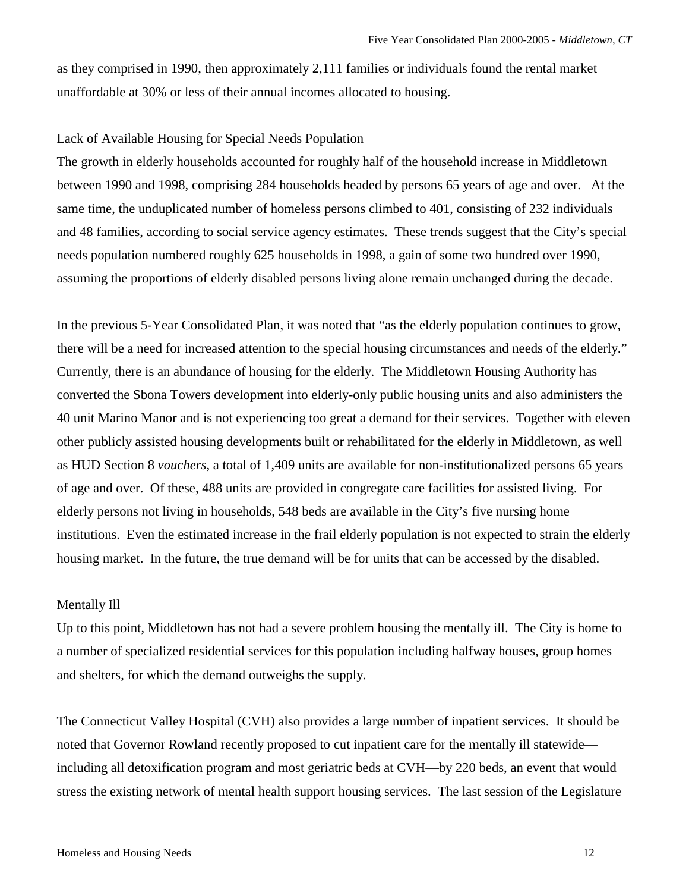as they comprised in 1990, then approximately 2,111 families or individuals found the rental market unaffordable at 30% or less of their annual incomes allocated to housing.

Lack of Available Housing for Special Needs Population

The growth in elderly households accounted for roughly half of the household increase in Middletown between 1990 and 1998, comprising 284 households headed by persons 65 years of age and over. At the same time, the unduplicated number of homeless persons climbed to 401, consisting of 232 individuals and 48 families, according to social service agency estimates. These trends suggest that the City's special needs population numbered roughly 625 households in 1998, a gain of some two hundred over 1990, assuming the proportions of elderly disabled persons living alone remain unchanged during the decade.

In the previous 5-Year Consolidated Plan, it was noted that "as the elderly population continues to grow, there will be a need for increased attention to the special housing circumstances and needs of the elderly." Currently, there is an abundance of housing for the elderly. The Middletown Housing Authority has converted the Sbona Towers development into elderly-only public housing units and also administers the 40 unit Marino Manor and is not experiencing too great a demand for their services. Together with eleven other publicly assisted housing developments built or rehabilitated for the elderly in Middletown, as well as HUD Section 8 *vouchers*, a total of 1,409 units are available for non-institutionalized persons 65 years of age and over. Of these, 488 units are provided in congregate care facilities for assisted living. For elderly persons not living in households, 548 beds are available in the City's five nursing home institutions. Even the estimated increase in the frail elderly population is not expected to strain the elderly housing market. In the future, the true demand will be for units that can be accessed by the disabled.

Mentally Ill

Up to this point, Middletown has not had a severe problem housing the mentally ill. The City is home to a number of specialized residential services for this population including halfway houses, group homes and shelters, for which the demand outweighs the supply.

The Connecticut Valley Hospital (CVH) also provides a large number of inpatient services. It should be noted that Governor Rowland recently proposed to cut inpatient care for the mentally ill statewide—including all detoxification program and most geriatric beds at CVH—by 220 beds, an event that would stress the existing network of mental health support housing services. The last session of the Legislature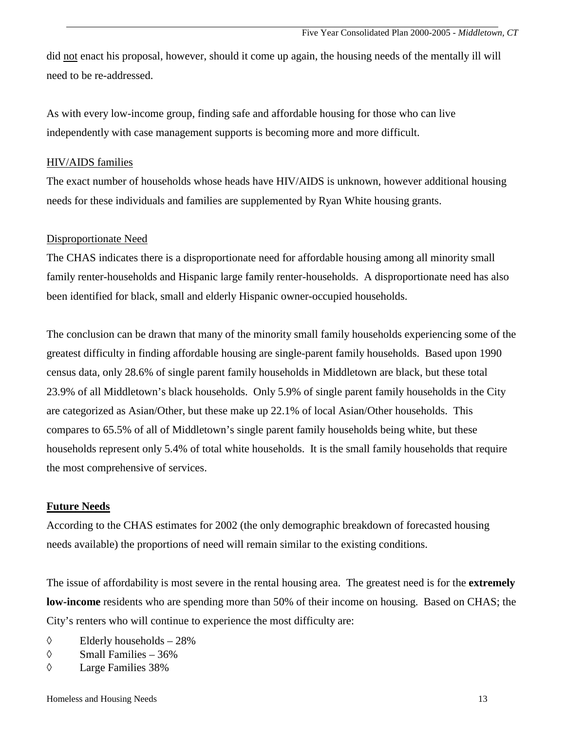did <u>not</u> enact his proposal, however, should it come up again, the housing needs of the mentally ill will need to be re-addressed.

As with every low-income group, finding safe and affordable housing for those who can live independently with case management supports is becoming more and more difficult.

<u>HIV/AIDS families</u>

The exact number of households whose heads have HIV/AIDS is unknown, however additional housing needs for these individuals and families are supplemented by Ryan White housing grants.

<u>Disproportionate Need</u>

The CHAS indicates there is a disproportionate need for affordable housing among all minority small family renter-households and Hispanic large family renter-households. A disproportionate need has also been identified for black, small and elderly Hispanic owner-occupied households.

The conclusion can be drawn that many of the minority small family households experiencing some of the greatest difficulty in finding affordable housing are single-parent family households. Based upon 1990 census data, only 28.6% of single parent family households in Middletown are black, but these total 23.9% of all Middletown's black households. Only 5.9% of single parent family households in the City are categorized as Asian/Other, but these make up 22.1% of local Asian/Other households. This compares to 65.5% of all of Middletown's single parent family households being white, but these households represent only 5.4% of total white households. It is the small family households that require the most comprehensive of services.

## Future Needs

According to the CHAS estimates for 2002 (the only demographic breakdown of forecasted housing needs available) the proportions of need will remain similar to the existing conditions.

The issue of affordability is most severe in the rental housing area. The greatest need is for the **extremely low-income** residents who are spending more than 50% of their income on housing. Based on CHAS; the City's renters who will continue to experience the most difficulty are:

- Elderly households – 28%
- Small Families – 36%
- Large Families 38%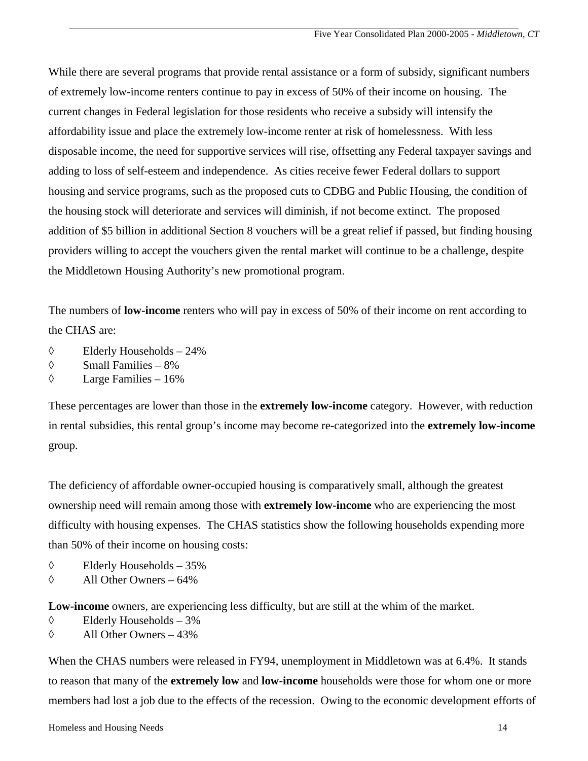While there are several programs that provide rental assistance or a form of subsidy, significant numbers of extremely low-income renters continue to pay in excess of 50% of their income on housing. The current changes in Federal legislation for those residents who receive a subsidy will intensify the affordability issue and place the extremely low-income renter at risk of homelessness. With less disposable income, the need for supportive services will rise, offsetting any Federal taxpayer savings and adding to loss of self-esteem and independence. As cities receive fewer Federal dollars to support housing and service programs, such as the proposed cuts to CDBG and Public Housing, the condition of the housing stock will deteriorate and services will diminish, if not become extinct. The proposed addition of $5 billion in additional Section 8 vouchers will be a great relief if passed, but finding housing providers willing to accept the vouchers given the rental market will continue to be a challenge, despite the Middletown Housing Authority's new promotional program.

The numbers of **low-income** renters who will pay in excess of 50% of their income on rent according to the CHAS are:

- ◊ Elderly Households – 24%
- ◊ Small Families – 8%
- ◊ Large Families – 16%

These percentages are lower than those in the **extremely low-income** category. However, with reduction in rental subsidies, this rental group's income may become re-categorized into the **extremely low-income** group.

The deficiency of affordable owner-occupied housing is comparatively small, although the greatest ownership need will remain among those with **extremely low-income** who are experiencing the most difficulty with housing expenses. The CHAS statistics show the following households expending more than 50% of their income on housing costs:

- ◊ Elderly Households – 35%
- ◊ All Other Owners – 64%

**Low-income** owners, are experiencing less difficulty, but are still at the whim of the market.

- ◊ Elderly Households – 3%
- ◊ All Other Owners – 43%

When the CHAS numbers were released in FY94, unemployment in Middletown was at 6.4%. It stands to reason that many of the **extremely low** and **low-income** households were those for whom one or more members had lost a job due to the effects of the recession. Owing to the economic development efforts of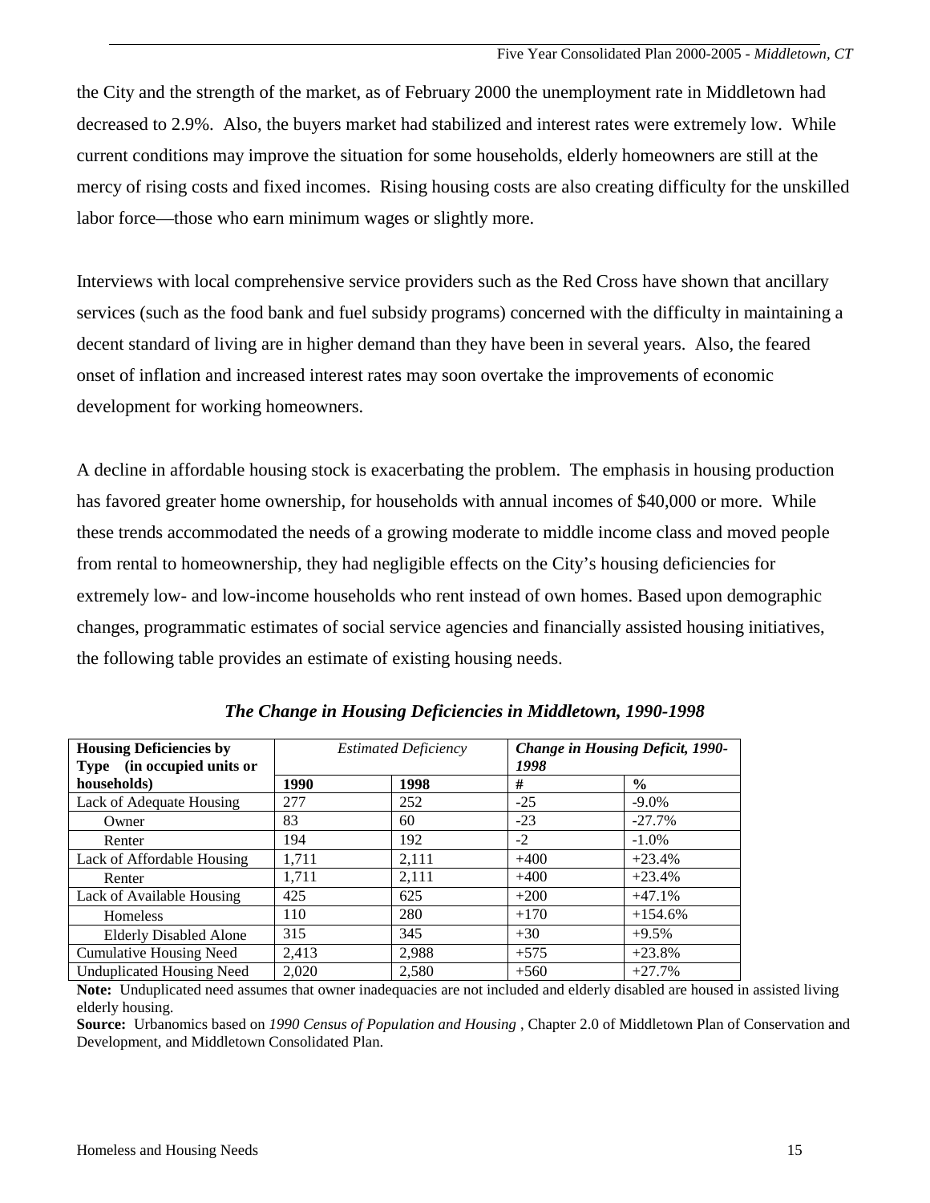the City and the strength of the market, as of February 2000 the unemployment rate in Middletown had decreased to 2.9%. Also, the buyers market had stabilized and interest rates were extremely low. While current conditions may improve the situation for some households, elderly homeowners are still at the mercy of rising costs and fixed incomes. Rising housing costs are also creating difficulty for the unskilled labor force—those who earn minimum wages or slightly more.

Interviews with local comprehensive service providers such as the Red Cross have shown that ancillary services (such as the food bank and fuel subsidy programs) concerned with the difficulty in maintaining a decent standard of living are in higher demand than they have been in several years. Also, the feared onset of inflation and increased interest rates may soon overtake the improvements of economic development for working homeowners.

A decline in affordable housing stock is exacerbating the problem. The emphasis in housing production has favored greater home ownership, for households with annual incomes of $40,000 or more. While these trends accommodated the needs of a growing moderate to middle income class and moved people from rental to homeownership, they had negligible effects on the City's housing deficiencies for extremely low- and low-income households who rent instead of own homes. Based upon demographic changes, programmatic estimates of social service agencies and financially assisted housing initiatives, the following table provides an estimate of existing housing needs.

***The Change in Housing Deficiencies in Middletown, 1990-1998***

| **Housing Deficiencies by Type (in occupied units or households)** | *Estimated Deficiency* | | ***Change in Housing Deficit, 1990-1998*** | |
|---|---|---|---|---|
| | **1990** | **1998** | **#** | **%** |
| Lack of Adequate Housing | 277 | 252 | -25 | -9.0% |
| Owner | 83 | 60 | -23 | -27.7% |
| Renter | 194 | 192 | -2 | -1.0% |
| Lack of Affordable Housing | 1,711 | 2,111 | +400 | +23.4% |
| Renter | 1,711 | 2,111 | +400 | +23.4% |
| Lack of Available Housing | 425 | 625 | +200 | +47.1% |
| Homeless | 110 | 280 | +170 | +154.6% |
| Elderly Disabled Alone | 315 | 345 | +30 | +9.5% |
| Cumulative Housing Need | 2,413 | 2,988 | +575 | +23.8% |
| Unduplicated Housing Need | 2,020 | 2,580 | +560 | +27.7% |

**Note:** Unduplicated need assumes that owner inadequacies are not included and elderly disabled are housed in assisted living elderly housing.

**Source:** Urbanomics based on *1990 Census of Population and Housing* , Chapter 2.0 of Middletown Plan of Conservation and Development, and Middletown Consolidated Plan.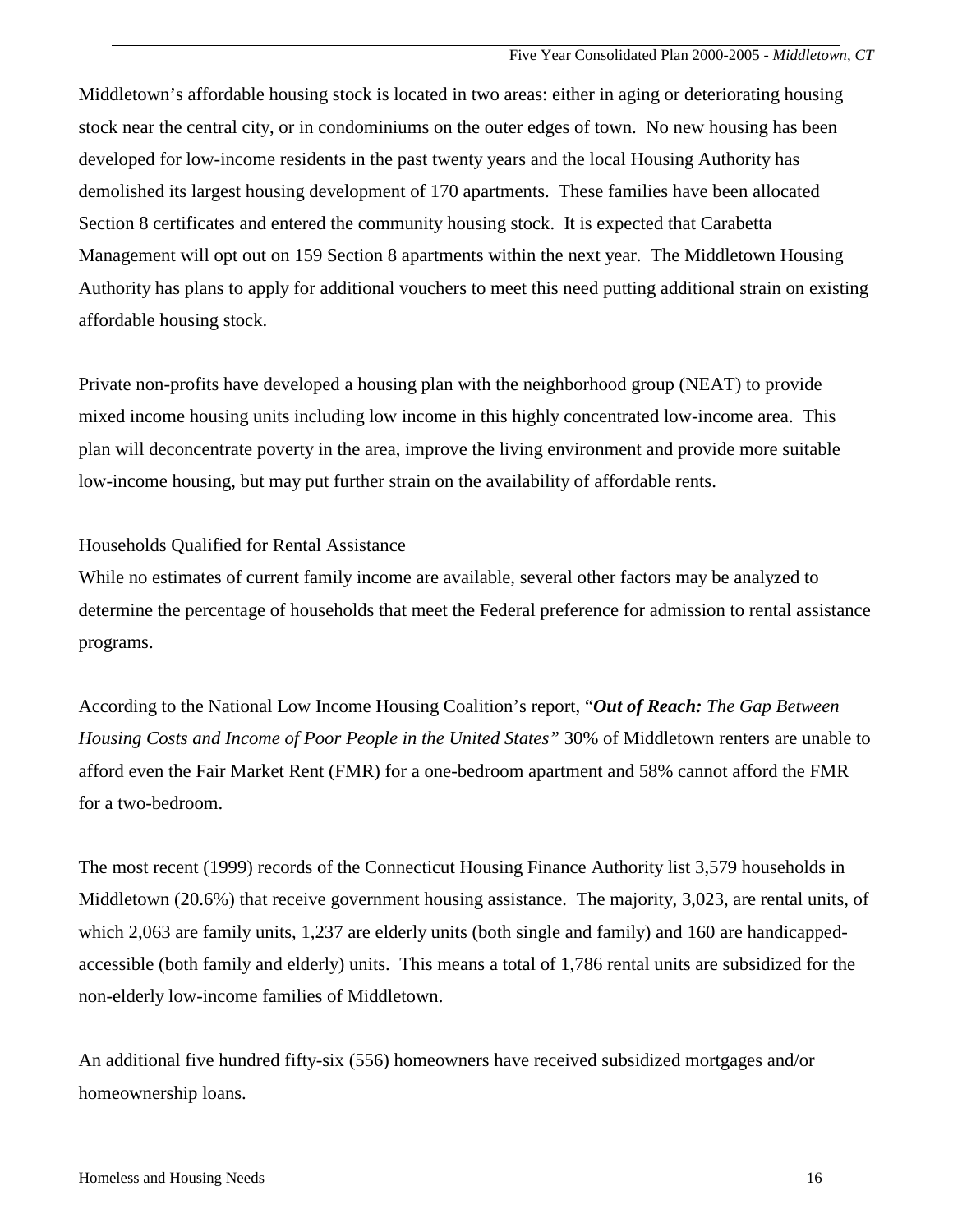Middletown's affordable housing stock is located in two areas: either in aging or deteriorating housing stock near the central city, or in condominiums on the outer edges of town. No new housing has been developed for low-income residents in the past twenty years and the local Housing Authority has demolished its largest housing development of 170 apartments. These families have been allocated Section 8 certificates and entered the community housing stock. It is expected that Carabetta Management will opt out on 159 Section 8 apartments within the next year. The Middletown Housing Authority has plans to apply for additional vouchers to meet this need putting additional strain on existing affordable housing stock.

Private non-profits have developed a housing plan with the neighborhood group (NEAT) to provide mixed income housing units including low income in this highly concentrated low-income area. This plan will deconcentrate poverty in the area, improve the living environment and provide more suitable low-income housing, but may put further strain on the availability of affordable rents.

<u>Households Qualified for Rental Assistance</u>

While no estimates of current family income are available, several other factors may be analyzed to determine the percentage of households that meet the Federal preference for admission to rental assistance programs.

According to the National Low Income Housing Coalition's report, "***Out of Reach:*** *The Gap Between Housing Costs and Income of Poor People in the United States"* 30% of Middletown renters are unable to afford even the Fair Market Rent (FMR) for a one-bedroom apartment and 58% cannot afford the FMR for a two-bedroom.

The most recent (1999) records of the Connecticut Housing Finance Authority list 3,579 households in Middletown (20.6%) that receive government housing assistance. The majority, 3,023, are rental units, of which 2,063 are family units, 1,237 are elderly units (both single and family) and 160 are handicapped-accessible (both family and elderly) units. This means a total of 1,786 rental units are subsidized for the non-elderly low-income families of Middletown.

An additional five hundred fifty-six (556) homeowners have received subsidized mortgages and/or homeownership loans.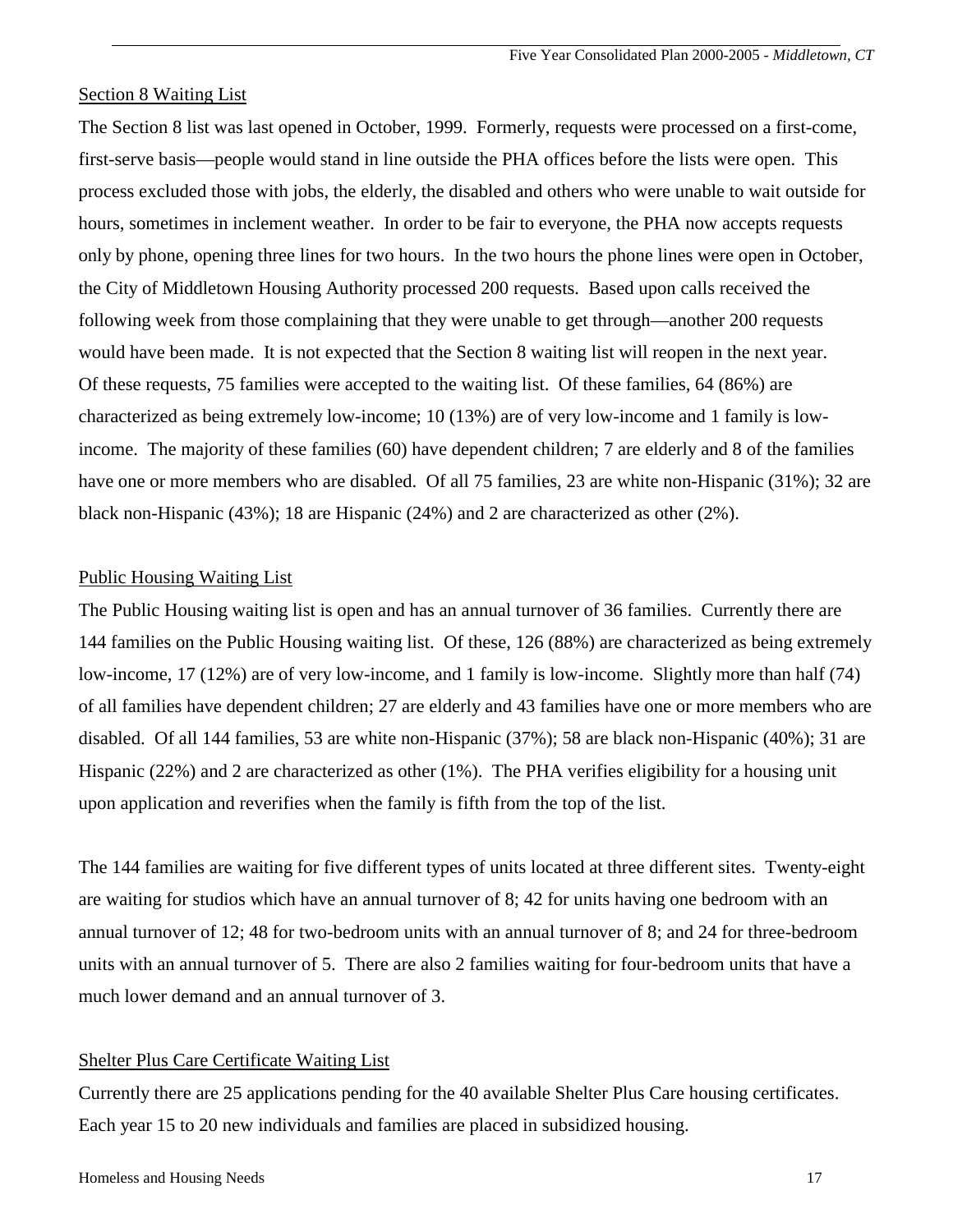## Section 8 Waiting List

The Section 8 list was last opened in October, 1999. Formerly, requests were processed on a first-come, first-serve basis—people would stand in line outside the PHA offices before the lists were open. This process excluded those with jobs, the elderly, the disabled and others who were unable to wait outside for hours, sometimes in inclement weather. In order to be fair to everyone, the PHA now accepts requests only by phone, opening three lines for two hours. In the two hours the phone lines were open in October, the City of Middletown Housing Authority processed 200 requests. Based upon calls received the following week from those complaining that they were unable to get through—another 200 requests would have been made. It is not expected that the Section 8 waiting list will reopen in the next year. Of these requests, 75 families were accepted to the waiting list. Of these families, 64 (86%) are characterized as being extremely low-income; 10 (13%) are of very low-income and 1 family is low-income. The majority of these families (60) have dependent children; 7 are elderly and 8 of the families have one or more members who are disabled. Of all 75 families, 23 are white non-Hispanic (31%); 32 are black non-Hispanic (43%); 18 are Hispanic (24%) and 2 are characterized as other (2%).

## Public Housing Waiting List

The Public Housing waiting list is open and has an annual turnover of 36 families. Currently there are 144 families on the Public Housing waiting list. Of these, 126 (88%) are characterized as being extremely low-income, 17 (12%) are of very low-income, and 1 family is low-income. Slightly more than half (74) of all families have dependent children; 27 are elderly and 43 families have one or more members who are disabled. Of all 144 families, 53 are white non-Hispanic (37%); 58 are black non-Hispanic (40%); 31 are Hispanic (22%) and 2 are characterized as other (1%). The PHA verifies eligibility for a housing unit upon application and reverifies when the family is fifth from the top of the list.

The 144 families are waiting for five different types of units located at three different sites. Twenty-eight are waiting for studios which have an annual turnover of 8; 42 for units having one bedroom with an annual turnover of 12; 48 for two-bedroom units with an annual turnover of 8; and 24 for three-bedroom units with an annual turnover of 5. There are also 2 families waiting for four-bedroom units that have a much lower demand and an annual turnover of 3.

## Shelter Plus Care Certificate Waiting List

Currently there are 25 applications pending for the 40 available Shelter Plus Care housing certificates. Each year 15 to 20 new individuals and families are placed in subsidized housing.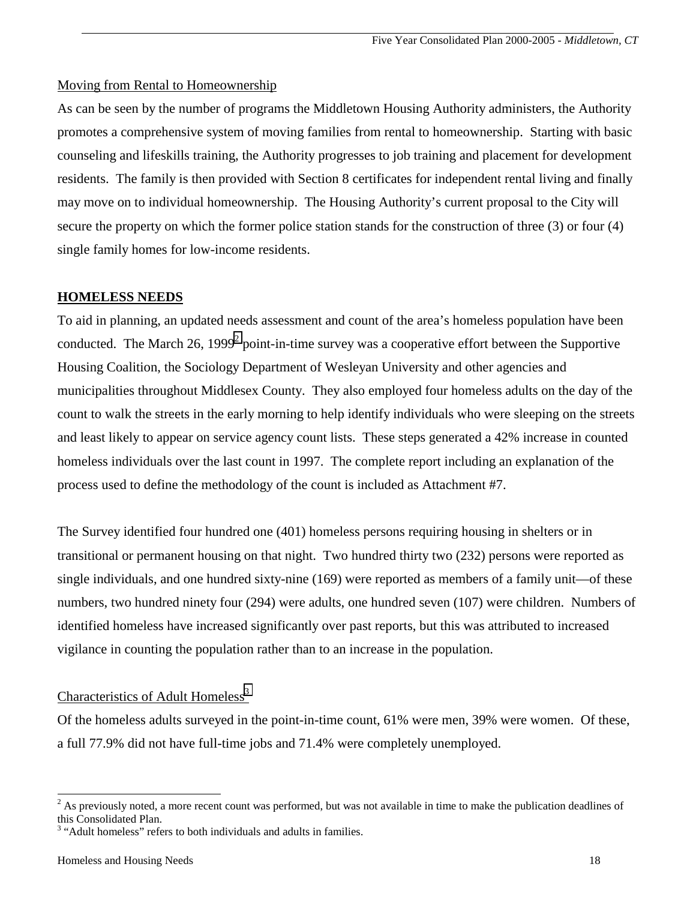Moving from Rental to Homeownership

As can be seen by the number of programs the Middletown Housing Authority administers, the Authority promotes a comprehensive system of moving families from rental to homeownership. Starting with basic counseling and lifeskills training, the Authority progresses to job training and placement for development residents. The family is then provided with Section 8 certificates for independent rental living and finally may move on to individual homeownership. The Housing Authority's current proposal to the City will secure the property on which the former police station stands for the construction of three (3) or four (4) single family homes for low-income residents.

## HOMELESS NEEDS

To aid in planning, an updated needs assessment and count of the area's homeless population have been conducted. The March 26, 1999[2] point-in-time survey was a cooperative effort between the Supportive Housing Coalition, the Sociology Department of Wesleyan University and other agencies and municipalities throughout Middlesex County. They also employed four homeless adults on the day of the count to walk the streets in the early morning to help identify individuals who were sleeping on the streets and least likely to appear on service agency count lists. These steps generated a 42% increase in counted homeless individuals over the last count in 1997. The complete report including an explanation of the process used to define the methodology of the count is included as Attachment #7.

The Survey identified four hundred one (401) homeless persons requiring housing in shelters or in transitional or permanent housing on that night. Two hundred thirty two (232) persons were reported as single individuals, and one hundred sixty-nine (169) were reported as members of a family unit—of these numbers, two hundred ninety four (294) were adults, one hundred seven (107) were children. Numbers of identified homeless have increased significantly over past reports, but this was attributed to increased vigilance in counting the population rather than to an increase in the population.

Characteristics of Adult Homeless[3]

Of the homeless adults surveyed in the point-in-time count, 61% were men, 39% were women. Of these, a full 77.9% did not have full-time jobs and 71.4% were completely unemployed.

---

[2] As previously noted, a more recent count was performed, but was not available in time to make the publication deadlines of this Consolidated Plan.

[3] "Adult homeless" refers to both individuals and adults in families.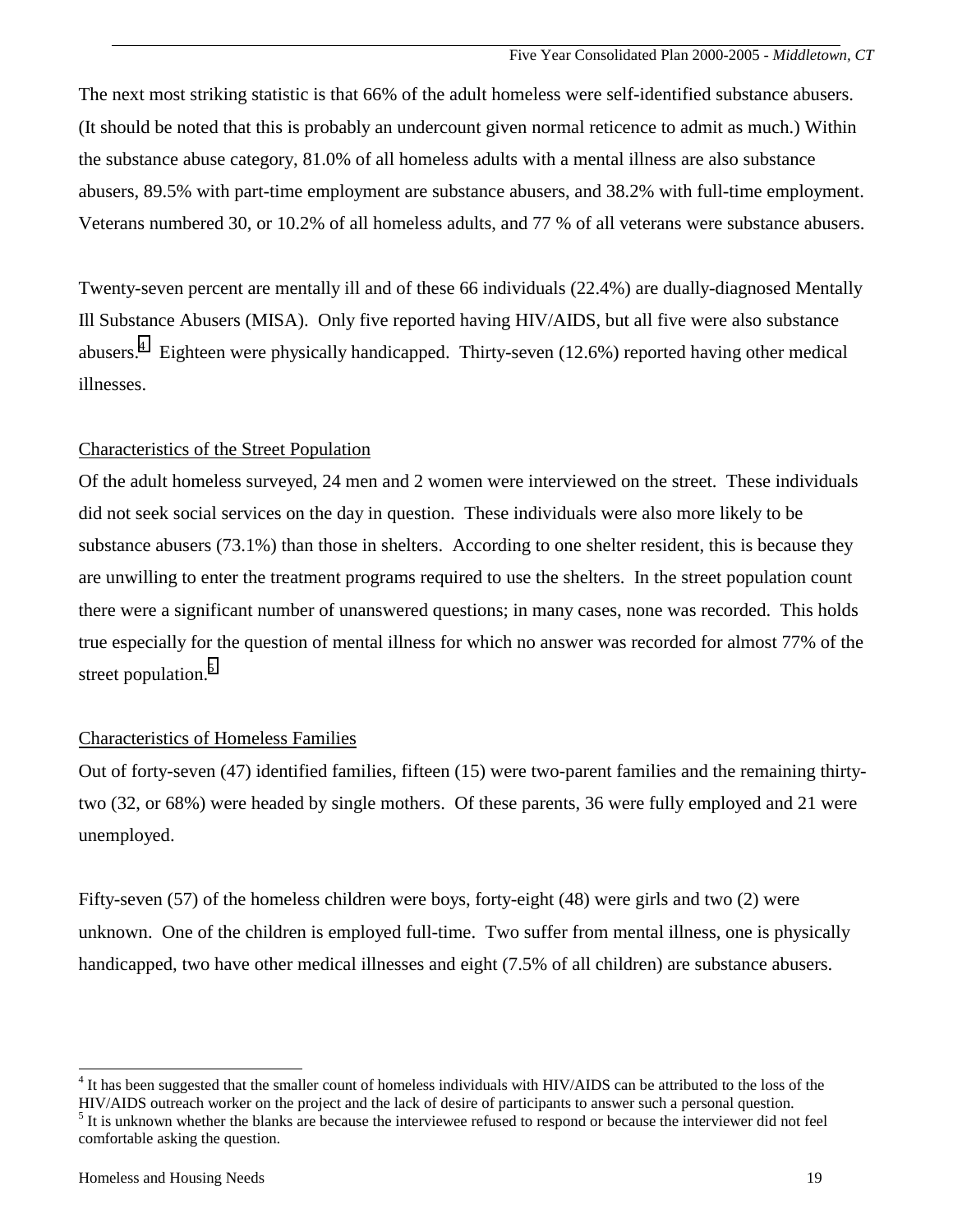The next most striking statistic is that 66% of the adult homeless were self-identified substance abusers. (It should be noted that this is probably an undercount given normal reticence to admit as much.) Within the substance abuse category, 81.0% of all homeless adults with a mental illness are also substance abusers, 89.5% with part-time employment are substance abusers, and 38.2% with full-time employment. Veterans numbered 30, or 10.2% of all homeless adults, and 77 % of all veterans were substance abusers.

Twenty-seven percent are mentally ill and of these 66 individuals (22.4%) are dually-diagnosed Mentally Ill Substance Abusers (MISA). Only five reported having HIV/AIDS, but all five were also substance abusers.[4] Eighteen were physically handicapped. Thirty-seven (12.6%) reported having other medical illnesses.

<u>Characteristics of the Street Population</u>

Of the adult homeless surveyed, 24 men and 2 women were interviewed on the street. These individuals did not seek social services on the day in question. These individuals were also more likely to be substance abusers (73.1%) than those in shelters. According to one shelter resident, this is because they are unwilling to enter the treatment programs required to use the shelters. In the street population count there were a significant number of unanswered questions; in many cases, none was recorded. This holds true especially for the question of mental illness for which no answer was recorded for almost 77% of the street population.[5]

<u>Characteristics of Homeless Families</u>

Out of forty-seven (47) identified families, fifteen (15) were two-parent families and the remaining thirty-two (32, or 68%) were headed by single mothers. Of these parents, 36 were fully employed and 21 were unemployed.

Fifty-seven (57) of the homeless children were boys, forty-eight (48) were girls and two (2) were unknown. One of the children is employed full-time. Two suffer from mental illness, one is physically handicapped, two have other medical illnesses and eight (7.5% of all children) are substance abusers.

---

[4] It has been suggested that the smaller count of homeless individuals with HIV/AIDS can be attributed to the loss of the HIV/AIDS outreach worker on the project and the lack of desire of participants to answer such a personal question.

[5] It is unknown whether the blanks are because the interviewee refused to respond or because the interviewer did not feel comfortable asking the question.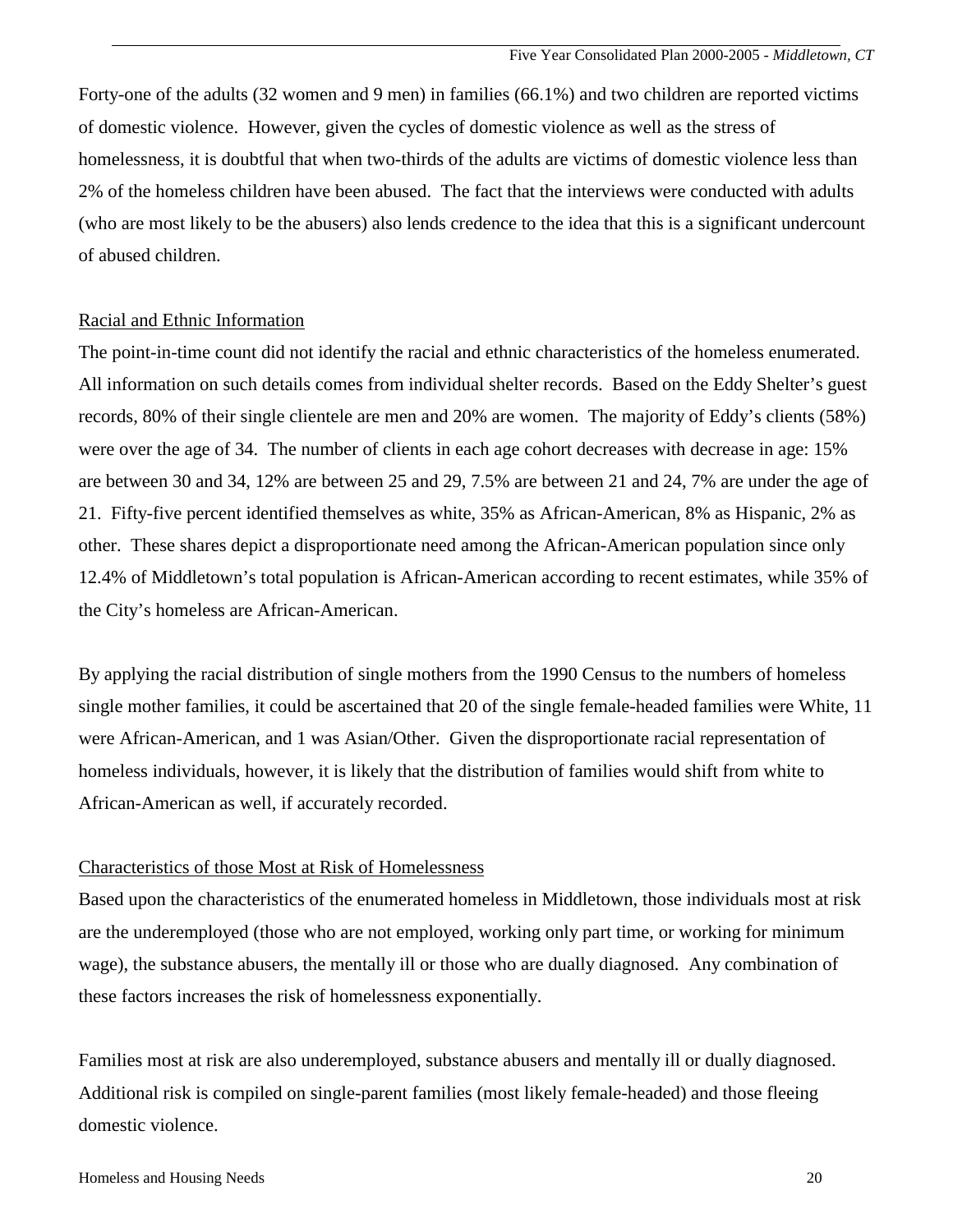Forty-one of the adults (32 women and 9 men) in families (66.1%) and two children are reported victims of domestic violence. However, given the cycles of domestic violence as well as the stress of homelessness, it is doubtful that when two-thirds of the adults are victims of domestic violence less than 2% of the homeless children have been abused. The fact that the interviews were conducted with adults (who are most likely to be the abusers) also lends credence to the idea that this is a significant undercount of abused children.

### Racial and Ethnic Information

The point-in-time count did not identify the racial and ethnic characteristics of the homeless enumerated. All information on such details comes from individual shelter records. Based on the Eddy Shelter's guest records, 80% of their single clientele are men and 20% are women. The majority of Eddy's clients (58%) were over the age of 34. The number of clients in each age cohort decreases with decrease in age: 15% are between 30 and 34, 12% are between 25 and 29, 7.5% are between 21 and 24, 7% are under the age of 21. Fifty-five percent identified themselves as white, 35% as African-American, 8% as Hispanic, 2% as other. These shares depict a disproportionate need among the African-American population since only 12.4% of Middletown's total population is African-American according to recent estimates, while 35% of the City's homeless are African-American.

By applying the racial distribution of single mothers from the 1990 Census to the numbers of homeless single mother families, it could be ascertained that 20 of the single female-headed families were White, 11 were African-American, and 1 was Asian/Other. Given the disproportionate racial representation of homeless individuals, however, it is likely that the distribution of families would shift from white to African-American as well, if accurately recorded.

### Characteristics of those Most at Risk of Homelessness

Based upon the characteristics of the enumerated homeless in Middletown, those individuals most at risk are the underemployed (those who are not employed, working only part time, or working for minimum wage), the substance abusers, the mentally ill or those who are dually diagnosed. Any combination of these factors increases the risk of homelessness exponentially.

Families most at risk are also underemployed, substance abusers and mentally ill or dually diagnosed. Additional risk is compiled on single-parent families (most likely female-headed) and those fleeing domestic violence.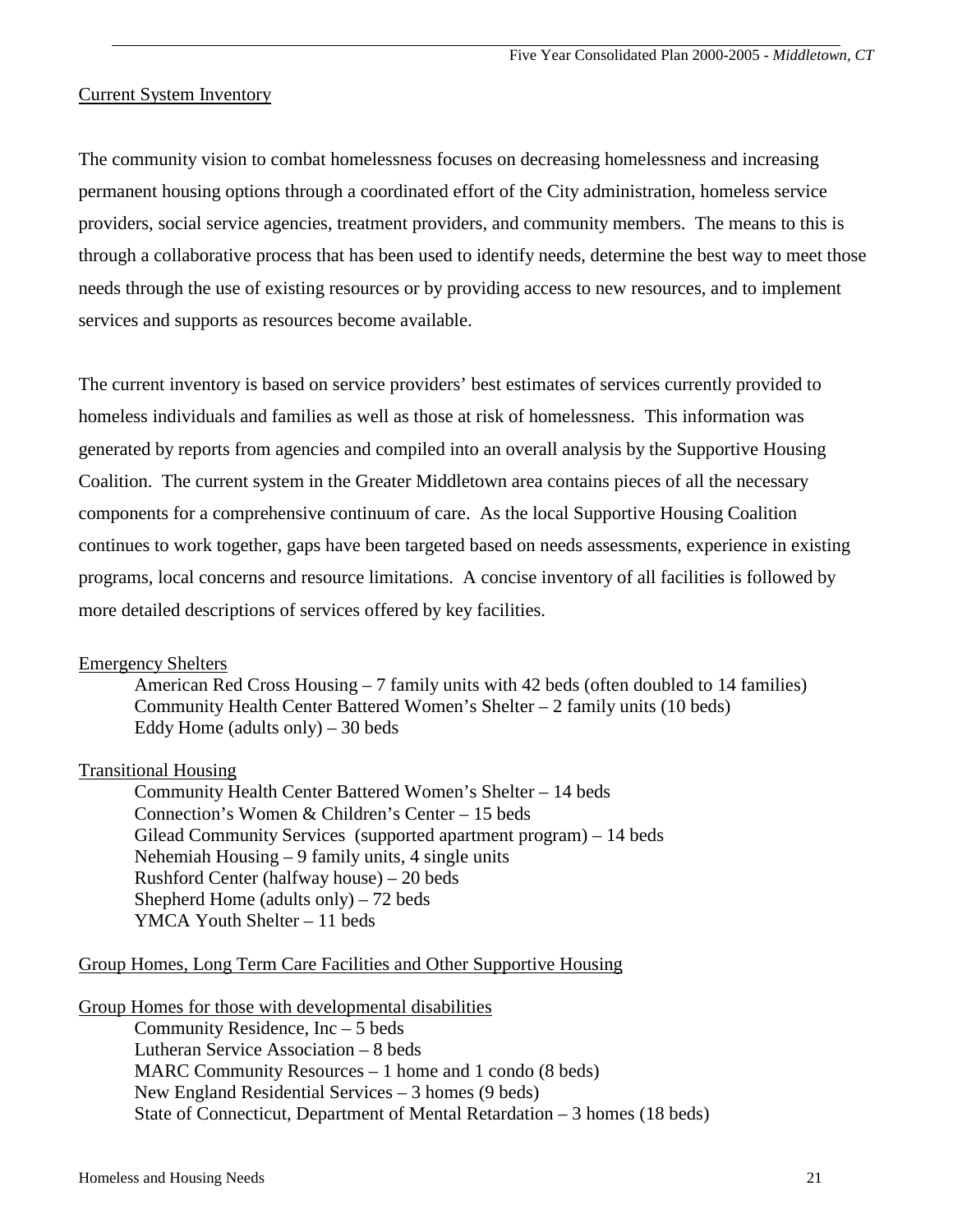## Current System Inventory

The community vision to combat homelessness focuses on decreasing homelessness and increasing permanent housing options through a coordinated effort of the City administration, homeless service providers, social service agencies, treatment providers, and community members. The means to this is through a collaborative process that has been used to identify needs, determine the best way to meet those needs through the use of existing resources or by providing access to new resources, and to implement services and supports as resources become available.

The current inventory is based on service providers' best estimates of services currently provided to homeless individuals and families as well as those at risk of homelessness. This information was generated by reports from agencies and compiled into an overall analysis by the Supportive Housing Coalition. The current system in the Greater Middletown area contains pieces of all the necessary components for a comprehensive continuum of care. As the local Supportive Housing Coalition continues to work together, gaps have been targeted based on needs assessments, experience in existing programs, local concerns and resource limitations. A concise inventory of all facilities is followed by more detailed descriptions of services offered by key facilities.

### Emergency Shelters

- American Red Cross Housing – 7 family units with 42 beds (often doubled to 14 families)
- Community Health Center Battered Women's Shelter – 2 family units (10 beds)
- Eddy Home (adults only) – 30 beds

### Transitional Housing

- Community Health Center Battered Women's Shelter – 14 beds
- Connection's Women & Children's Center – 15 beds
- Gilead Community Services (supported apartment program) – 14 beds
- Nehemiah Housing – 9 family units, 4 single units
- Rushford Center (halfway house) – 20 beds
- Shepherd Home (adults only) – 72 beds
- YMCA Youth Shelter – 11 beds

### Group Homes, Long Term Care Facilities and Other Supportive Housing

#### Group Homes for those with developmental disabilities

- Community Residence, Inc – 5 beds
- Lutheran Service Association – 8 beds
- MARC Community Resources – 1 home and 1 condo (8 beds)
- New England Residential Services – 3 homes (9 beds)
- State of Connecticut, Department of Mental Retardation – 3 homes (18 beds)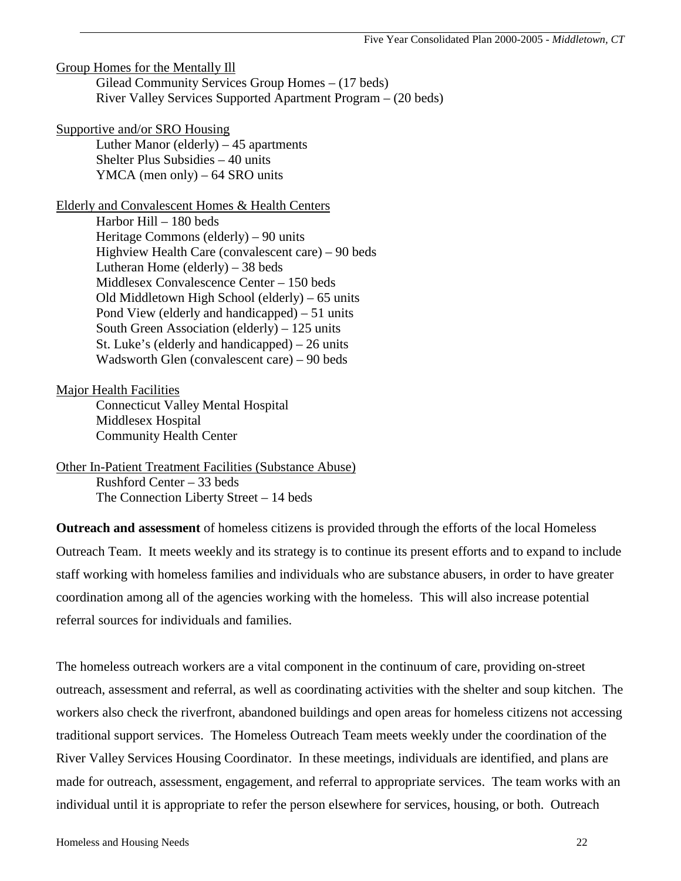Group Homes for the Mentally Ill

- Gilead Community Services Group Homes – (17 beds)
- River Valley Services Supported Apartment Program – (20 beds)

Supportive and/or SRO Housing

- Luther Manor (elderly) – 45 apartments
- Shelter Plus Subsidies – 40 units
- YMCA (men only) – 64 SRO units

Elderly and Convalescent Homes & Health Centers

- Harbor Hill – 180 beds
- Heritage Commons (elderly) – 90 units
- Highview Health Care (convalescent care) – 90 beds
- Lutheran Home (elderly) – 38 beds
- Middlesex Convalescence Center – 150 beds
- Old Middletown High School (elderly) – 65 units
- Pond View (elderly and handicapped) – 51 units
- South Green Association (elderly) – 125 units
- St. Luke's (elderly and handicapped) – 26 units
- Wadsworth Glen (convalescent care) – 90 beds

Major Health Facilities

- Connecticut Valley Mental Hospital
- Middlesex Hospital
- Community Health Center

Other In-Patient Treatment Facilities (Substance Abuse)

- Rushford Center – 33 beds
- The Connection Liberty Street – 14 beds

**Outreach and assessment** of homeless citizens is provided through the efforts of the local Homeless Outreach Team. It meets weekly and its strategy is to continue its present efforts and to expand to include staff working with homeless families and individuals who are substance abusers, in order to have greater coordination among all of the agencies working with the homeless. This will also increase potential referral sources for individuals and families.

The homeless outreach workers are a vital component in the continuum of care, providing on-street outreach, assessment and referral, as well as coordinating activities with the shelter and soup kitchen. The workers also check the riverfront, abandoned buildings and open areas for homeless citizens not accessing traditional support services. The Homeless Outreach Team meets weekly under the coordination of the River Valley Services Housing Coordinator. In these meetings, individuals are identified, and plans are made for outreach, assessment, engagement, and referral to appropriate services. The team works with an individual until it is appropriate to refer the person elsewhere for services, housing, or both. Outreach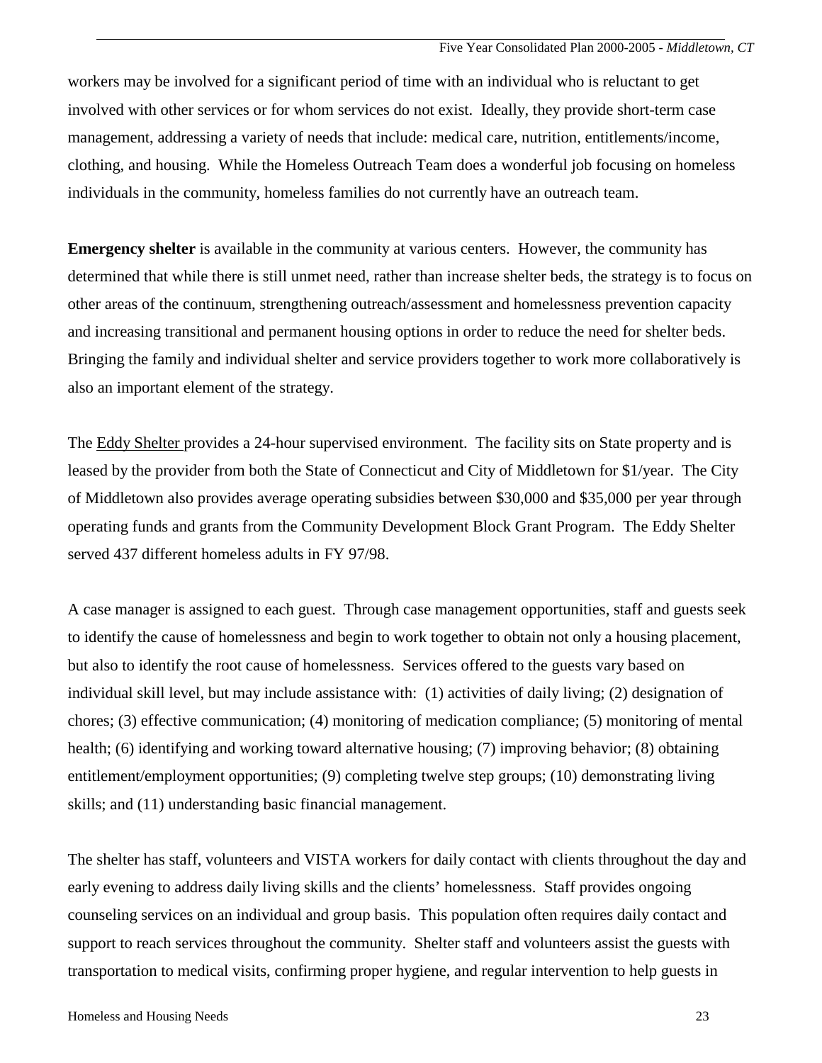workers may be involved for a significant period of time with an individual who is reluctant to get involved with other services or for whom services do not exist. Ideally, they provide short-term case management, addressing a variety of needs that include: medical care, nutrition, entitlements/income, clothing, and housing. While the Homeless Outreach Team does a wonderful job focusing on homeless individuals in the community, homeless families do not currently have an outreach team.

**Emergency shelter** is available in the community at various centers. However, the community has determined that while there is still unmet need, rather than increase shelter beds, the strategy is to focus on other areas of the continuum, strengthening outreach/assessment and homelessness prevention capacity and increasing transitional and permanent housing options in order to reduce the need for shelter beds. Bringing the family and individual shelter and service providers together to work more collaboratively is also an important element of the strategy.

The Eddy Shelter provides a 24-hour supervised environment. The facility sits on State property and is leased by the provider from both the State of Connecticut and City of Middletown for $1/year. The City of Middletown also provides average operating subsidies between $30,000 and $35,000 per year through operating funds and grants from the Community Development Block Grant Program. The Eddy Shelter served 437 different homeless adults in FY 97/98.

A case manager is assigned to each guest. Through case management opportunities, staff and guests seek to identify the cause of homelessness and begin to work together to obtain not only a housing placement, but also to identify the root cause of homelessness. Services offered to the guests vary based on individual skill level, but may include assistance with: (1) activities of daily living; (2) designation of chores; (3) effective communication; (4) monitoring of medication compliance; (5) monitoring of mental health; (6) identifying and working toward alternative housing; (7) improving behavior; (8) obtaining entitlement/employment opportunities; (9) completing twelve step groups; (10) demonstrating living skills; and (11) understanding basic financial management.

The shelter has staff, volunteers and VISTA workers for daily contact with clients throughout the day and early evening to address daily living skills and the clients' homelessness. Staff provides ongoing counseling services on an individual and group basis. This population often requires daily contact and support to reach services throughout the community. Shelter staff and volunteers assist the guests with transportation to medical visits, confirming proper hygiene, and regular intervention to help guests in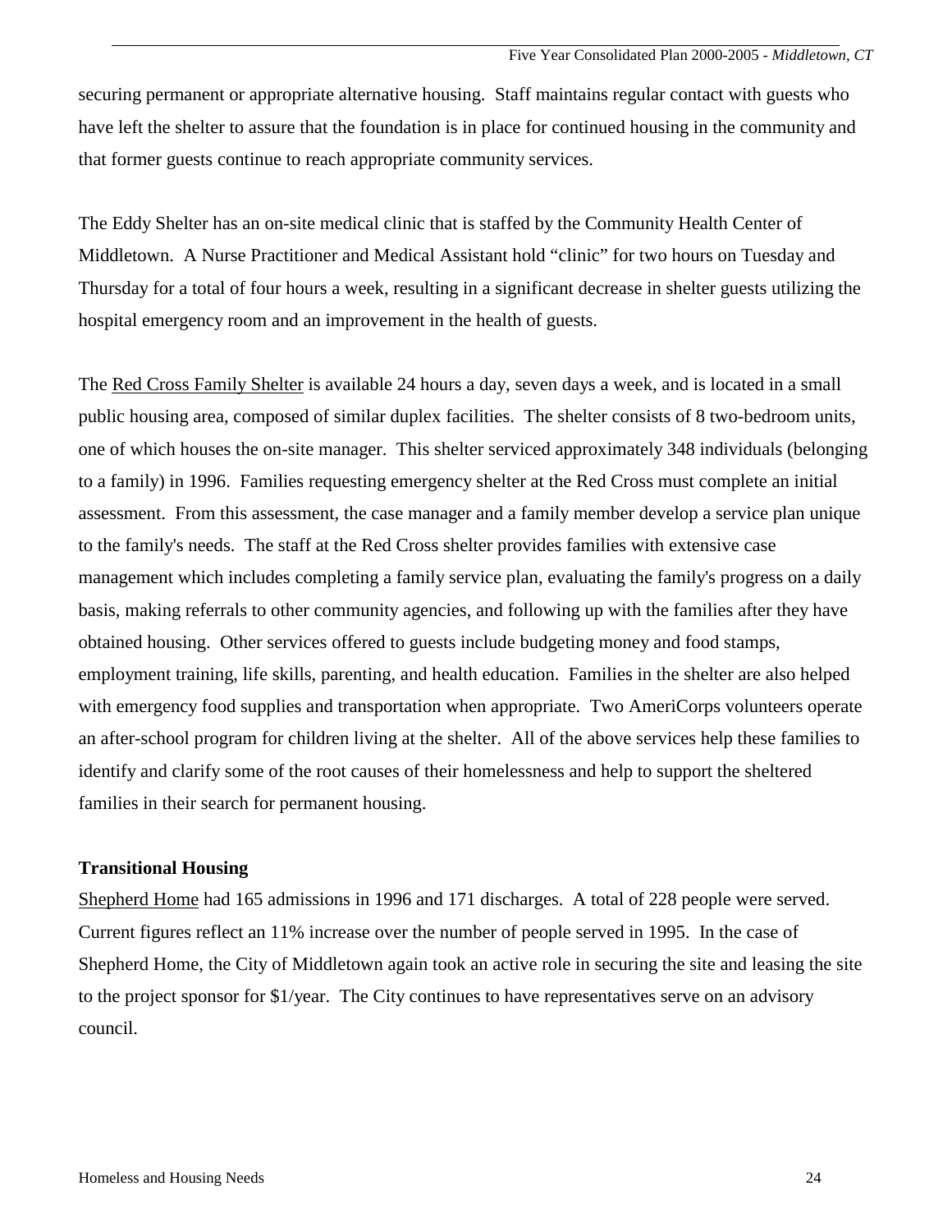securing permanent or appropriate alternative housing. Staff maintains regular contact with guests who have left the shelter to assure that the foundation is in place for continued housing in the community and that former guests continue to reach appropriate community services.

The Eddy Shelter has an on-site medical clinic that is staffed by the Community Health Center of Middletown. A Nurse Practitioner and Medical Assistant hold "clinic" for two hours on Tuesday and Thursday for a total of four hours a week, resulting in a significant decrease in shelter guests utilizing the hospital emergency room and an improvement in the health of guests.

The Red Cross Family Shelter is available 24 hours a day, seven days a week, and is located in a small public housing area, composed of similar duplex facilities. The shelter consists of 8 two-bedroom units, one of which houses the on-site manager. This shelter serviced approximately 348 individuals (belonging to a family) in 1996. Families requesting emergency shelter at the Red Cross must complete an initial assessment. From this assessment, the case manager and a family member develop a service plan unique to the family's needs. The staff at the Red Cross shelter provides families with extensive case management which includes completing a family service plan, evaluating the family's progress on a daily basis, making referrals to other community agencies, and following up with the families after they have obtained housing. Other services offered to guests include budgeting money and food stamps, employment training, life skills, parenting, and health education. Families in the shelter are also helped with emergency food supplies and transportation when appropriate. Two AmeriCorps volunteers operate an after-school program for children living at the shelter. All of the above services help these families to identify and clarify some of the root causes of their homelessness and help to support the sheltered families in their search for permanent housing.

**Transitional Housing**

Shepherd Home had 165 admissions in 1996 and 171 discharges. A total of 228 people were served. Current figures reflect an 11% increase over the number of people served in 1995. In the case of Shepherd Home, the City of Middletown again took an active role in securing the site and leasing the site to the project sponsor for $1/year. The City continues to have representatives serve on an advisory council.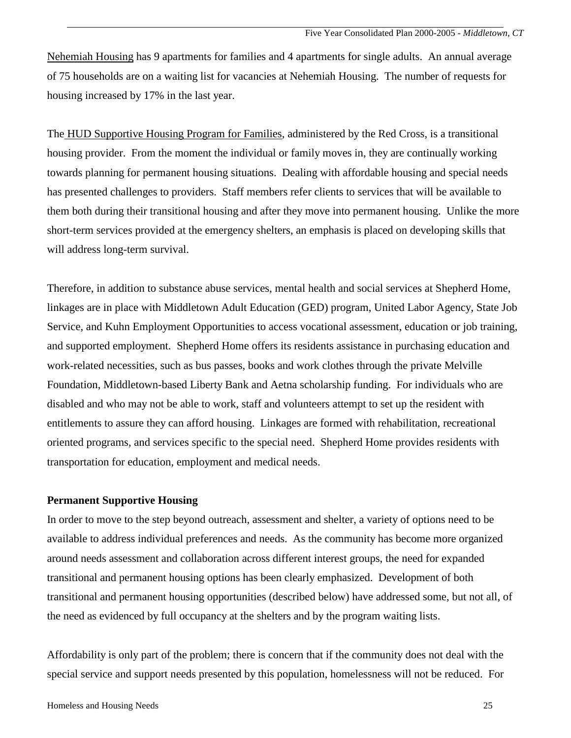Nehemiah Housing has 9 apartments for families and 4 apartments for single adults. An annual average of 75 households are on a waiting list for vacancies at Nehemiah Housing. The number of requests for housing increased by 17% in the last year.

The HUD Supportive Housing Program for Families, administered by the Red Cross, is a transitional housing provider. From the moment the individual or family moves in, they are continually working towards planning for permanent housing situations. Dealing with affordable housing and special needs has presented challenges to providers. Staff members refer clients to services that will be available to them both during their transitional housing and after they move into permanent housing. Unlike the more short-term services provided at the emergency shelters, an emphasis is placed on developing skills that will address long-term survival.

Therefore, in addition to substance abuse services, mental health and social services at Shepherd Home, linkages are in place with Middletown Adult Education (GED) program, United Labor Agency, State Job Service, and Kuhn Employment Opportunities to access vocational assessment, education or job training, and supported employment. Shepherd Home offers its residents assistance in purchasing education and work-related necessities, such as bus passes, books and work clothes through the private Melville Foundation, Middletown-based Liberty Bank and Aetna scholarship funding. For individuals who are disabled and who may not be able to work, staff and volunteers attempt to set up the resident with entitlements to assure they can afford housing. Linkages are formed with rehabilitation, recreational oriented programs, and services specific to the special need. Shepherd Home provides residents with transportation for education, employment and medical needs.

**Permanent Supportive Housing**

In order to move to the step beyond outreach, assessment and shelter, a variety of options need to be available to address individual preferences and needs. As the community has become more organized around needs assessment and collaboration across different interest groups, the need for expanded transitional and permanent housing options has been clearly emphasized. Development of both transitional and permanent housing opportunities (described below) have addressed some, but not all, of the need as evidenced by full occupancy at the shelters and by the program waiting lists.

Affordability is only part of the problem; there is concern that if the community does not deal with the special service and support needs presented by this population, homelessness will not be reduced. For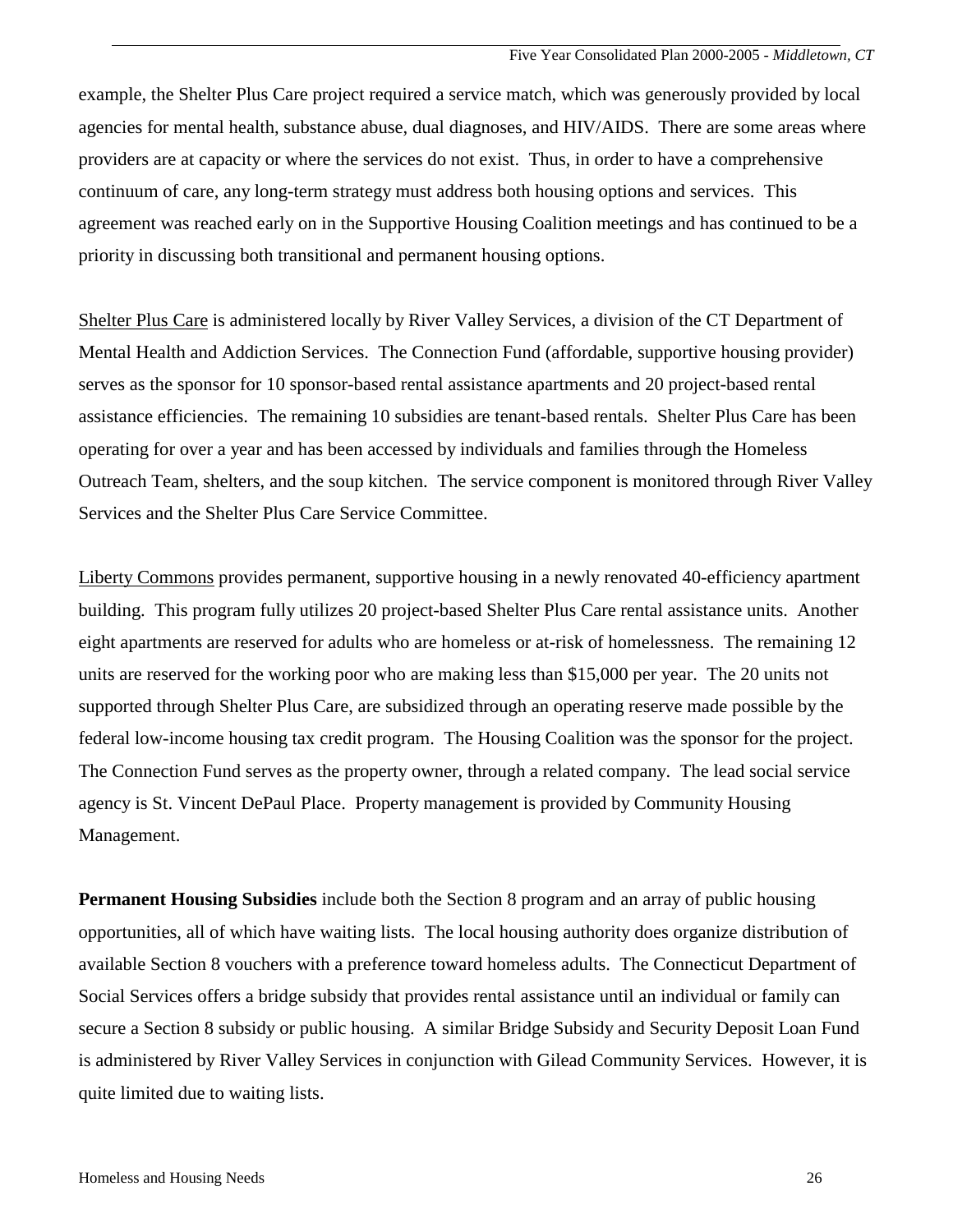example, the Shelter Plus Care project required a service match, which was generously provided by local agencies for mental health, substance abuse, dual diagnoses, and HIV/AIDS. There are some areas where providers are at capacity or where the services do not exist. Thus, in order to have a comprehensive continuum of care, any long-term strategy must address both housing options and services. This agreement was reached early on in the Supportive Housing Coalition meetings and has continued to be a priority in discussing both transitional and permanent housing options.

<u>Shelter Plus Care</u> is administered locally by River Valley Services, a division of the CT Department of Mental Health and Addiction Services. The Connection Fund (affordable, supportive housing provider) serves as the sponsor for 10 sponsor-based rental assistance apartments and 20 project-based rental assistance efficiencies. The remaining 10 subsidies are tenant-based rentals. Shelter Plus Care has been operating for over a year and has been accessed by individuals and families through the Homeless Outreach Team, shelters, and the soup kitchen. The service component is monitored through River Valley Services and the Shelter Plus Care Service Committee.

<u>Liberty Commons</u> provides permanent, supportive housing in a newly renovated 40-efficiency apartment building. This program fully utilizes 20 project-based Shelter Plus Care rental assistance units. Another eight apartments are reserved for adults who are homeless or at-risk of homelessness. The remaining 12 units are reserved for the working poor who are making less than $15,000 per year. The 20 units not supported through Shelter Plus Care, are subsidized through an operating reserve made possible by the federal low-income housing tax credit program. The Housing Coalition was the sponsor for the project. The Connection Fund serves as the property owner, through a related company. The lead social service agency is St. Vincent DePaul Place. Property management is provided by Community Housing Management.

**Permanent Housing Subsidies** include both the Section 8 program and an array of public housing opportunities, all of which have waiting lists. The local housing authority does organize distribution of available Section 8 vouchers with a preference toward homeless adults. The Connecticut Department of Social Services offers a bridge subsidy that provides rental assistance until an individual or family can secure a Section 8 subsidy or public housing. A similar Bridge Subsidy and Security Deposit Loan Fund is administered by River Valley Services in conjunction with Gilead Community Services. However, it is quite limited due to waiting lists.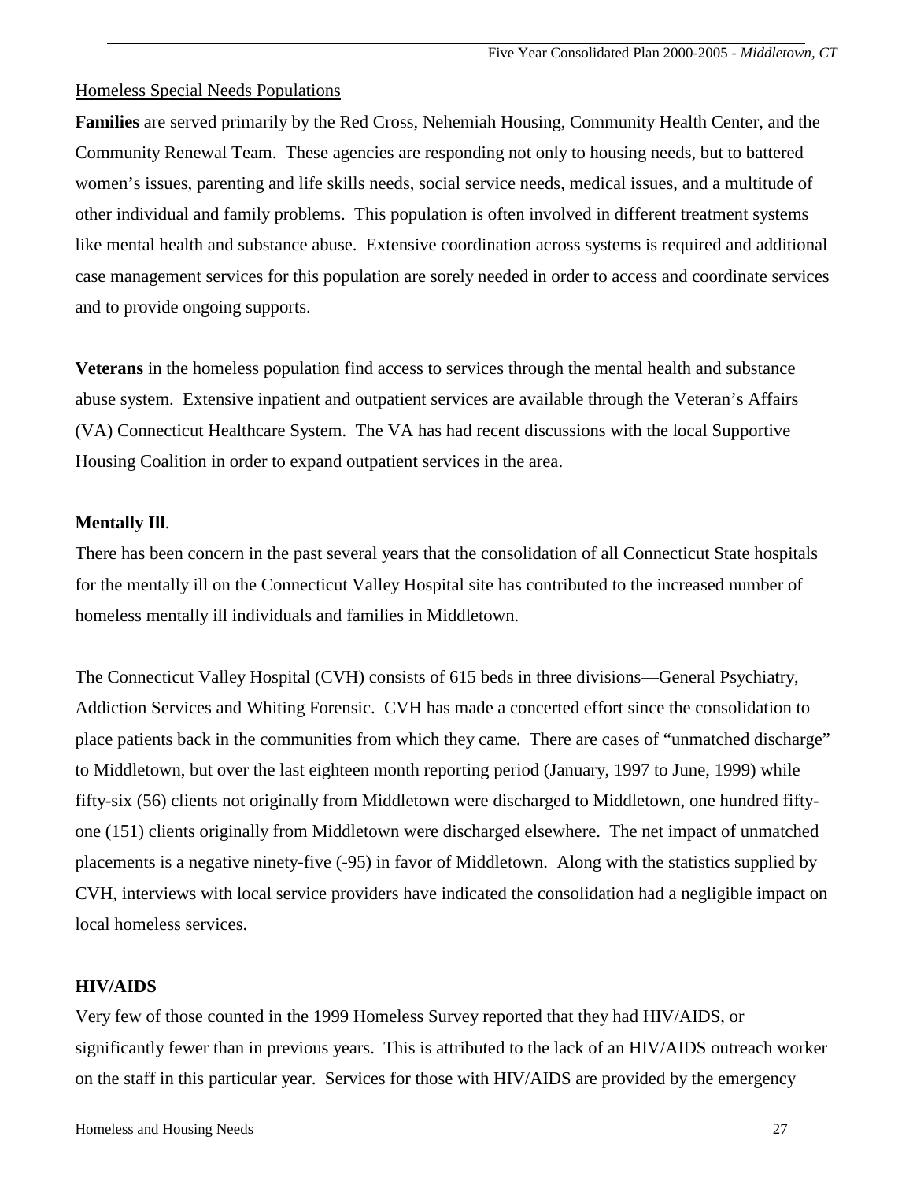Homeless Special Needs Populations

**Families** are served primarily by the Red Cross, Nehemiah Housing, Community Health Center, and the Community Renewal Team. These agencies are responding not only to housing needs, but to battered women's issues, parenting and life skills needs, social service needs, medical issues, and a multitude of other individual and family problems. This population is often involved in different treatment systems like mental health and substance abuse. Extensive coordination across systems is required and additional case management services for this population are sorely needed in order to access and coordinate services and to provide ongoing supports.

**Veterans** in the homeless population find access to services through the mental health and substance abuse system. Extensive inpatient and outpatient services are available through the Veteran's Affairs (VA) Connecticut Healthcare System. The VA has had recent discussions with the local Supportive Housing Coalition in order to expand outpatient services in the area.

**Mentally Ill**.

There has been concern in the past several years that the consolidation of all Connecticut State hospitals for the mentally ill on the Connecticut Valley Hospital site has contributed to the increased number of homeless mentally ill individuals and families in Middletown.

The Connecticut Valley Hospital (CVH) consists of 615 beds in three divisions—General Psychiatry, Addiction Services and Whiting Forensic. CVH has made a concerted effort since the consolidation to place patients back in the communities from which they came. There are cases of "unmatched discharge" to Middletown, but over the last eighteen month reporting period (January, 1997 to June, 1999) while fifty-six (56) clients not originally from Middletown were discharged to Middletown, one hundred fifty-one (151) clients originally from Middletown were discharged elsewhere. The net impact of unmatched placements is a negative ninety-five (-95) in favor of Middletown. Along with the statistics supplied by CVH, interviews with local service providers have indicated the consolidation had a negligible impact on local homeless services.

**HIV/AIDS**

Very few of those counted in the 1999 Homeless Survey reported that they had HIV/AIDS, or significantly fewer than in previous years. This is attributed to the lack of an HIV/AIDS outreach worker on the staff in this particular year. Services for those with HIV/AIDS are provided by the emergency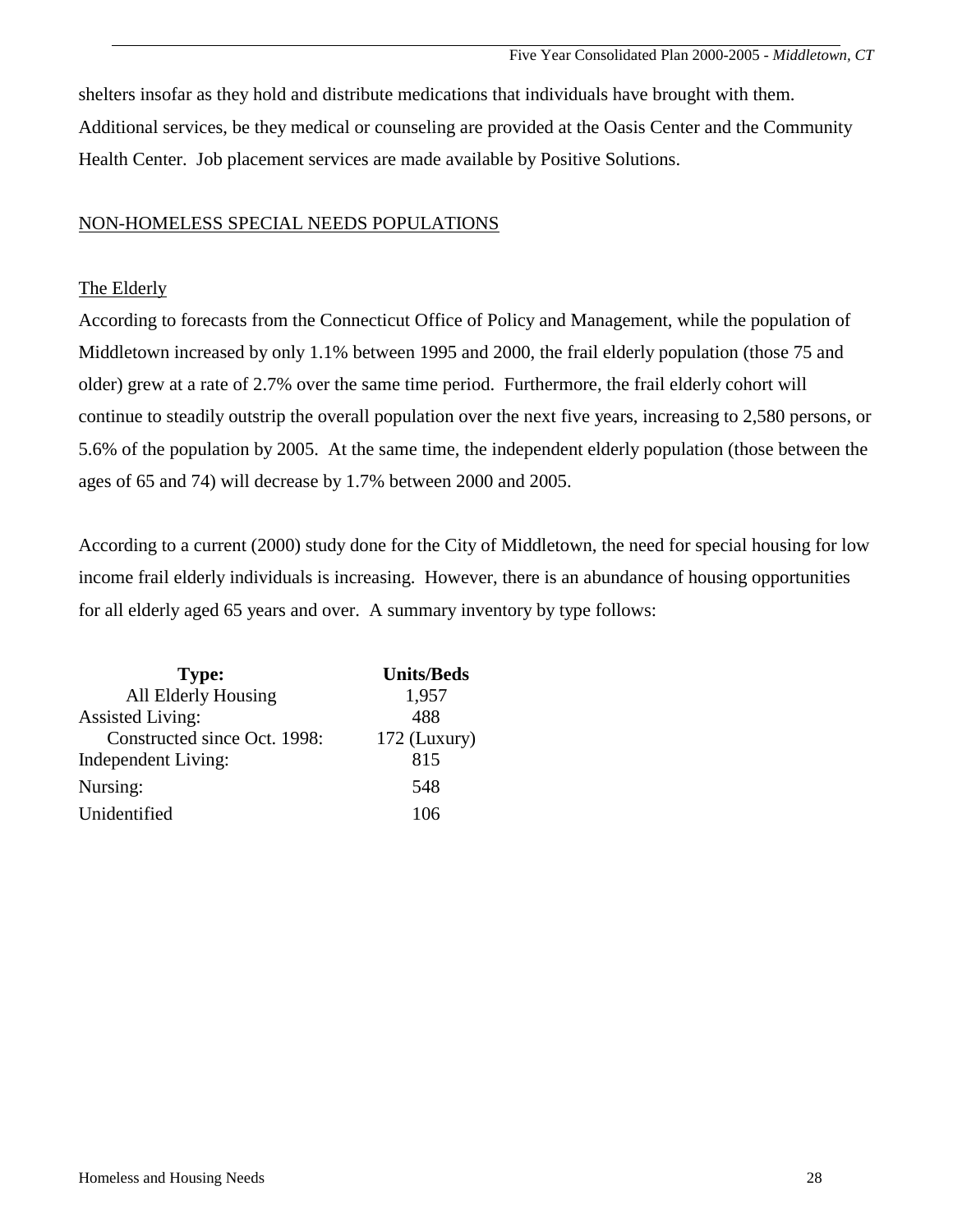shelters insofar as they hold and distribute medications that individuals have brought with them. Additional services, be they medical or counseling are provided at the Oasis Center and the Community Health Center. Job placement services are made available by Positive Solutions.

## NON-HOMELESS SPECIAL NEEDS POPULATIONS

### The Elderly

According to forecasts from the Connecticut Office of Policy and Management, while the population of Middletown increased by only 1.1% between 1995 and 2000, the frail elderly population (those 75 and older) grew at a rate of 2.7% over the same time period. Furthermore, the frail elderly cohort will continue to steadily outstrip the overall population over the next five years, increasing to 2,580 persons, or 5.6% of the population by 2005. At the same time, the independent elderly population (those between the ages of 65 and 74) will decrease by 1.7% between 2000 and 2005.

According to a current (2000) study done for the City of Middletown, the need for special housing for low income frail elderly individuals is increasing. However, there is an abundance of housing opportunities for all elderly aged 65 years and over. A summary inventory by type follows:

| Type: | Units/Beds |
|---|---|
| All Elderly Housing | 1,957 |
| Assisted Living: | 488 |
| Constructed since Oct. 1998: | 172 (Luxury) |
| Independent Living: | 815 |
| Nursing: | 548 |
| Unidentified | 106 |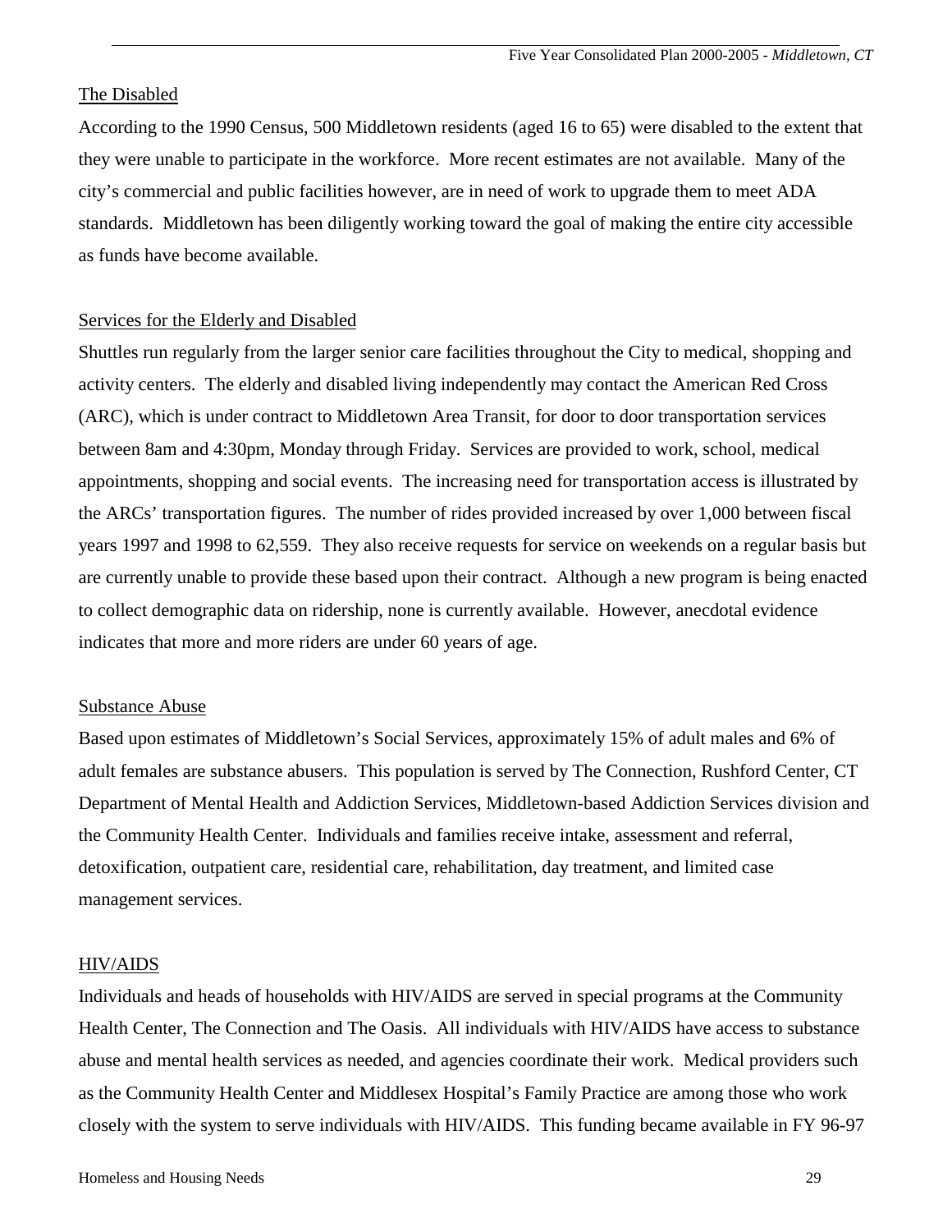## The Disabled

According to the 1990 Census, 500 Middletown residents (aged 16 to 65) were disabled to the extent that they were unable to participate in the workforce. More recent estimates are not available. Many of the city's commercial and public facilities however, are in need of work to upgrade them to meet ADA standards. Middletown has been diligently working toward the goal of making the entire city accessible as funds have become available.

## Services for the Elderly and Disabled

Shuttles run regularly from the larger senior care facilities throughout the City to medical, shopping and activity centers. The elderly and disabled living independently may contact the American Red Cross (ARC), which is under contract to Middletown Area Transit, for door to door transportation services between 8am and 4:30pm, Monday through Friday. Services are provided to work, school, medical appointments, shopping and social events. The increasing need for transportation access is illustrated by the ARCs' transportation figures. The number of rides provided increased by over 1,000 between fiscal years 1997 and 1998 to 62,559. They also receive requests for service on weekends on a regular basis but are currently unable to provide these based upon their contract. Although a new program is being enacted to collect demographic data on ridership, none is currently available. However, anecdotal evidence indicates that more and more riders are under 60 years of age.

## Substance Abuse

Based upon estimates of Middletown's Social Services, approximately 15% of adult males and 6% of adult females are substance abusers. This population is served by The Connection, Rushford Center, CT Department of Mental Health and Addiction Services, Middletown-based Addiction Services division and the Community Health Center. Individuals and families receive intake, assessment and referral, detoxification, outpatient care, residential care, rehabilitation, day treatment, and limited case management services.

## HIV/AIDS

Individuals and heads of households with HIV/AIDS are served in special programs at the Community Health Center, The Connection and The Oasis. All individuals with HIV/AIDS have access to substance abuse and mental health services as needed, and agencies coordinate their work. Medical providers such as the Community Health Center and Middlesex Hospital's Family Practice are among those who work closely with the system to serve individuals with HIV/AIDS. This funding became available in FY 96-97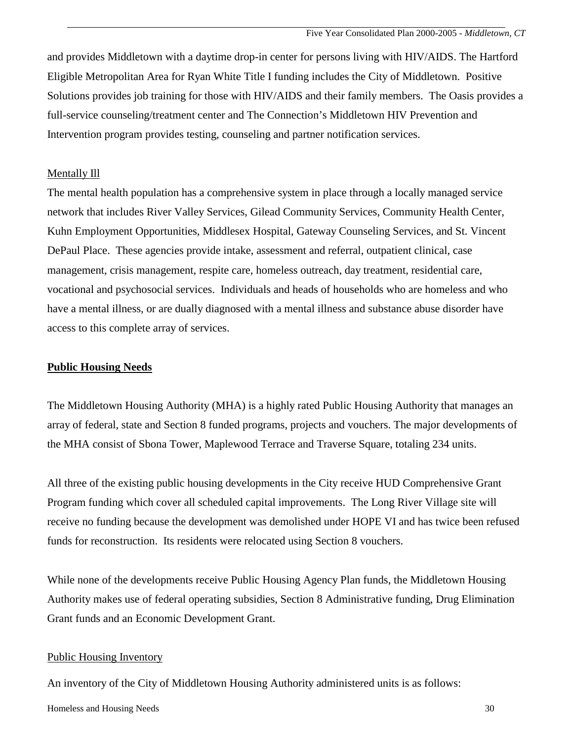and provides Middletown with a daytime drop-in center for persons living with HIV/AIDS. The Hartford Eligible Metropolitan Area for Ryan White Title I funding includes the City of Middletown. Positive Solutions provides job training for those with HIV/AIDS and their family members. The Oasis provides a full-service counseling/treatment center and The Connection's Middletown HIV Prevention and Intervention program provides testing, counseling and partner notification services.

Mentally Ill

The mental health population has a comprehensive system in place through a locally managed service network that includes River Valley Services, Gilead Community Services, Community Health Center, Kuhn Employment Opportunities, Middlesex Hospital, Gateway Counseling Services, and St. Vincent DePaul Place. These agencies provide intake, assessment and referral, outpatient clinical, case management, crisis management, respite care, homeless outreach, day treatment, residential care, vocational and psychosocial services. Individuals and heads of households who are homeless and who have a mental illness, or are dually diagnosed with a mental illness and substance abuse disorder have access to this complete array of services.

## Public Housing Needs

The Middletown Housing Authority (MHA) is a highly rated Public Housing Authority that manages an array of federal, state and Section 8 funded programs, projects and vouchers. The major developments of the MHA consist of Sbona Tower, Maplewood Terrace and Traverse Square, totaling 234 units.

All three of the existing public housing developments in the City receive HUD Comprehensive Grant Program funding which cover all scheduled capital improvements. The Long River Village site will receive no funding because the development was demolished under HOPE VI and has twice been refused funds for reconstruction. Its residents were relocated using Section 8 vouchers.

While none of the developments receive Public Housing Agency Plan funds, the Middletown Housing Authority makes use of federal operating subsidies, Section 8 Administrative funding, Drug Elimination Grant funds and an Economic Development Grant.

Public Housing Inventory

An inventory of the City of Middletown Housing Authority administered units is as follows: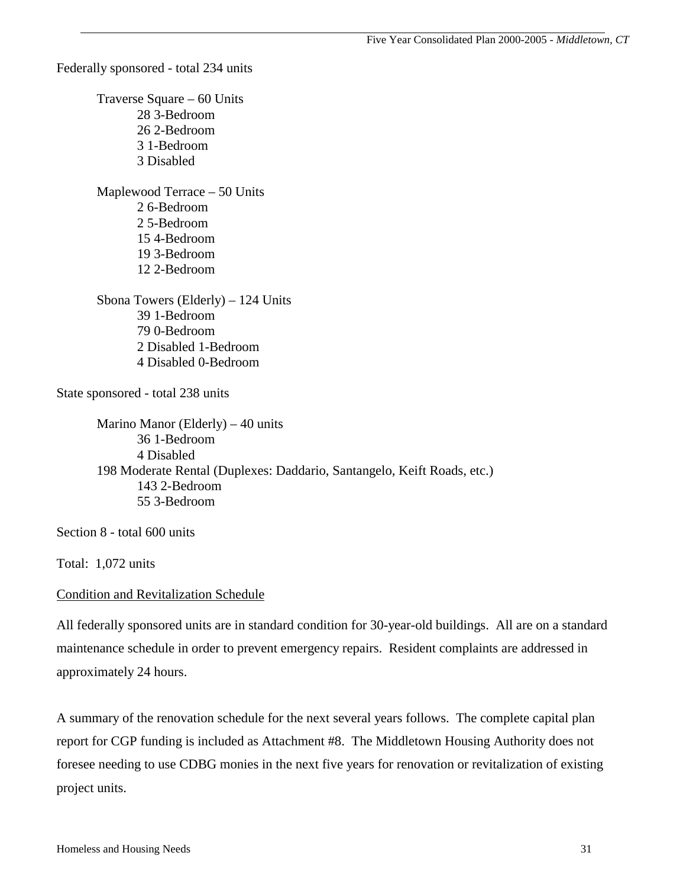Federally sponsored - total 234 units

Traverse Square – 60 Units
- 28 3-Bedroom
- 26 2-Bedroom
- 3 1-Bedroom
- 3 Disabled

Maplewood Terrace – 50 Units
- 2 6-Bedroom
- 2 5-Bedroom
- 15 4-Bedroom
- 19 3-Bedroom
- 12 2-Bedroom

Sbona Towers (Elderly) – 124 Units
- 39 1-Bedroom
- 79 0-Bedroom
- 2 Disabled 1-Bedroom
- 4 Disabled 0-Bedroom

State sponsored - total 238 units

Marino Manor (Elderly) – 40 units
- 36 1-Bedroom
- 4 Disabled

198 Moderate Rental (Duplexes: Daddario, Santangelo, Keift Roads, etc.)
- 143 2-Bedroom
- 55 3-Bedroom

Section 8 - total 600 units

Total: 1,072 units

<u>Condition and Revitalization Schedule</u>

All federally sponsored units are in standard condition for 30-year-old buildings. All are on a standard maintenance schedule in order to prevent emergency repairs. Resident complaints are addressed in approximately 24 hours.

A summary of the renovation schedule for the next several years follows. The complete capital plan report for CGP funding is included as Attachment #8. The Middletown Housing Authority does not foresee needing to use CDBG monies in the next five years for renovation or revitalization of existing project units.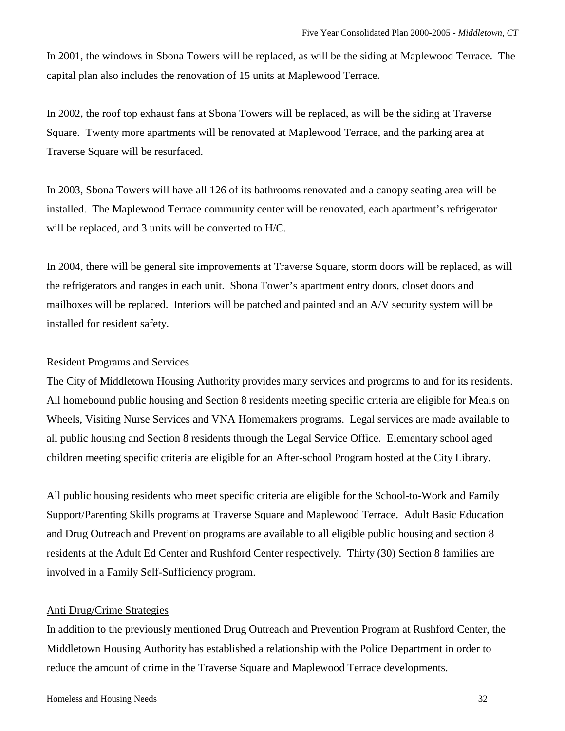In 2001, the windows in Sbona Towers will be replaced, as will be the siding at Maplewood Terrace. The capital plan also includes the renovation of 15 units at Maplewood Terrace.

In 2002, the roof top exhaust fans at Sbona Towers will be replaced, as will be the siding at Traverse Square. Twenty more apartments will be renovated at Maplewood Terrace, and the parking area at Traverse Square will be resurfaced.

In 2003, Sbona Towers will have all 126 of its bathrooms renovated and a canopy seating area will be installed. The Maplewood Terrace community center will be renovated, each apartment's refrigerator will be replaced, and 3 units will be converted to H/C.

In 2004, there will be general site improvements at Traverse Square, storm doors will be replaced, as will the refrigerators and ranges in each unit. Sbona Tower's apartment entry doors, closet doors and mailboxes will be replaced. Interiors will be patched and painted and an A/V security system will be installed for resident safety.

<u>Resident Programs and Services</u>

The City of Middletown Housing Authority provides many services and programs to and for its residents. All homebound public housing and Section 8 residents meeting specific criteria are eligible for Meals on Wheels, Visiting Nurse Services and VNA Homemakers programs. Legal services are made available to all public housing and Section 8 residents through the Legal Service Office. Elementary school aged children meeting specific criteria are eligible for an After-school Program hosted at the City Library.

All public housing residents who meet specific criteria are eligible for the School-to-Work and Family Support/Parenting Skills programs at Traverse Square and Maplewood Terrace. Adult Basic Education and Drug Outreach and Prevention programs are available to all eligible public housing and section 8 residents at the Adult Ed Center and Rushford Center respectively. Thirty (30) Section 8 families are involved in a Family Self-Sufficiency program.

<u>Anti Drug/Crime Strategies</u>

In addition to the previously mentioned Drug Outreach and Prevention Program at Rushford Center, the Middletown Housing Authority has established a relationship with the Police Department in order to reduce the amount of crime in the Traverse Square and Maplewood Terrace developments.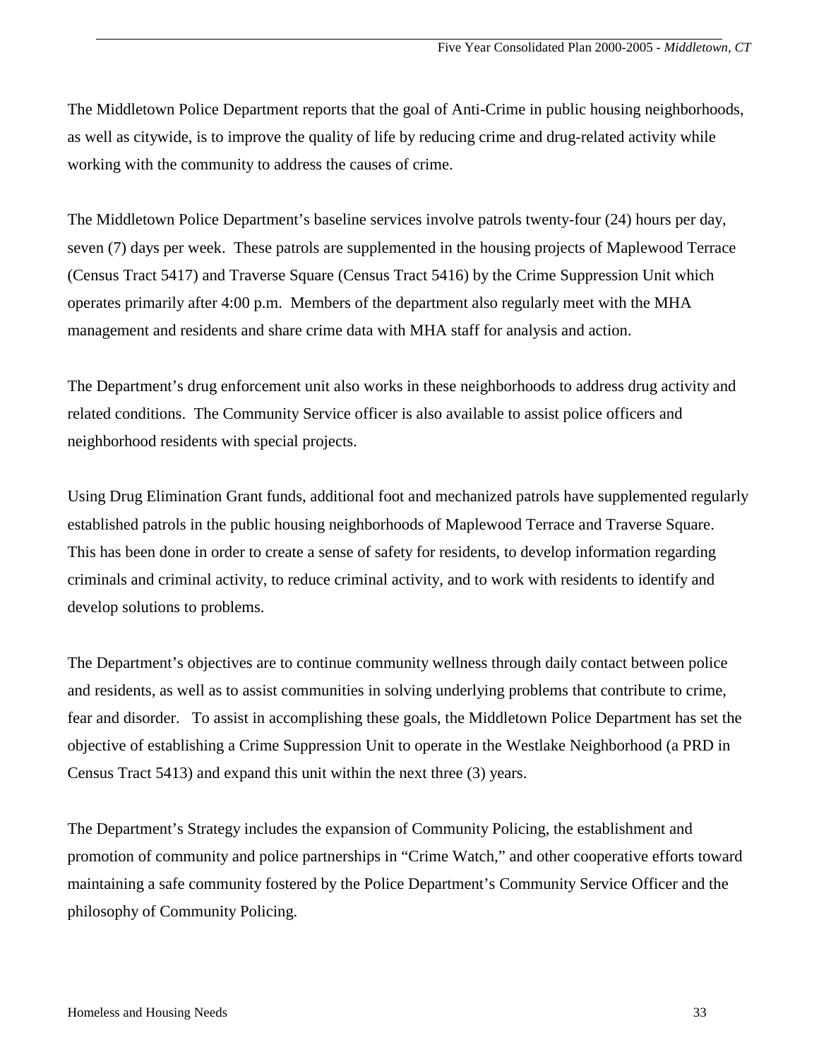The Middletown Police Department reports that the goal of Anti-Crime in public housing neighborhoods, as well as citywide, is to improve the quality of life by reducing crime and drug-related activity while working with the community to address the causes of crime.

The Middletown Police Department's baseline services involve patrols twenty-four (24) hours per day, seven (7) days per week. These patrols are supplemented in the housing projects of Maplewood Terrace (Census Tract 5417) and Traverse Square (Census Tract 5416) by the Crime Suppression Unit which operates primarily after 4:00 p.m. Members of the department also regularly meet with the MHA management and residents and share crime data with MHA staff for analysis and action.

The Department's drug enforcement unit also works in these neighborhoods to address drug activity and related conditions. The Community Service officer is also available to assist police officers and neighborhood residents with special projects.

Using Drug Elimination Grant funds, additional foot and mechanized patrols have supplemented regularly established patrols in the public housing neighborhoods of Maplewood Terrace and Traverse Square. This has been done in order to create a sense of safety for residents, to develop information regarding criminals and criminal activity, to reduce criminal activity, and to work with residents to identify and develop solutions to problems.

The Department's objectives are to continue community wellness through daily contact between police and residents, as well as to assist communities in solving underlying problems that contribute to crime, fear and disorder. To assist in accomplishing these goals, the Middletown Police Department has set the objective of establishing a Crime Suppression Unit to operate in the Westlake Neighborhood (a PRD in Census Tract 5413) and expand this unit within the next three (3) years.

The Department's Strategy includes the expansion of Community Policing, the establishment and promotion of community and police partnerships in "Crime Watch," and other cooperative efforts toward maintaining a safe community fostered by the Police Department's Community Service Officer and the philosophy of Community Policing.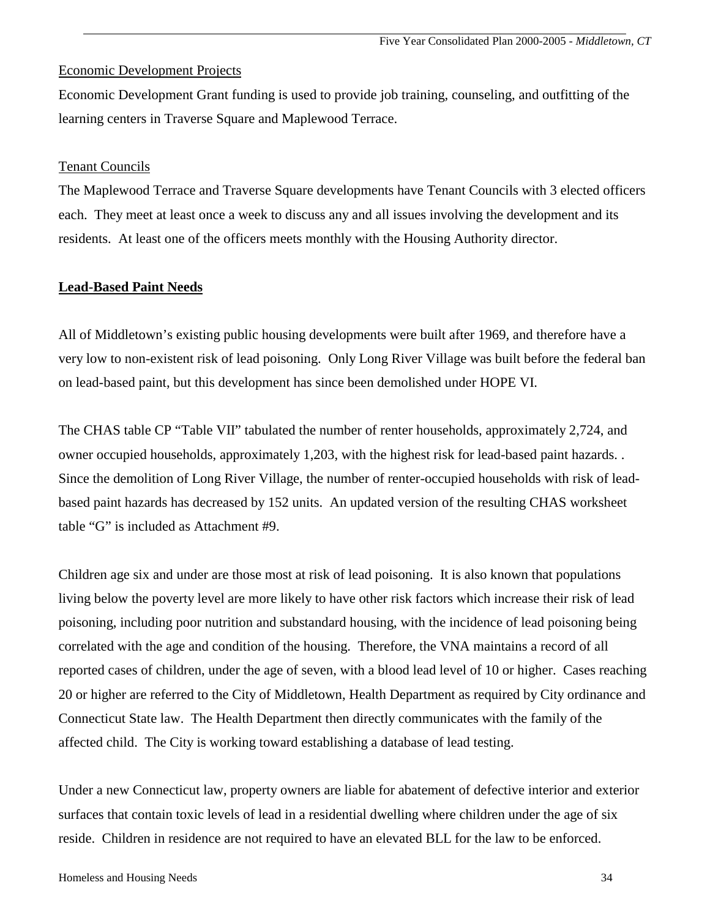Economic Development Projects

Economic Development Grant funding is used to provide job training, counseling, and outfitting of the learning centers in Traverse Square and Maplewood Terrace.

Tenant Councils

The Maplewood Terrace and Traverse Square developments have Tenant Councils with 3 elected officers each. They meet at least once a week to discuss any and all issues involving the development and its residents. At least one of the officers meets monthly with the Housing Authority director.

## Lead-Based Paint Needs

All of Middletown's existing public housing developments were built after 1969, and therefore have a very low to non-existent risk of lead poisoning. Only Long River Village was built before the federal ban on lead-based paint, but this development has since been demolished under HOPE VI.

The CHAS table CP "Table VII" tabulated the number of renter households, approximately 2,724, and owner occupied households, approximately 1,203, with the highest risk for lead-based paint hazards. . Since the demolition of Long River Village, the number of renter-occupied households with risk of lead-based paint hazards has decreased by 152 units. An updated version of the resulting CHAS worksheet table "G" is included as Attachment #9.

Children age six and under are those most at risk of lead poisoning. It is also known that populations living below the poverty level are more likely to have other risk factors which increase their risk of lead poisoning, including poor nutrition and substandard housing, with the incidence of lead poisoning being correlated with the age and condition of the housing. Therefore, the VNA maintains a record of all reported cases of children, under the age of seven, with a blood lead level of 10 or higher. Cases reaching 20 or higher are referred to the City of Middletown, Health Department as required by City ordinance and Connecticut State law. The Health Department then directly communicates with the family of the affected child. The City is working toward establishing a database of lead testing.

Under a new Connecticut law, property owners are liable for abatement of defective interior and exterior surfaces that contain toxic levels of lead in a residential dwelling where children under the age of six reside. Children in residence are not required to have an elevated BLL for the law to be enforced.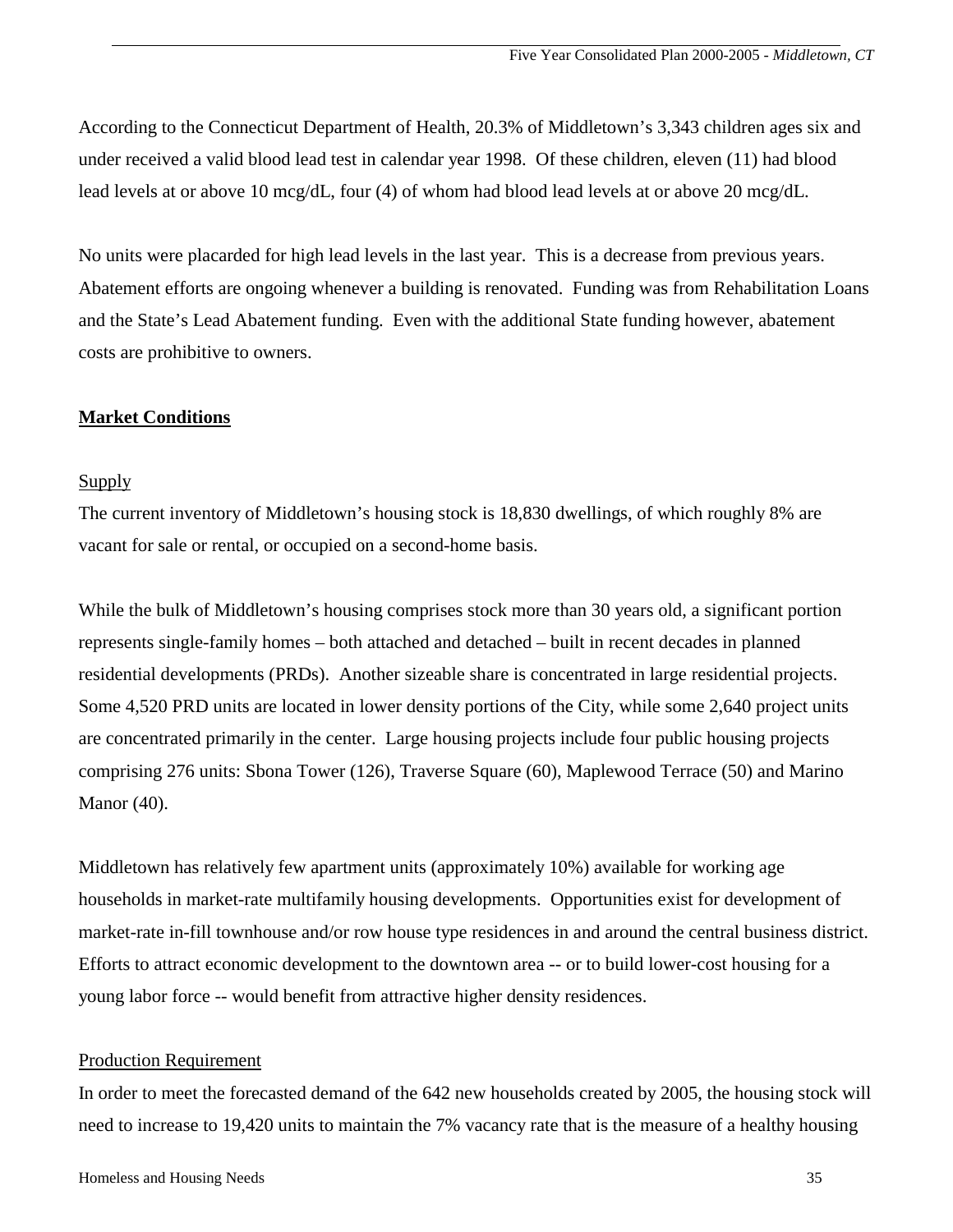According to the Connecticut Department of Health, 20.3% of Middletown's 3,343 children ages six and under received a valid blood lead test in calendar year 1998. Of these children, eleven (11) had blood lead levels at or above 10 mcg/dL, four (4) of whom had blood lead levels at or above 20 mcg/dL.

No units were placarded for high lead levels in the last year. This is a decrease from previous years. Abatement efforts are ongoing whenever a building is renovated. Funding was from Rehabilitation Loans and the State's Lead Abatement funding. Even with the additional State funding however, abatement costs are prohibitive to owners.

**Market Conditions**

Supply

The current inventory of Middletown's housing stock is 18,830 dwellings, of which roughly 8% are vacant for sale or rental, or occupied on a second-home basis.

While the bulk of Middletown's housing comprises stock more than 30 years old, a significant portion represents single-family homes – both attached and detached – built in recent decades in planned residential developments (PRDs). Another sizeable share is concentrated in large residential projects. Some 4,520 PRD units are located in lower density portions of the City, while some 2,640 project units are concentrated primarily in the center. Large housing projects include four public housing projects comprising 276 units: Sbona Tower (126), Traverse Square (60), Maplewood Terrace (50) and Marino Manor (40).

Middletown has relatively few apartment units (approximately 10%) available for working age households in market-rate multifamily housing developments. Opportunities exist for development of market-rate in-fill townhouse and/or row house type residences in and around the central business district. Efforts to attract economic development to the downtown area -- or to build lower-cost housing for a young labor force -- would benefit from attractive higher density residences.

Production Requirement

In order to meet the forecasted demand of the 642 new households created by 2005, the housing stock will need to increase to 19,420 units to maintain the 7% vacancy rate that is the measure of a healthy housing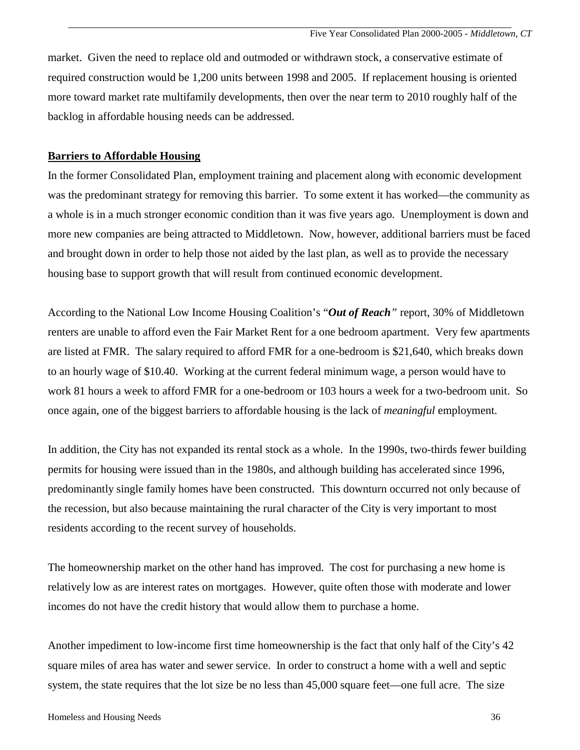market. Given the need to replace old and outmoded or withdrawn stock, a conservative estimate of required construction would be 1,200 units between 1998 and 2005. If replacement housing is oriented more toward market rate multifamily developments, then over the near term to 2010 roughly half of the backlog in affordable housing needs can be addressed.

**Barriers to Affordable Housing**

In the former Consolidated Plan, employment training and placement along with economic development was the predominant strategy for removing this barrier. To some extent it has worked—the community as a whole is in a much stronger economic condition than it was five years ago. Unemployment is down and more new companies are being attracted to Middletown. Now, however, additional barriers must be faced and brought down in order to help those not aided by the last plan, as well as to provide the necessary housing base to support growth that will result from continued economic development.

According to the National Low Income Housing Coalition's "***Out of Reach***" report, 30% of Middletown renters are unable to afford even the Fair Market Rent for a one bedroom apartment. Very few apartments are listed at FMR. The salary required to afford FMR for a one-bedroom is $21,640, which breaks down to an hourly wage of $10.40. Working at the current federal minimum wage, a person would have to work 81 hours a week to afford FMR for a one-bedroom or 103 hours a week for a two-bedroom unit. So once again, one of the biggest barriers to affordable housing is the lack of *meaningful* employment.

In addition, the City has not expanded its rental stock as a whole. In the 1990s, two-thirds fewer building permits for housing were issued than in the 1980s, and although building has accelerated since 1996, predominantly single family homes have been constructed. This downturn occurred not only because of the recession, but also because maintaining the rural character of the City is very important to most residents according to the recent survey of households.

The homeownership market on the other hand has improved. The cost for purchasing a new home is relatively low as are interest rates on mortgages. However, quite often those with moderate and lower incomes do not have the credit history that would allow them to purchase a home.

Another impediment to low-income first time homeownership is the fact that only half of the City's 42 square miles of area has water and sewer service. In order to construct a home with a well and septic system, the state requires that the lot size be no less than 45,000 square feet—one full acre. The size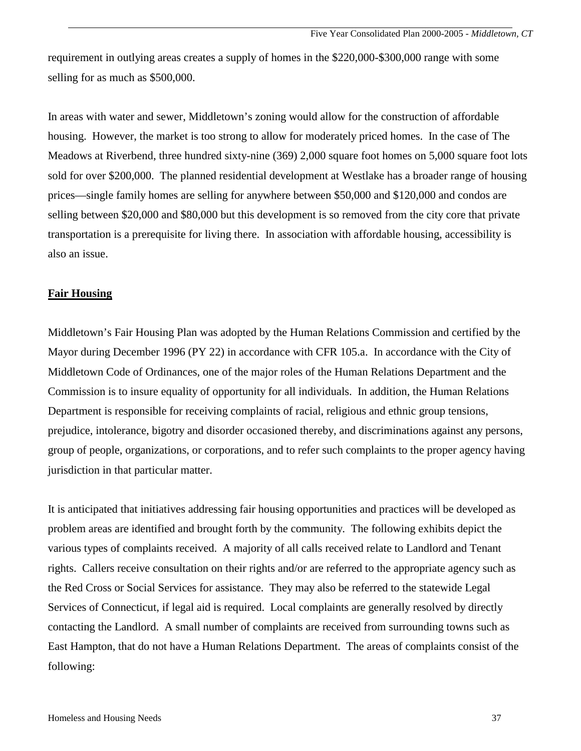requirement in outlying areas creates a supply of homes in the $220,000-$300,000 range with some selling for as much as $500,000.

In areas with water and sewer, Middletown's zoning would allow for the construction of affordable housing. However, the market is too strong to allow for moderately priced homes. In the case of The Meadows at Riverbend, three hundred sixty-nine (369) 2,000 square foot homes on 5,000 square foot lots sold for over $200,000. The planned residential development at Westlake has a broader range of housing prices—single family homes are selling for anywhere between $50,000 and $120,000 and condos are selling between $20,000 and $80,000 but this development is so removed from the city core that private transportation is a prerequisite for living there. In association with affordable housing, accessibility is also an issue.

## **Fair Housing**

Middletown's Fair Housing Plan was adopted by the Human Relations Commission and certified by the Mayor during December 1996 (PY 22) in accordance with CFR 105.a. In accordance with the City of Middletown Code of Ordinances, one of the major roles of the Human Relations Department and the Commission is to insure equality of opportunity for all individuals. In addition, the Human Relations Department is responsible for receiving complaints of racial, religious and ethnic group tensions, prejudice, intolerance, bigotry and disorder occasioned thereby, and discriminations against any persons, group of people, organizations, or corporations, and to refer such complaints to the proper agency having jurisdiction in that particular matter.

It is anticipated that initiatives addressing fair housing opportunities and practices will be developed as problem areas are identified and brought forth by the community. The following exhibits depict the various types of complaints received. A majority of all calls received relate to Landlord and Tenant rights. Callers receive consultation on their rights and/or are referred to the appropriate agency such as the Red Cross or Social Services for assistance. They may also be referred to the statewide Legal Services of Connecticut, if legal aid is required. Local complaints are generally resolved by directly contacting the Landlord. A small number of complaints are received from surrounding towns such as East Hampton, that do not have a Human Relations Department. The areas of complaints consist of the following: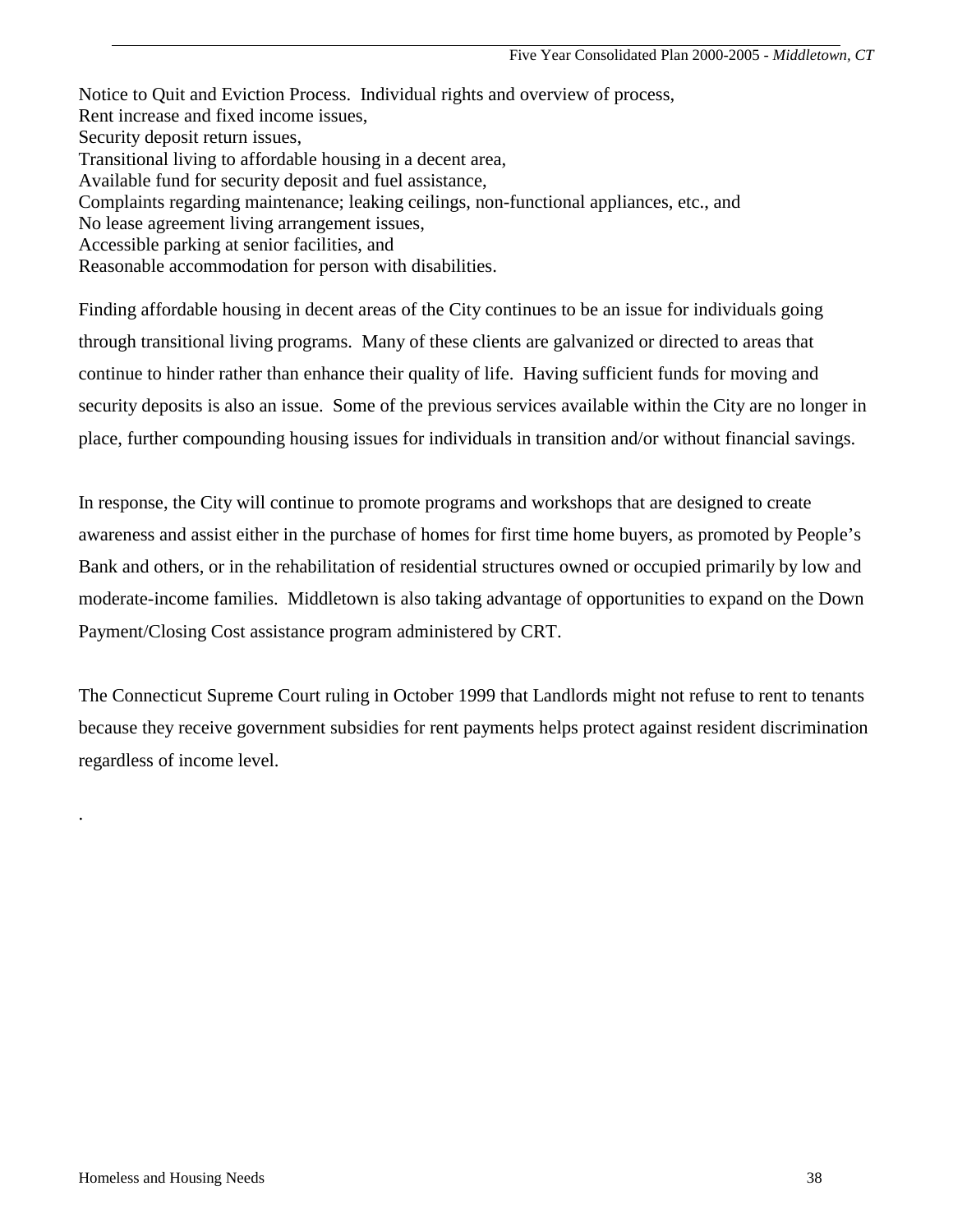Notice to Quit and Eviction Process. Individual rights and overview of process,
Rent increase and fixed income issues,
Security deposit return issues,
Transitional living to affordable housing in a decent area,
Available fund for security deposit and fuel assistance,
Complaints regarding maintenance; leaking ceilings, non-functional appliances, etc., and
No lease agreement living arrangement issues,
Accessible parking at senior facilities, and
Reasonable accommodation for person with disabilities.

Finding affordable housing in decent areas of the City continues to be an issue for individuals going through transitional living programs. Many of these clients are galvanized or directed to areas that continue to hinder rather than enhance their quality of life. Having sufficient funds for moving and security deposits is also an issue. Some of the previous services available within the City are no longer in place, further compounding housing issues for individuals in transition and/or without financial savings.

In response, the City will continue to promote programs and workshops that are designed to create awareness and assist either in the purchase of homes for first time home buyers, as promoted by People's Bank and others, or in the rehabilitation of residential structures owned or occupied primarily by low and moderate-income families. Middletown is also taking advantage of opportunities to expand on the Down Payment/Closing Cost assistance program administered by CRT.

The Connecticut Supreme Court ruling in October 1999 that Landlords might not refuse to rent to tenants because they receive government subsidies for rent payments helps protect against resident discrimination regardless of income level.

.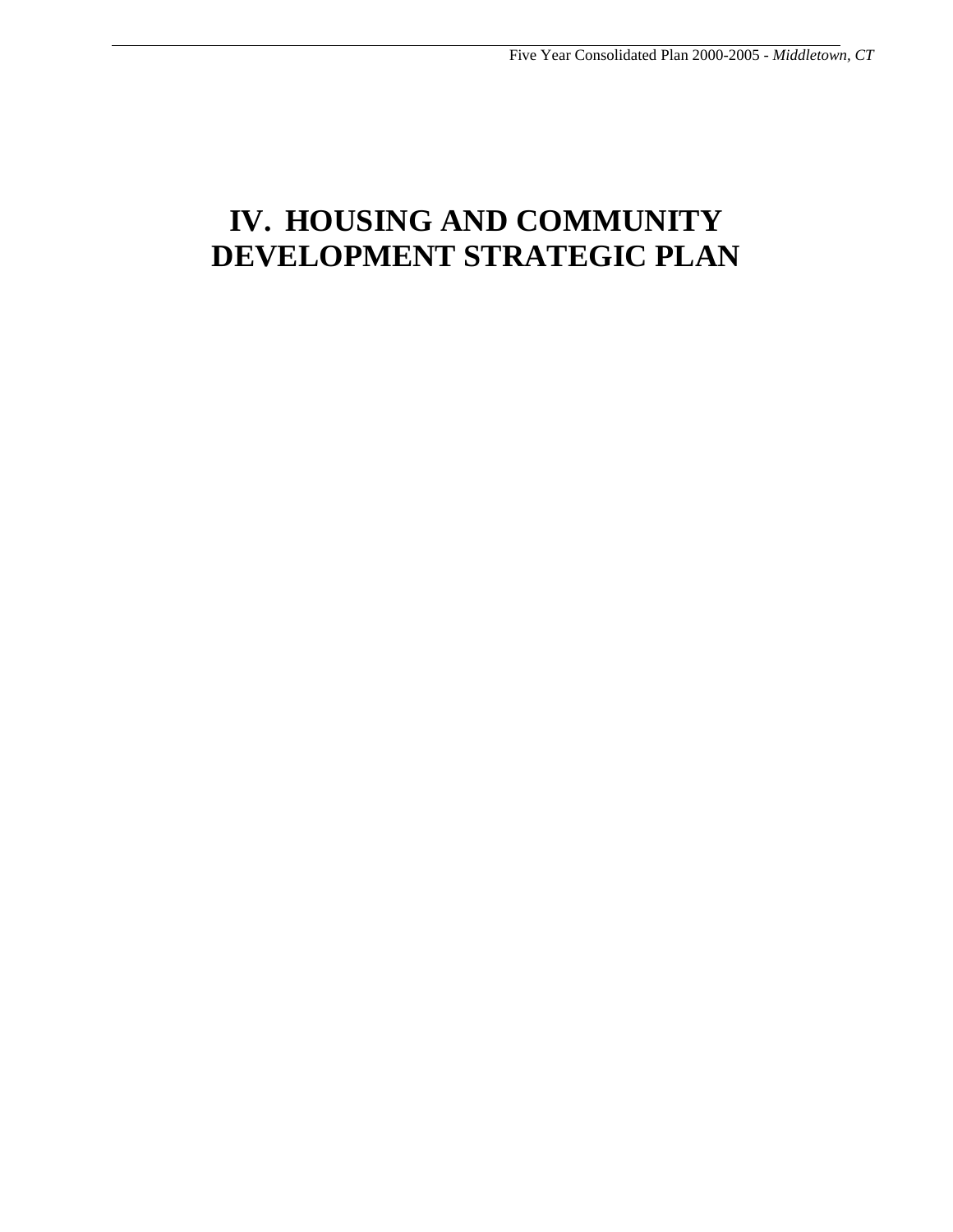# IV. HOUSING AND COMMUNITY DEVELOPMENT STRATEGIC PLAN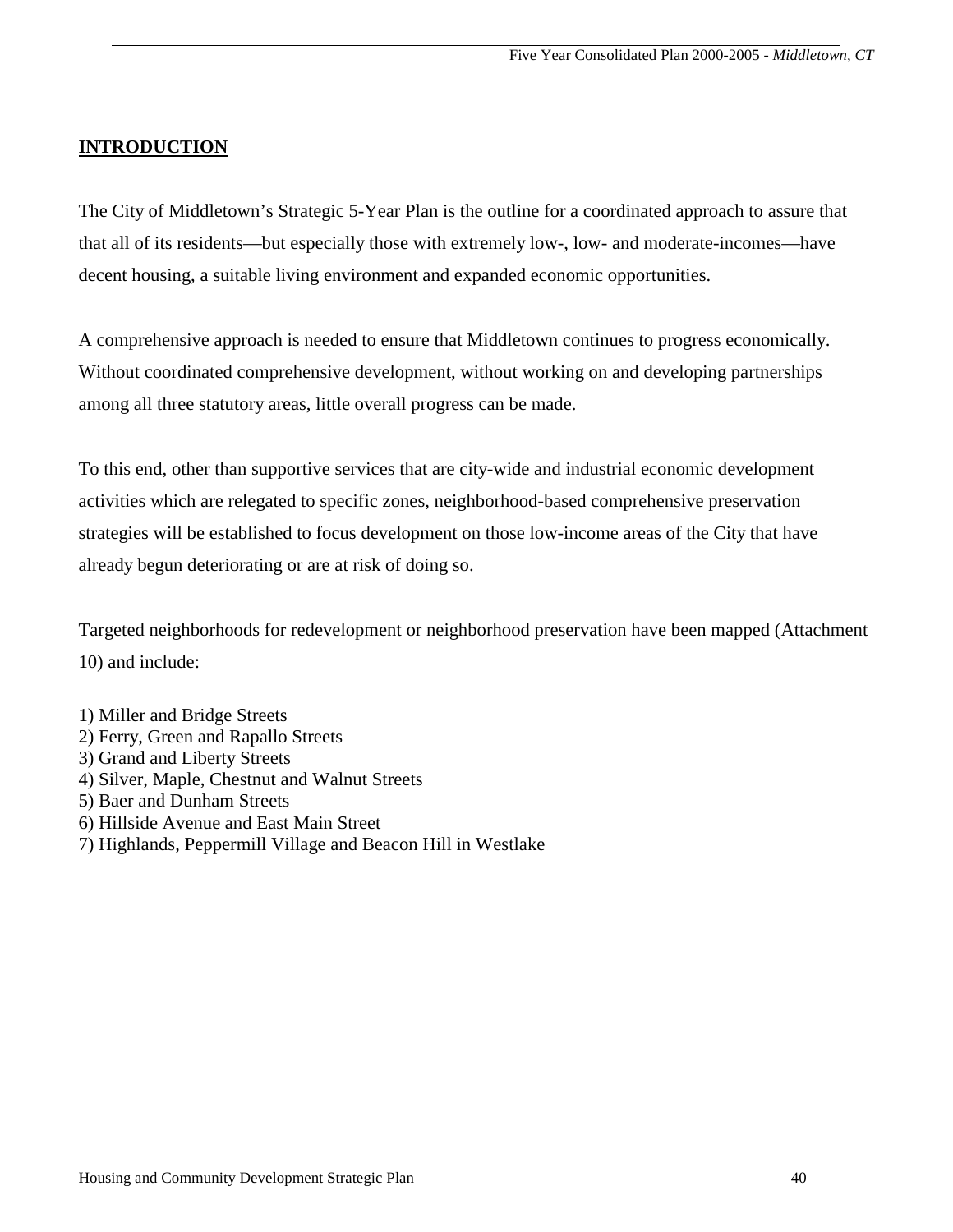## INTRODUCTION

The City of Middletown's Strategic 5-Year Plan is the outline for a coordinated approach to assure that that all of its residents—but especially those with extremely low-, low- and moderate-incomes—have decent housing, a suitable living environment and expanded economic opportunities.

A comprehensive approach is needed to ensure that Middletown continues to progress economically. Without coordinated comprehensive development, without working on and developing partnerships among all three statutory areas, little overall progress can be made.

To this end, other than supportive services that are city-wide and industrial economic development activities which are relegated to specific zones, neighborhood-based comprehensive preservation strategies will be established to focus development on those low-income areas of the City that have already begun deteriorating or are at risk of doing so.

Targeted neighborhoods for redevelopment or neighborhood preservation have been mapped (Attachment 10) and include:

1) Miller and Bridge Streets
2) Ferry, Green and Rapallo Streets
3) Grand and Liberty Streets
4) Silver, Maple, Chestnut and Walnut Streets
5) Baer and Dunham Streets
6) Hillside Avenue and East Main Street
7) Highlands, Peppermill Village and Beacon Hill in Westlake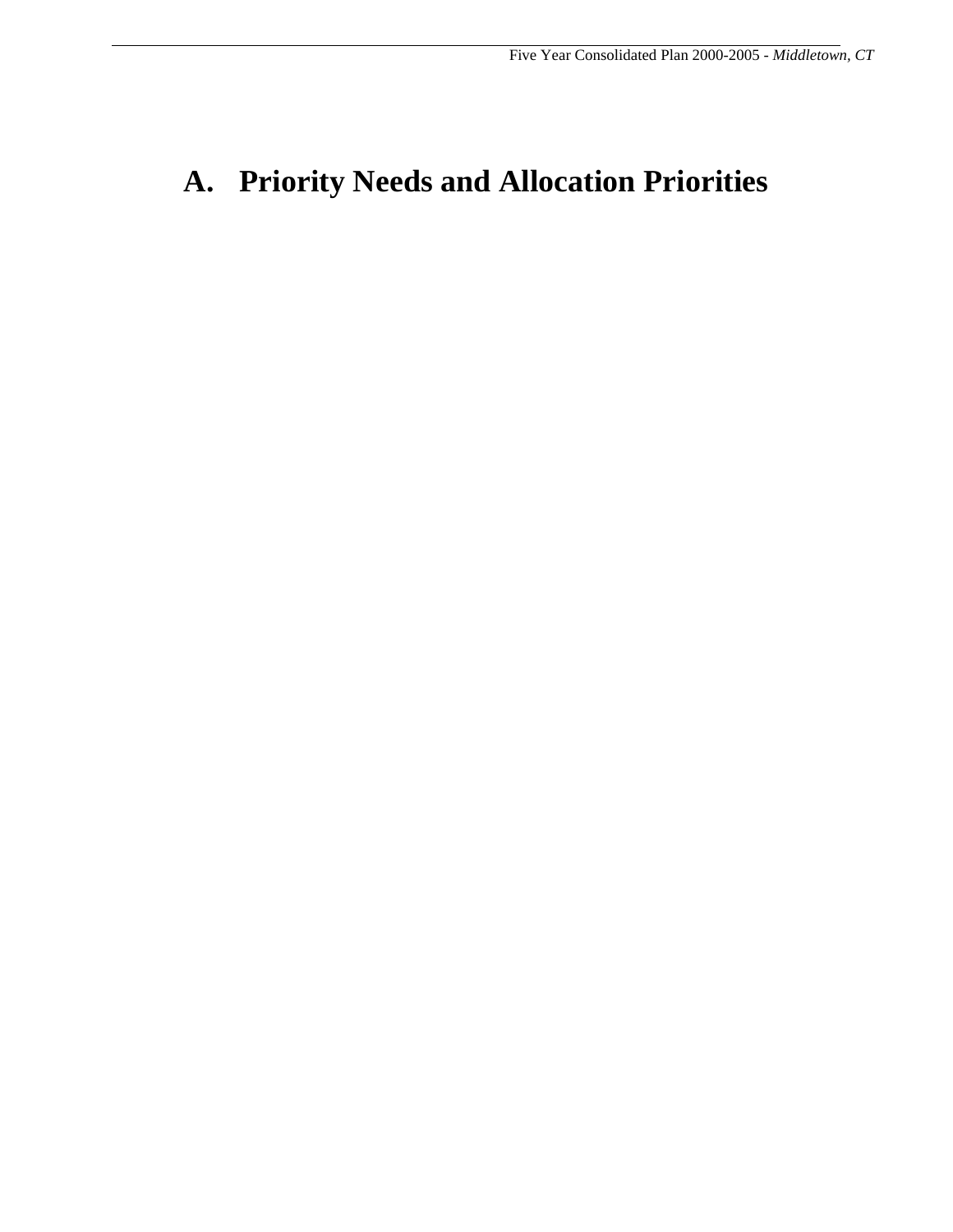# A. Priority Needs and Allocation Priorities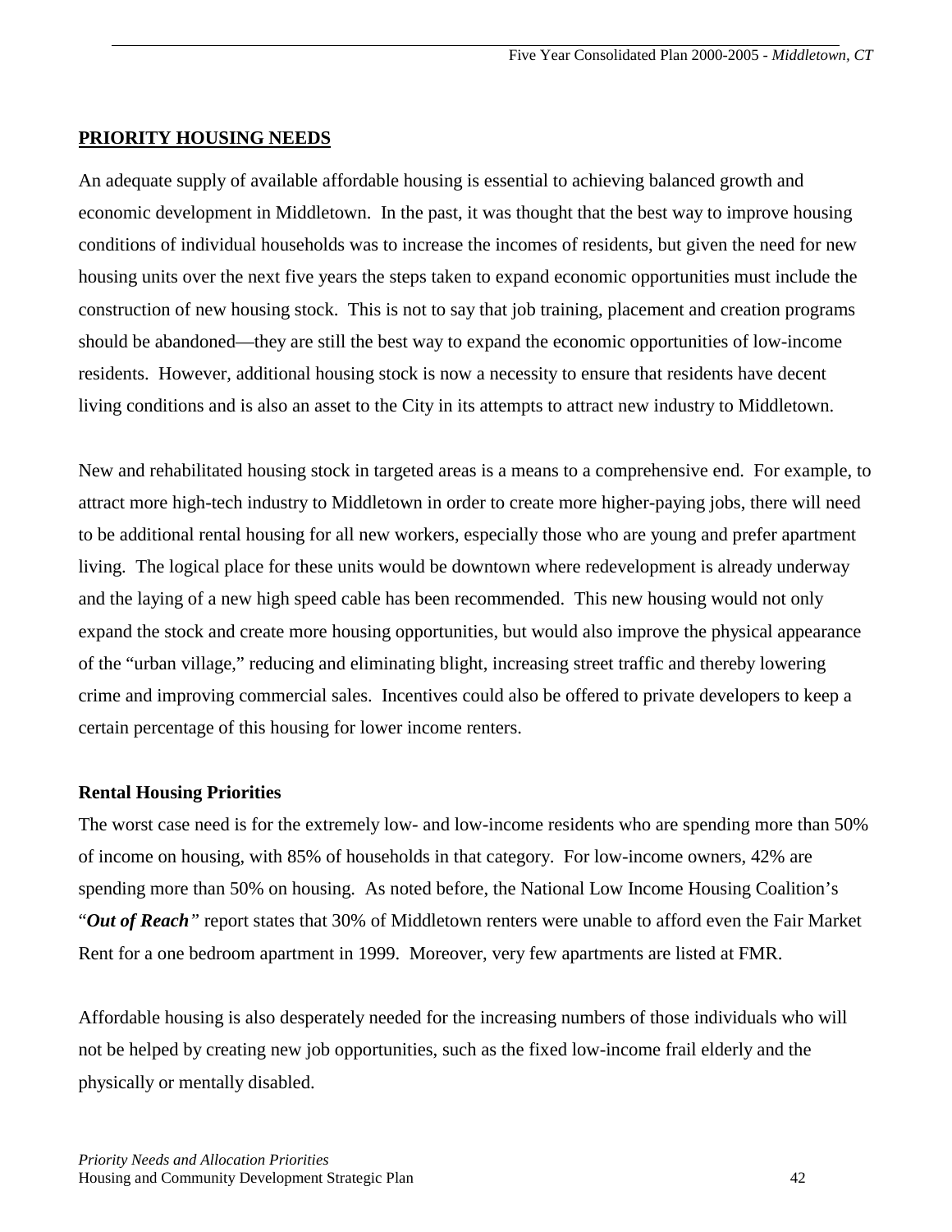## PRIORITY HOUSING NEEDS

An adequate supply of available affordable housing is essential to achieving balanced growth and economic development in Middletown. In the past, it was thought that the best way to improve housing conditions of individual households was to increase the incomes of residents, but given the need for new housing units over the next five years the steps taken to expand economic opportunities must include the construction of new housing stock. This is not to say that job training, placement and creation programs should be abandoned—they are still the best way to expand the economic opportunities of low-income residents. However, additional housing stock is now a necessity to ensure that residents have decent living conditions and is also an asset to the City in its attempts to attract new industry to Middletown.

New and rehabilitated housing stock in targeted areas is a means to a comprehensive end. For example, to attract more high-tech industry to Middletown in order to create more higher-paying jobs, there will need to be additional rental housing for all new workers, especially those who are young and prefer apartment living. The logical place for these units would be downtown where redevelopment is already underway and the laying of a new high speed cable has been recommended. This new housing would not only expand the stock and create more housing opportunities, but would also improve the physical appearance of the "urban village," reducing and eliminating blight, increasing street traffic and thereby lowering crime and improving commercial sales. Incentives could also be offered to private developers to keep a certain percentage of this housing for lower income renters.

### Rental Housing Priorities

The worst case need is for the extremely low- and low-income residents who are spending more than 50% of income on housing, with 85% of households in that category. For low-income owners, 42% are spending more than 50% on housing. As noted before, the National Low Income Housing Coalition's "***Out of Reach***" report states that 30% of Middletown renters were unable to afford even the Fair Market Rent for a one bedroom apartment in 1999. Moreover, very few apartments are listed at FMR.

Affordable housing is also desperately needed for the increasing numbers of those individuals who will not be helped by creating new job opportunities, such as the fixed low-income frail elderly and the physically or mentally disabled.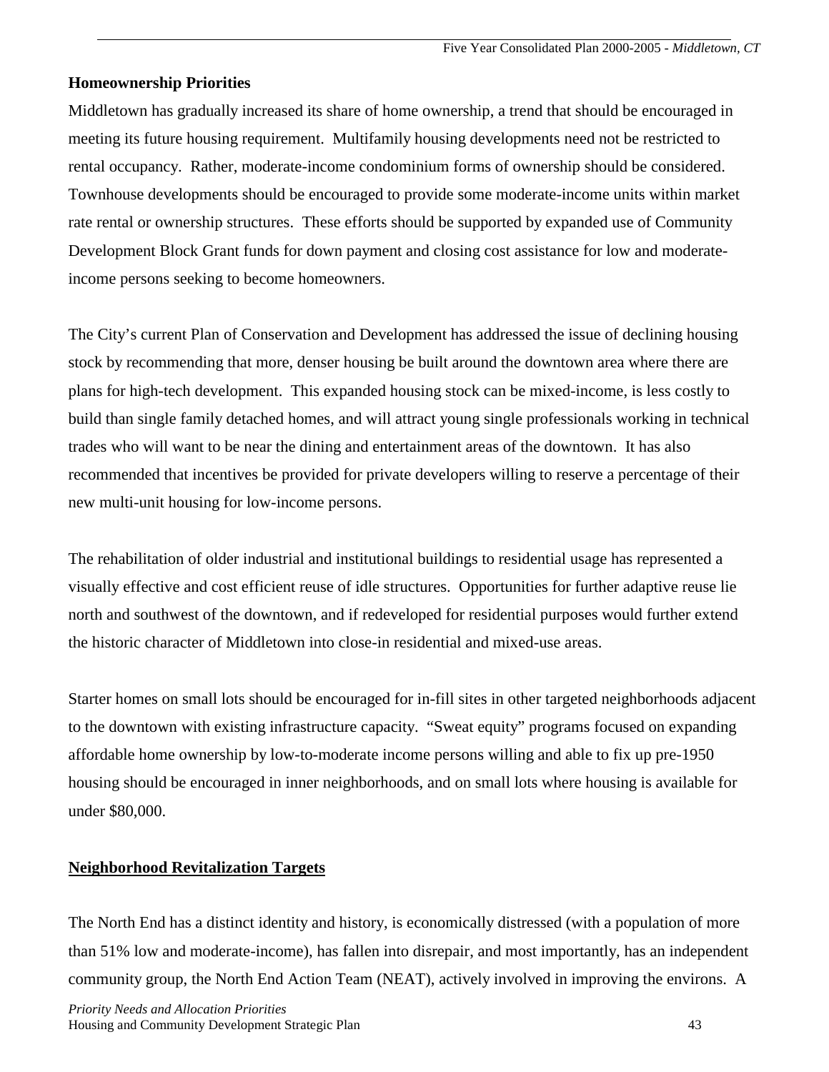**Homeownership Priorities**

Middletown has gradually increased its share of home ownership, a trend that should be encouraged in meeting its future housing requirement. Multifamily housing developments need not be restricted to rental occupancy. Rather, moderate-income condominium forms of ownership should be considered. Townhouse developments should be encouraged to provide some moderate-income units within market rate rental or ownership structures. These efforts should be supported by expanded use of Community Development Block Grant funds for down payment and closing cost assistance for low and moderate-income persons seeking to become homeowners.

The City's current Plan of Conservation and Development has addressed the issue of declining housing stock by recommending that more, denser housing be built around the downtown area where there are plans for high-tech development. This expanded housing stock can be mixed-income, is less costly to build than single family detached homes, and will attract young single professionals working in technical trades who will want to be near the dining and entertainment areas of the downtown. It has also recommended that incentives be provided for private developers willing to reserve a percentage of their new multi-unit housing for low-income persons.

The rehabilitation of older industrial and institutional buildings to residential usage has represented a visually effective and cost efficient reuse of idle structures. Opportunities for further adaptive reuse lie north and southwest of the downtown, and if redeveloped for residential purposes would further extend the historic character of Middletown into close-in residential and mixed-use areas.

Starter homes on small lots should be encouraged for in-fill sites in other targeted neighborhoods adjacent to the downtown with existing infrastructure capacity. "Sweat equity" programs focused on expanding affordable home ownership by low-to-moderate income persons willing and able to fix up pre-1950 housing should be encouraged in inner neighborhoods, and on small lots where housing is available for under $80,000.

**Neighborhood Revitalization Targets**

The North End has a distinct identity and history, is economically distressed (with a population of more than 51% low and moderate-income), has fallen into disrepair, and most importantly, has an independent community group, the North End Action Team (NEAT), actively involved in improving the environs. A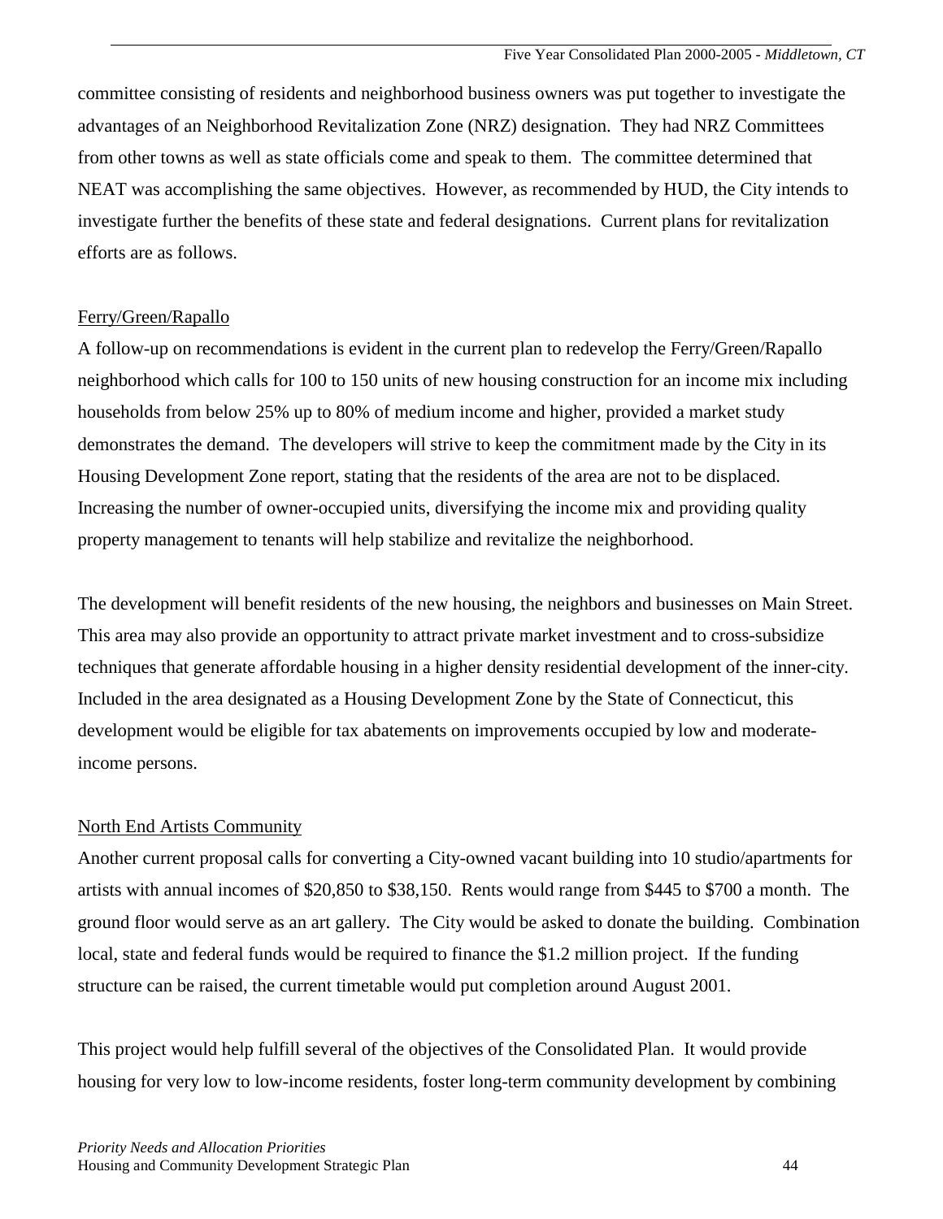committee consisting of residents and neighborhood business owners was put together to investigate the advantages of an Neighborhood Revitalization Zone (NRZ) designation. They had NRZ Committees from other towns as well as state officials come and speak to them. The committee determined that NEAT was accomplishing the same objectives. However, as recommended by HUD, the City intends to investigate further the benefits of these state and federal designations. Current plans for revitalization efforts are as follows.

<u>Ferry/Green/Rapallo</u>

A follow-up on recommendations is evident in the current plan to redevelop the Ferry/Green/Rapallo neighborhood which calls for 100 to 150 units of new housing construction for an income mix including households from below 25% up to 80% of medium income and higher, provided a market study demonstrates the demand. The developers will strive to keep the commitment made by the City in its Housing Development Zone report, stating that the residents of the area are not to be displaced. Increasing the number of owner-occupied units, diversifying the income mix and providing quality property management to tenants will help stabilize and revitalize the neighborhood.

The development will benefit residents of the new housing, the neighbors and businesses on Main Street. This area may also provide an opportunity to attract private market investment and to cross-subsidize techniques that generate affordable housing in a higher density residential development of the inner-city. Included in the area designated as a Housing Development Zone by the State of Connecticut, this development would be eligible for tax abatements on improvements occupied by low and moderate-income persons.

<u>North End Artists Community</u>

Another current proposal calls for converting a City-owned vacant building into 10 studio/apartments for artists with annual incomes of $20,850 to $38,150. Rents would range from $445 to $700 a month. The ground floor would serve as an art gallery. The City would be asked to donate the building. Combination local, state and federal funds would be required to finance the $1.2 million project. If the funding structure can be raised, the current timetable would put completion around August 2001.

This project would help fulfill several of the objectives of the Consolidated Plan. It would provide housing for very low to low-income residents, foster long-term community development by combining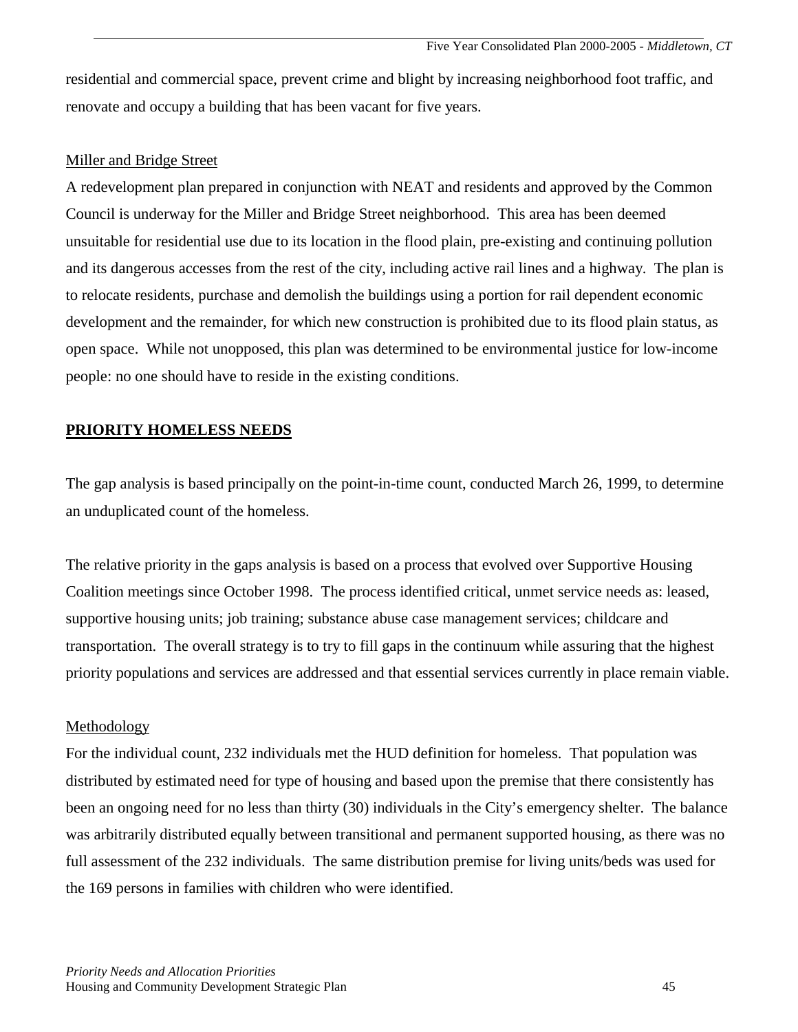residential and commercial space, prevent crime and blight by increasing neighborhood foot traffic, and renovate and occupy a building that has been vacant for five years.

Miller and Bridge Street

A redevelopment plan prepared in conjunction with NEAT and residents and approved by the Common Council is underway for the Miller and Bridge Street neighborhood. This area has been deemed unsuitable for residential use due to its location in the flood plain, pre-existing and continuing pollution and its dangerous accesses from the rest of the city, including active rail lines and a highway. The plan is to relocate residents, purchase and demolish the buildings using a portion for rail dependent economic development and the remainder, for which new construction is prohibited due to its flood plain status, as open space. While not unopposed, this plan was determined to be environmental justice for low-income people: no one should have to reside in the existing conditions.

## PRIORITY HOMELESS NEEDS

The gap analysis is based principally on the point-in-time count, conducted March 26, 1999, to determine an unduplicated count of the homeless.

The relative priority in the gaps analysis is based on a process that evolved over Supportive Housing Coalition meetings since October 1998. The process identified critical, unmet service needs as: leased, supportive housing units; job training; substance abuse case management services; childcare and transportation. The overall strategy is to try to fill gaps in the continuum while assuring that the highest priority populations and services are addressed and that essential services currently in place remain viable.

Methodology

For the individual count, 232 individuals met the HUD definition for homeless. That population was distributed by estimated need for type of housing and based upon the premise that there consistently has been an ongoing need for no less than thirty (30) individuals in the City's emergency shelter. The balance was arbitrarily distributed equally between transitional and permanent supported housing, as there was no full assessment of the 232 individuals. The same distribution premise for living units/beds was used for the 169 persons in families with children who were identified.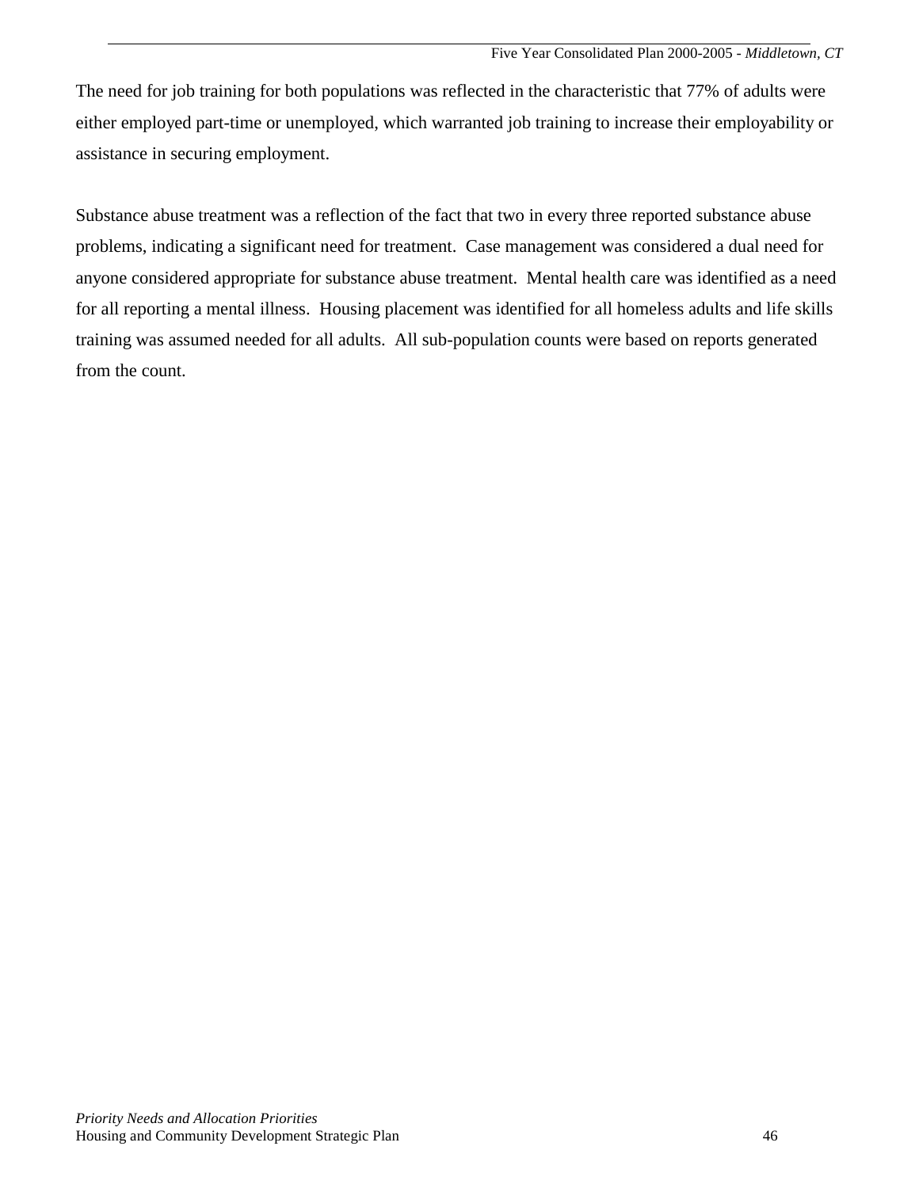The need for job training for both populations was reflected in the characteristic that 77% of adults were either employed part-time or unemployed, which warranted job training to increase their employability or assistance in securing employment.

Substance abuse treatment was a reflection of the fact that two in every three reported substance abuse problems, indicating a significant need for treatment. Case management was considered a dual need for anyone considered appropriate for substance abuse treatment. Mental health care was identified as a need for all reporting a mental illness. Housing placement was identified for all homeless adults and life skills training was assumed needed for all adults. All sub-population counts were based on reports generated from the count.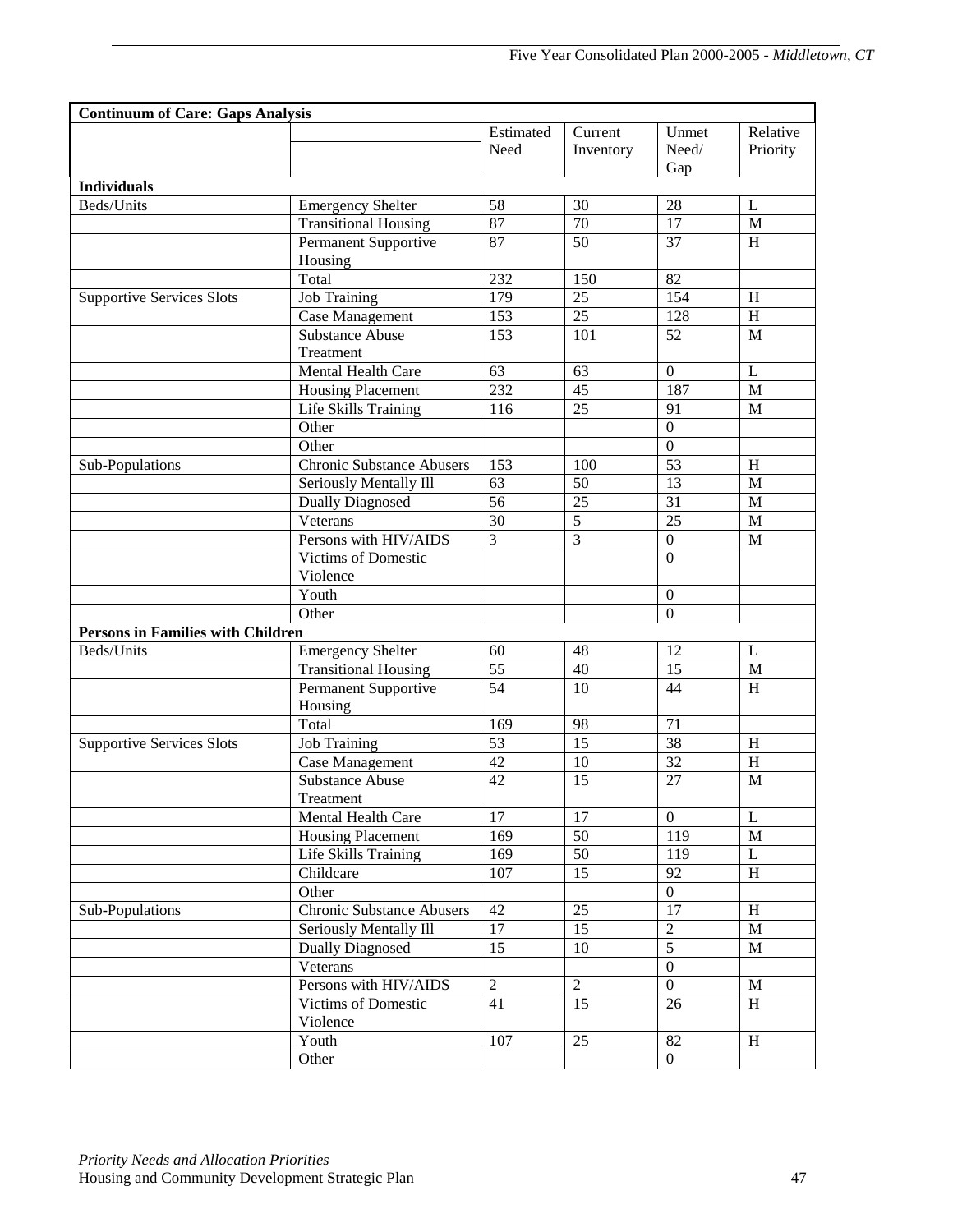| Continuum of Care: Gaps Analysis | | | | | |
|---|---|---|---|---|---|
| | | Estimated Need | Current Inventory | Unmet Need/ Gap | Relative Priority |
| **Individuals** | | | | | |
| Beds/Units | Emergency Shelter | 58 | 30 | 28 | L |
| | Transitional Housing | 87 | 70 | 17 | M |
| | Permanent Supportive Housing | 87 | 50 | 37 | H |
| | Total | 232 | 150 | 82 | |
| Supportive Services Slots | Job Training | 179 | 25 | 154 | H |
| | Case Management | 153 | 25 | 128 | H |
| | Substance Abuse Treatment | 153 | 101 | 52 | M |
| | Mental Health Care | 63 | 63 | 0 | L |
| | Housing Placement | 232 | 45 | 187 | M |
| | Life Skills Training | 116 | 25 | 91 | M |
| | Other | | | 0 | |
| | Other | | | 0 | |
| Sub-Populations | Chronic Substance Abusers | 153 | 100 | 53 | H |
| | Seriously Mentally Ill | 63 | 50 | 13 | M |
| | Dually Diagnosed | 56 | 25 | 31 | M |
| | Veterans | 30 | 5 | 25 | M |
| | Persons with HIV/AIDS | 3 | 3 | 0 | M |
| | Victims of Domestic Violence | | | 0 | |
| | Youth | | | 0 | |
| | Other | | | 0 | |
| **Persons in Families with Children** | | | | | |
| Beds/Units | Emergency Shelter | 60 | 48 | 12 | L |
| | Transitional Housing | 55 | 40 | 15 | M |
| | Permanent Supportive Housing | 54 | 10 | 44 | H |
| | Total | 169 | 98 | 71 | |
| Supportive Services Slots | Job Training | 53 | 15 | 38 | H |
| | Case Management | 42 | 10 | 32 | H |
| | Substance Abuse Treatment | 42 | 15 | 27 | M |
| | Mental Health Care | 17 | 17 | 0 | L |
| | Housing Placement | 169 | 50 | 119 | M |
| | Life Skills Training | 169 | 50 | 119 | L |
| | Childcare | 107 | 15 | 92 | H |
| | Other | | | 0 | |
| Sub-Populations | Chronic Substance Abusers | 42 | 25 | 17 | H |
| | Seriously Mentally Ill | 17 | 15 | 2 | M |
| | Dually Diagnosed | 15 | 10 | 5 | M |
| | Veterans | | | 0 | |
| | Persons with HIV/AIDS | 2 | 2 | 0 | M |
| | Victims of Domestic Violence | 41 | 15 | 26 | H |
| | Youth | 107 | 25 | 82 | H |
| | Other | | | 0 | |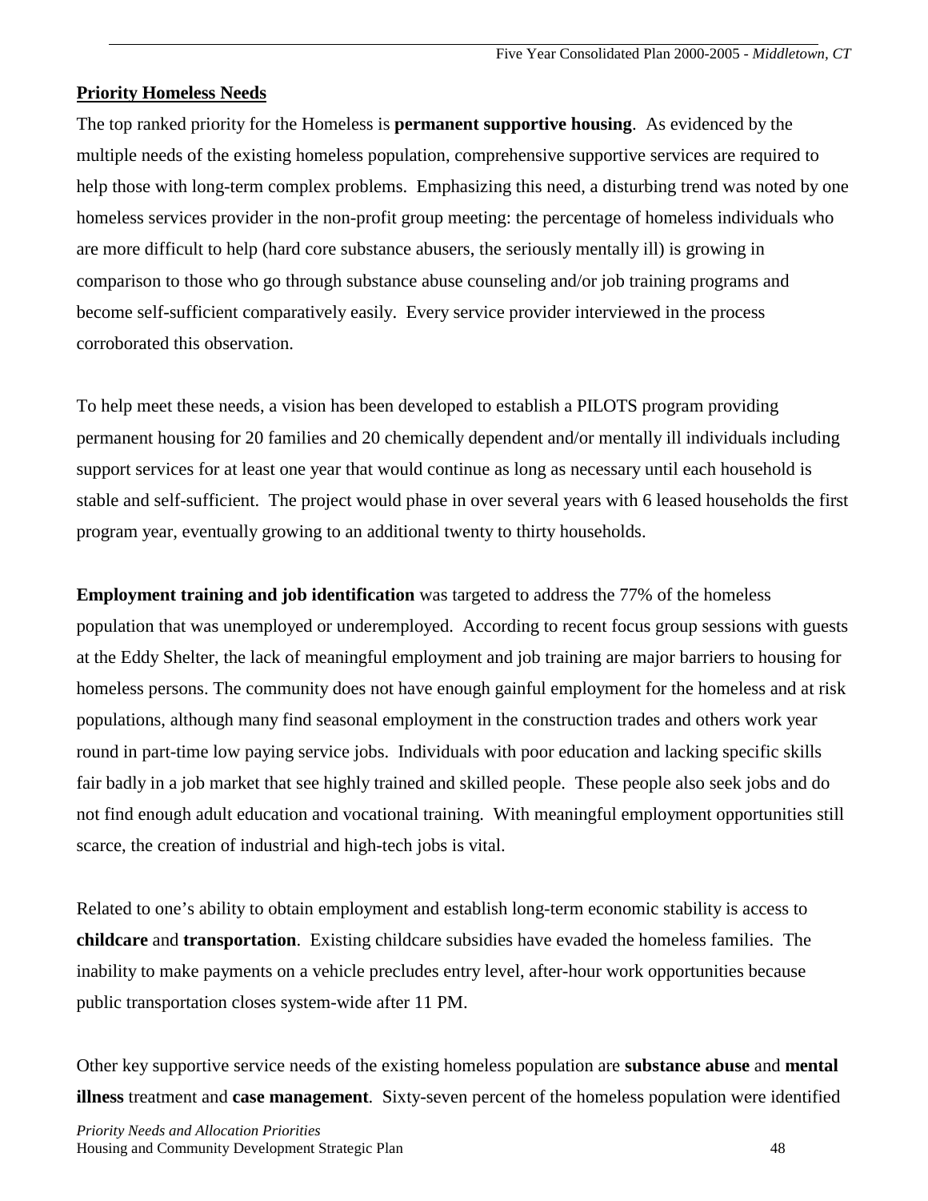**Priority Homeless Needs**

The top ranked priority for the Homeless is **permanent supportive housing**. As evidenced by the multiple needs of the existing homeless population, comprehensive supportive services are required to help those with long-term complex problems. Emphasizing this need, a disturbing trend was noted by one homeless services provider in the non-profit group meeting: the percentage of homeless individuals who are more difficult to help (hard core substance abusers, the seriously mentally ill) is growing in comparison to those who go through substance abuse counseling and/or job training programs and become self-sufficient comparatively easily. Every service provider interviewed in the process corroborated this observation.

To help meet these needs, a vision has been developed to establish a PILOTS program providing permanent housing for 20 families and 20 chemically dependent and/or mentally ill individuals including support services for at least one year that would continue as long as necessary until each household is stable and self-sufficient. The project would phase in over several years with 6 leased households the first program year, eventually growing to an additional twenty to thirty households.

**Employment training and job identification** was targeted to address the 77% of the homeless population that was unemployed or underemployed. According to recent focus group sessions with guests at the Eddy Shelter, the lack of meaningful employment and job training are major barriers to housing for homeless persons. The community does not have enough gainful employment for the homeless and at risk populations, although many find seasonal employment in the construction trades and others work year round in part-time low paying service jobs. Individuals with poor education and lacking specific skills fair badly in a job market that see highly trained and skilled people. These people also seek jobs and do not find enough adult education and vocational training. With meaningful employment opportunities still scarce, the creation of industrial and high-tech jobs is vital.

Related to one's ability to obtain employment and establish long-term economic stability is access to **childcare** and **transportation**. Existing childcare subsidies have evaded the homeless families. The inability to make payments on a vehicle precludes entry level, after-hour work opportunities because public transportation closes system-wide after 11 PM.

Other key supportive service needs of the existing homeless population are **substance abuse** and **mental illness** treatment and **case management**. Sixty-seven percent of the homeless population were identified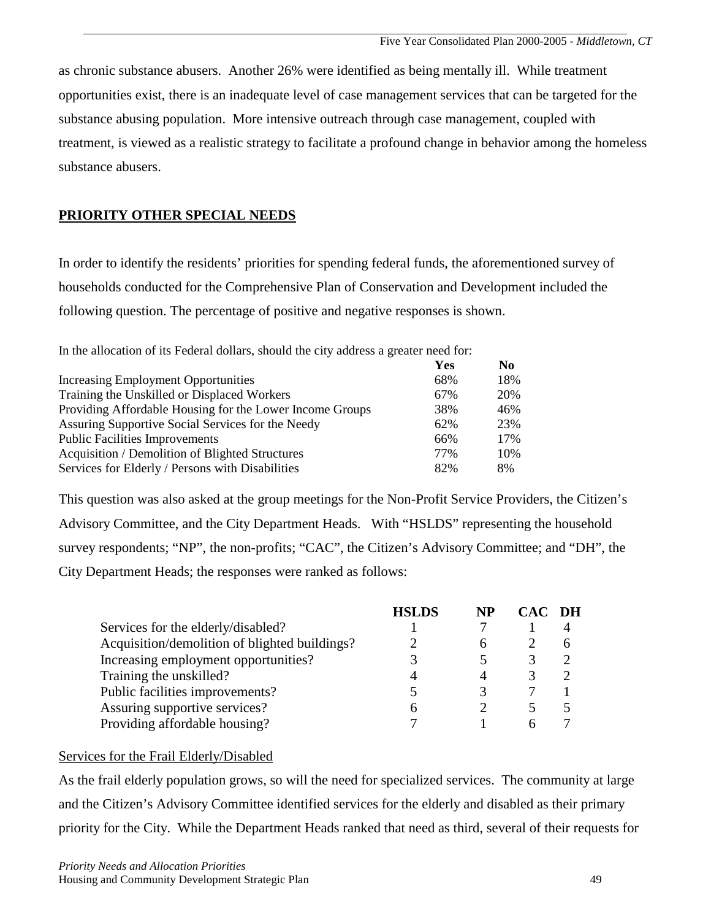as chronic substance abusers. Another 26% were identified as being mentally ill. While treatment opportunities exist, there is an inadequate level of case management services that can be targeted for the substance abusing population. More intensive outreach through case management, coupled with treatment, is viewed as a realistic strategy to facilitate a profound change in behavior among the homeless substance abusers.

## PRIORITY OTHER SPECIAL NEEDS

In order to identify the residents' priorities for spending federal funds, the aforementioned survey of households conducted for the Comprehensive Plan of Conservation and Development included the following question. The percentage of positive and negative responses is shown.

In the allocation of its Federal dollars, should the city address a greater need for:

| | Yes | No |
|---|---|---|
| Increasing Employment Opportunities | 68% | 18% |
| Training the Unskilled or Displaced Workers | 67% | 20% |
| Providing Affordable Housing for the Lower Income Groups | 38% | 46% |
| Assuring Supportive Social Services for the Needy | 62% | 23% |
| Public Facilities Improvements | 66% | 17% |
| Acquisition / Demolition of Blighted Structures | 77% | 10% |
| Services for Elderly / Persons with Disabilities | 82% | 8% |

This question was also asked at the group meetings for the Non-Profit Service Providers, the Citizen's Advisory Committee, and the City Department Heads. With "HSLDS" representing the household survey respondents; "NP", the non-profits; "CAC", the Citizen's Advisory Committee; and "DH", the City Department Heads; the responses were ranked as follows:

| | HSLDS | NP | CAC | DH |
|---|---|---|---|---|
| Services for the elderly/disabled? | 1 | 7 | 1 | 4 |
| Acquisition/demolition of blighted buildings? | 2 | 6 | 2 | 6 |
| Increasing employment opportunities? | 3 | 5 | 3 | 2 |
| Training the unskilled? | 4 | 4 | 3 | 2 |
| Public facilities improvements? | 5 | 3 | 7 | 1 |
| Assuring supportive services? | 6 | 2 | 5 | 5 |
| Providing affordable housing? | 7 | 1 | 6 | 7 |

Services for the Frail Elderly/Disabled

As the frail elderly population grows, so will the need for specialized services. The community at large and the Citizen's Advisory Committee identified services for the elderly and disabled as their primary priority for the City. While the Department Heads ranked that need as third, several of their requests for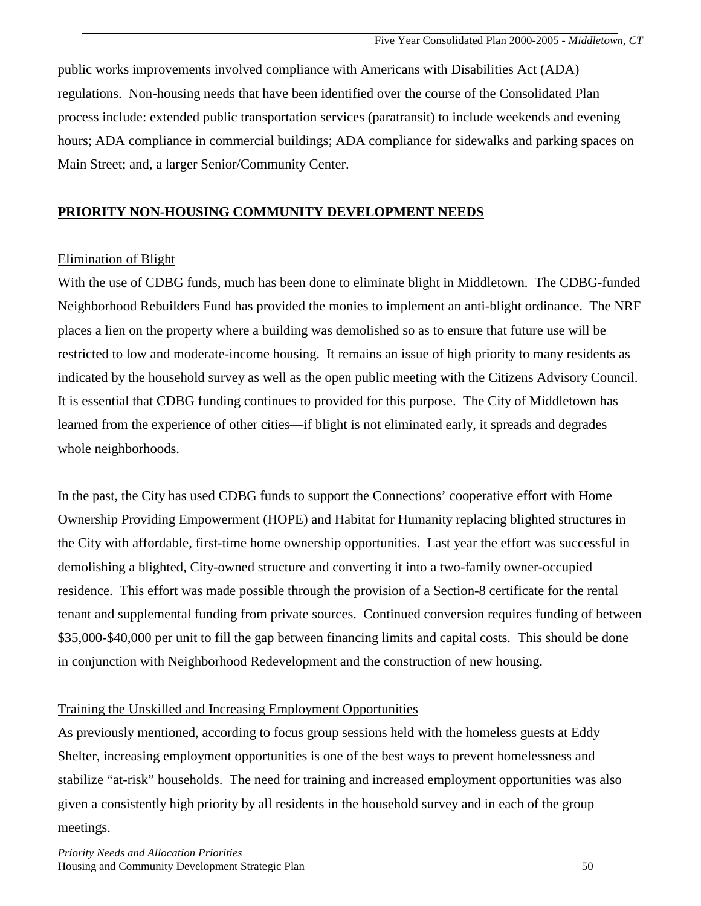public works improvements involved compliance with Americans with Disabilities Act (ADA) regulations. Non-housing needs that have been identified over the course of the Consolidated Plan process include: extended public transportation services (paratransit) to include weekends and evening hours; ADA compliance in commercial buildings; ADA compliance for sidewalks and parking spaces on Main Street; and, a larger Senior/Community Center.

## PRIORITY NON-HOUSING COMMUNITY DEVELOPMENT NEEDS

### Elimination of Blight

With the use of CDBG funds, much has been done to eliminate blight in Middletown. The CDBG-funded Neighborhood Rebuilders Fund has provided the monies to implement an anti-blight ordinance. The NRF places a lien on the property where a building was demolished so as to ensure that future use will be restricted to low and moderate-income housing. It remains an issue of high priority to many residents as indicated by the household survey as well as the open public meeting with the Citizens Advisory Council. It is essential that CDBG funding continues to provided for this purpose. The City of Middletown has learned from the experience of other cities—if blight is not eliminated early, it spreads and degrades whole neighborhoods.

In the past, the City has used CDBG funds to support the Connections' cooperative effort with Home Ownership Providing Empowerment (HOPE) and Habitat for Humanity replacing blighted structures in the City with affordable, first-time home ownership opportunities. Last year the effort was successful in demolishing a blighted, City-owned structure and converting it into a two-family owner-occupied residence. This effort was made possible through the provision of a Section-8 certificate for the rental tenant and supplemental funding from private sources. Continued conversion requires funding of between $35,000-$40,000 per unit to fill the gap between financing limits and capital costs. This should be done in conjunction with Neighborhood Redevelopment and the construction of new housing.

### Training the Unskilled and Increasing Employment Opportunities

As previously mentioned, according to focus group sessions held with the homeless guests at Eddy Shelter, increasing employment opportunities is one of the best ways to prevent homelessness and stabilize "at-risk" households. The need for training and increased employment opportunities was also given a consistently high priority by all residents in the household survey and in each of the group meetings.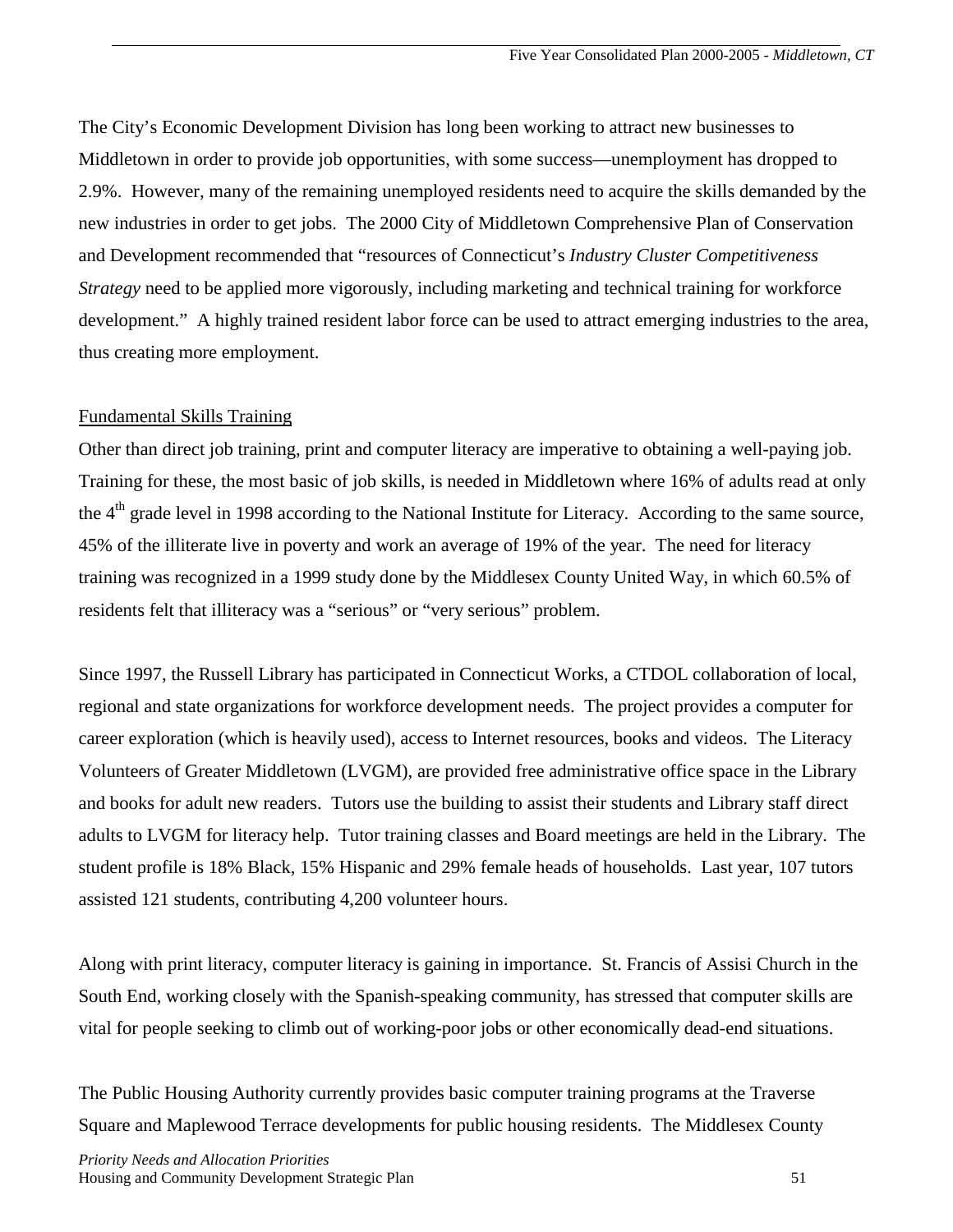The City's Economic Development Division has long been working to attract new businesses to Middletown in order to provide job opportunities, with some success—unemployment has dropped to 2.9%. However, many of the remaining unemployed residents need to acquire the skills demanded by the new industries in order to get jobs. The 2000 City of Middletown Comprehensive Plan of Conservation and Development recommended that "resources of Connecticut's *Industry Cluster Competitiveness Strategy* need to be applied more vigorously, including marketing and technical training for workforce development." A highly trained resident labor force can be used to attract emerging industries to the area, thus creating more employment.

Fundamental Skills Training

Other than direct job training, print and computer literacy are imperative to obtaining a well-paying job. Training for these, the most basic of job skills, is needed in Middletown where 16% of adults read at only the 4th grade level in 1998 according to the National Institute for Literacy. According to the same source, 45% of the illiterate live in poverty and work an average of 19% of the year. The need for literacy training was recognized in a 1999 study done by the Middlesex County United Way, in which 60.5% of residents felt that illiteracy was a "serious" or "very serious" problem.

Since 1997, the Russell Library has participated in Connecticut Works, a CTDOL collaboration of local, regional and state organizations for workforce development needs. The project provides a computer for career exploration (which is heavily used), access to Internet resources, books and videos. The Literacy Volunteers of Greater Middletown (LVGM), are provided free administrative office space in the Library and books for adult new readers. Tutors use the building to assist their students and Library staff direct adults to LVGM for literacy help. Tutor training classes and Board meetings are held in the Library. The student profile is 18% Black, 15% Hispanic and 29% female heads of households. Last year, 107 tutors assisted 121 students, contributing 4,200 volunteer hours.

Along with print literacy, computer literacy is gaining in importance. St. Francis of Assisi Church in the South End, working closely with the Spanish-speaking community, has stressed that computer skills are vital for people seeking to climb out of working-poor jobs or other economically dead-end situations.

The Public Housing Authority currently provides basic computer training programs at the Traverse Square and Maplewood Terrace developments for public housing residents. The Middlesex County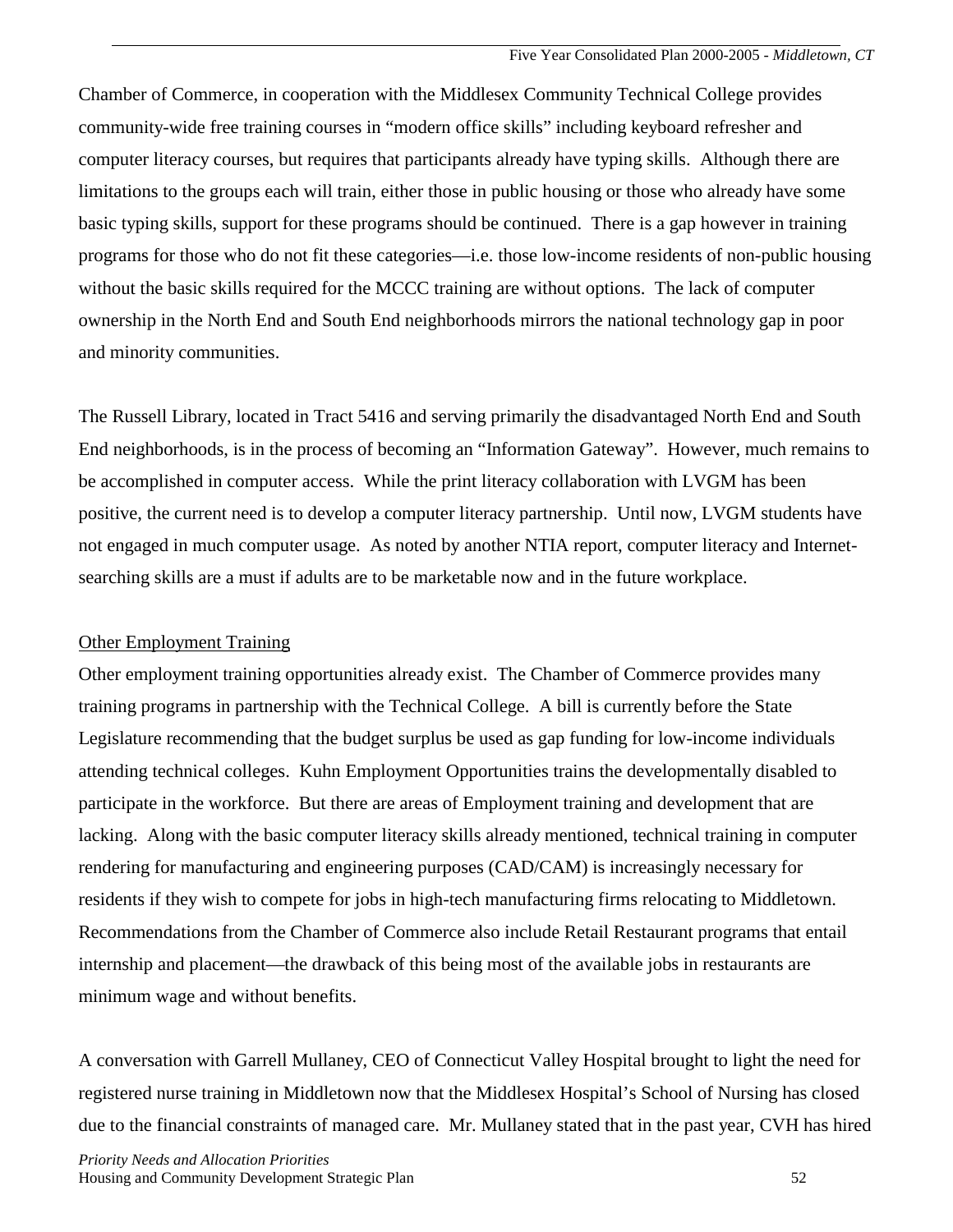Chamber of Commerce, in cooperation with the Middlesex Community Technical College provides community-wide free training courses in "modern office skills" including keyboard refresher and computer literacy courses, but requires that participants already have typing skills. Although there are limitations to the groups each will train, either those in public housing or those who already have some basic typing skills, support for these programs should be continued. There is a gap however in training programs for those who do not fit these categories—i.e. those low-income residents of non-public housing without the basic skills required for the MCCC training are without options. The lack of computer ownership in the North End and South End neighborhoods mirrors the national technology gap in poor and minority communities.

The Russell Library, located in Tract 5416 and serving primarily the disadvantaged North End and South End neighborhoods, is in the process of becoming an "Information Gateway". However, much remains to be accomplished in computer access. While the print literacy collaboration with LVGM has been positive, the current need is to develop a computer literacy partnership. Until now, LVGM students have not engaged in much computer usage. As noted by another NTIA report, computer literacy and Internet-searching skills are a must if adults are to be marketable now and in the future workplace.

<u>Other Employment Training</u>

Other employment training opportunities already exist. The Chamber of Commerce provides many training programs in partnership with the Technical College. A bill is currently before the State Legislature recommending that the budget surplus be used as gap funding for low-income individuals attending technical colleges. Kuhn Employment Opportunities trains the developmentally disabled to participate in the workforce. But there are areas of Employment training and development that are lacking. Along with the basic computer literacy skills already mentioned, technical training in computer rendering for manufacturing and engineering purposes (CAD/CAM) is increasingly necessary for residents if they wish to compete for jobs in high-tech manufacturing firms relocating to Middletown. Recommendations from the Chamber of Commerce also include Retail Restaurant programs that entail internship and placement—the drawback of this being most of the available jobs in restaurants are minimum wage and without benefits.

A conversation with Garrell Mullaney, CEO of Connecticut Valley Hospital brought to light the need for registered nurse training in Middletown now that the Middlesex Hospital's School of Nursing has closed due to the financial constraints of managed care. Mr. Mullaney stated that in the past year, CVH has hired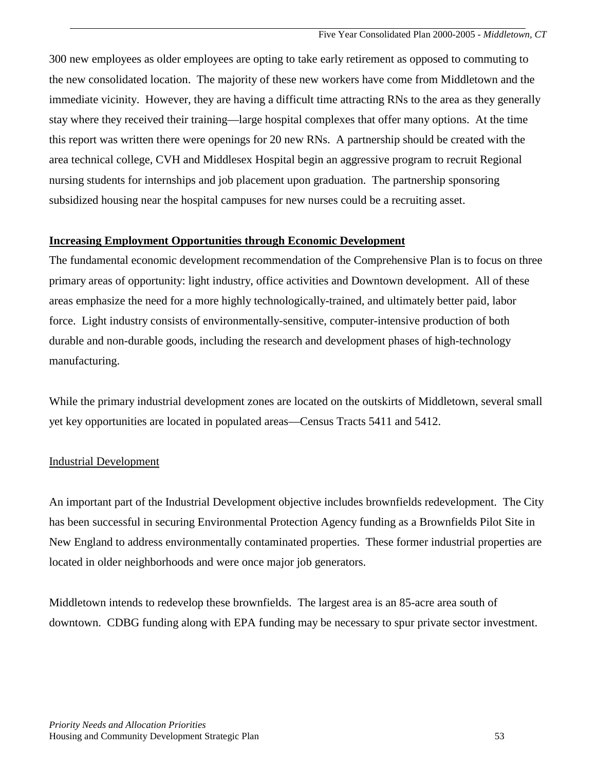300 new employees as older employees are opting to take early retirement as opposed to commuting to the new consolidated location. The majority of these new workers have come from Middletown and the immediate vicinity. However, they are having a difficult time attracting RNs to the area as they generally stay where they received their training—large hospital complexes that offer many options. At the time this report was written there were openings for 20 new RNs. A partnership should be created with the area technical college, CVH and Middlesex Hospital begin an aggressive program to recruit Regional nursing students for internships and job placement upon graduation. The partnership sponsoring subsidized housing near the hospital campuses for new nurses could be a recruiting asset.

## Increasing Employment Opportunities through Economic Development

The fundamental economic development recommendation of the Comprehensive Plan is to focus on three primary areas of opportunity: light industry, office activities and Downtown development. All of these areas emphasize the need for a more highly technologically-trained, and ultimately better paid, labor force. Light industry consists of environmentally-sensitive, computer-intensive production of both durable and non-durable goods, including the research and development phases of high-technology manufacturing.

While the primary industrial development zones are located on the outskirts of Middletown, several small yet key opportunities are located in populated areas—Census Tracts 5411 and 5412.

### Industrial Development

An important part of the Industrial Development objective includes brownfields redevelopment. The City has been successful in securing Environmental Protection Agency funding as a Brownfields Pilot Site in New England to address environmentally contaminated properties. These former industrial properties are located in older neighborhoods and were once major job generators.

Middletown intends to redevelop these brownfields. The largest area is an 85-acre area south of downtown. CDBG funding along with EPA funding may be necessary to spur private sector investment.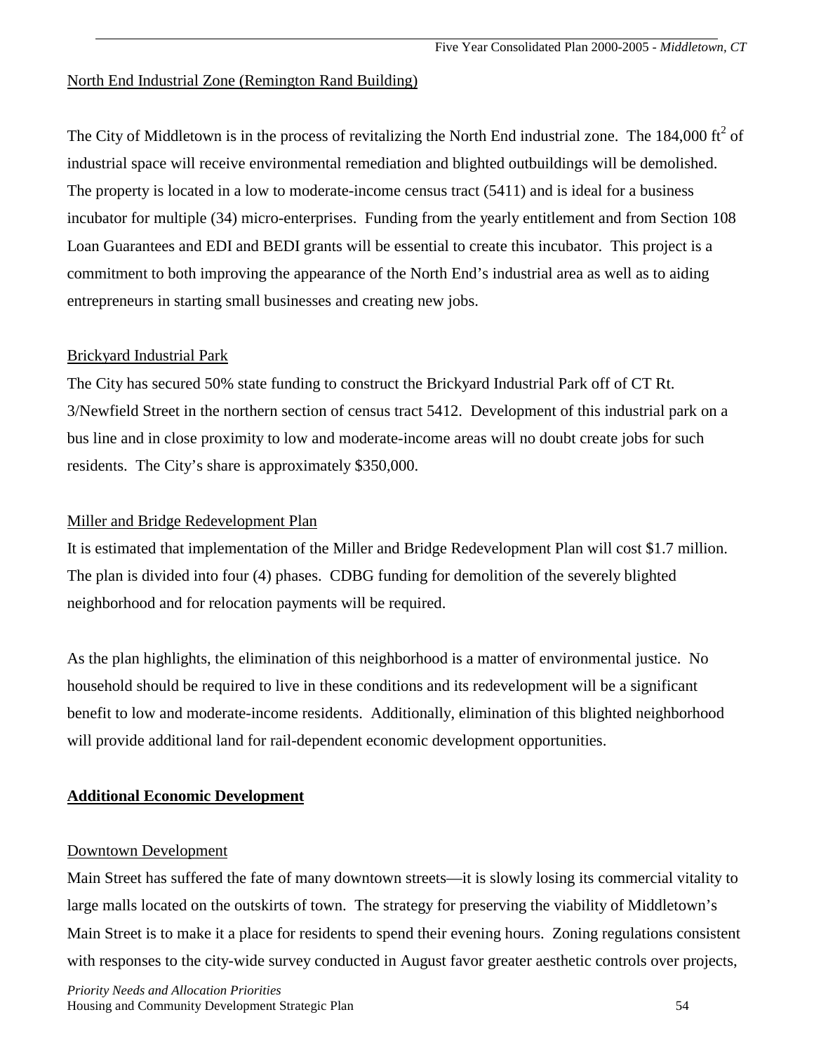North End Industrial Zone (Remington Rand Building)

The City of Middletown is in the process of revitalizing the North End industrial zone. The 184,000 $ft^2$ of industrial space will receive environmental remediation and blighted outbuildings will be demolished. The property is located in a low to moderate-income census tract (5411) and is ideal for a business incubator for multiple (34) micro-enterprises. Funding from the yearly entitlement and from Section 108 Loan Guarantees and EDI and BEDI grants will be essential to create this incubator. This project is a commitment to both improving the appearance of the North End's industrial area as well as to aiding entrepreneurs in starting small businesses and creating new jobs.

Brickyard Industrial Park

The City has secured 50% state funding to construct the Brickyard Industrial Park off of CT Rt. 3/Newfield Street in the northern section of census tract 5412. Development of this industrial park on a bus line and in close proximity to low and moderate-income areas will no doubt create jobs for such residents. The City's share is approximately $350,000.

Miller and Bridge Redevelopment Plan

It is estimated that implementation of the Miller and Bridge Redevelopment Plan will cost $1.7 million. The plan is divided into four (4) phases. CDBG funding for demolition of the severely blighted neighborhood and for relocation payments will be required.

As the plan highlights, the elimination of this neighborhood is a matter of environmental justice. No household should be required to live in these conditions and its redevelopment will be a significant benefit to low and moderate-income residents. Additionally, elimination of this blighted neighborhood will provide additional land for rail-dependent economic development opportunities.

## Additional Economic Development

Downtown Development

Main Street has suffered the fate of many downtown streets—it is slowly losing its commercial vitality to large malls located on the outskirts of town. The strategy for preserving the viability of Middletown's Main Street is to make it a place for residents to spend their evening hours. Zoning regulations consistent with responses to the city-wide survey conducted in August favor greater aesthetic controls over projects,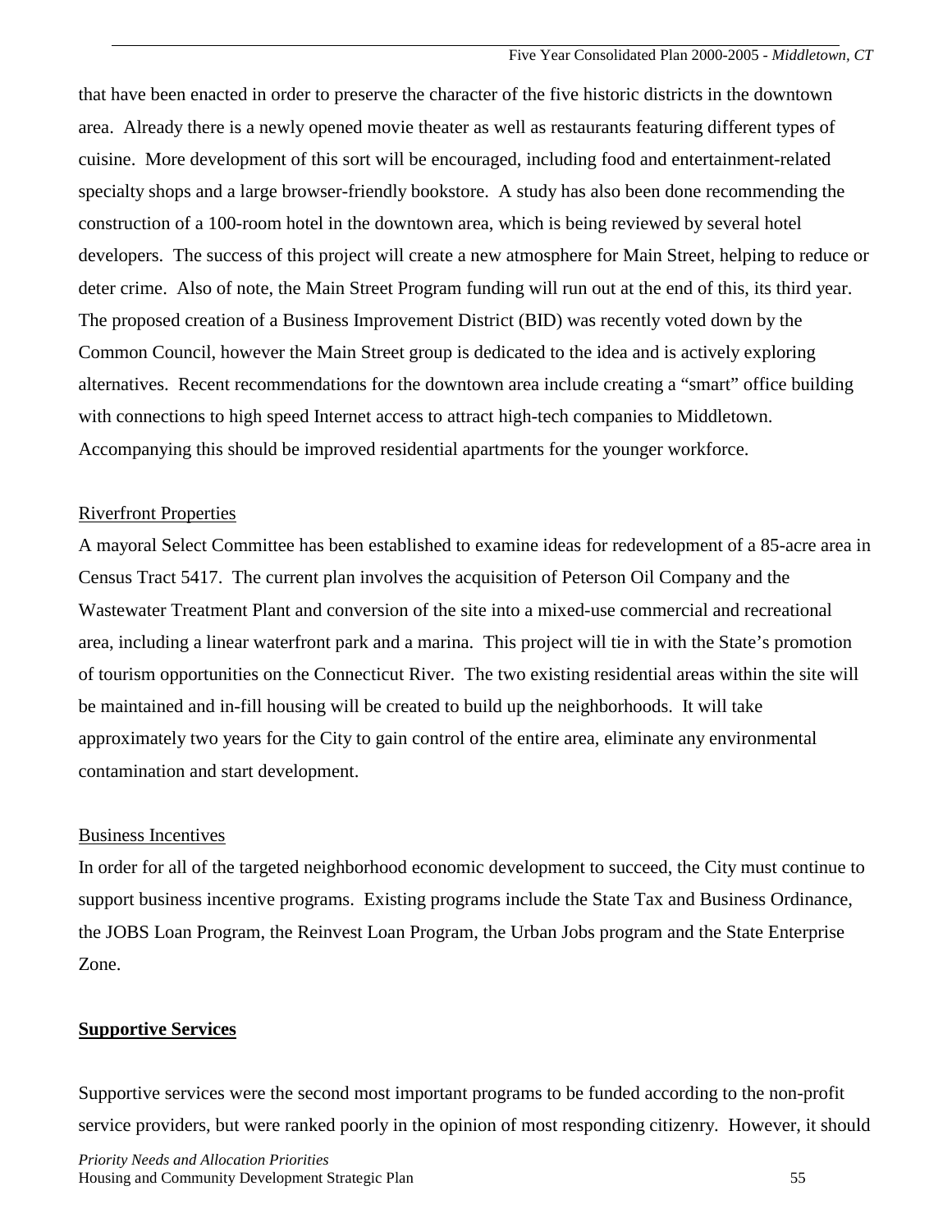that have been enacted in order to preserve the character of the five historic districts in the downtown area. Already there is a newly opened movie theater as well as restaurants featuring different types of cuisine. More development of this sort will be encouraged, including food and entertainment-related specialty shops and a large browser-friendly bookstore. A study has also been done recommending the construction of a 100-room hotel in the downtown area, which is being reviewed by several hotel developers. The success of this project will create a new atmosphere for Main Street, helping to reduce or deter crime. Also of note, the Main Street Program funding will run out at the end of this, its third year. The proposed creation of a Business Improvement District (BID) was recently voted down by the Common Council, however the Main Street group is dedicated to the idea and is actively exploring alternatives. Recent recommendations for the downtown area include creating a "smart" office building with connections to high speed Internet access to attract high-tech companies to Middletown. Accompanying this should be improved residential apartments for the younger workforce.

Riverfront Properties

A mayoral Select Committee has been established to examine ideas for redevelopment of a 85-acre area in Census Tract 5417. The current plan involves the acquisition of Peterson Oil Company and the Wastewater Treatment Plant and conversion of the site into a mixed-use commercial and recreational area, including a linear waterfront park and a marina. This project will tie in with the State's promotion of tourism opportunities on the Connecticut River. The two existing residential areas within the site will be maintained and in-fill housing will be created to build up the neighborhoods. It will take approximately two years for the City to gain control of the entire area, eliminate any environmental contamination and start development.

Business Incentives

In order for all of the targeted neighborhood economic development to succeed, the City must continue to support business incentive programs. Existing programs include the State Tax and Business Ordinance, the JOBS Loan Program, the Reinvest Loan Program, the Urban Jobs program and the State Enterprise Zone.

## Supportive Services

Supportive services were the second most important programs to be funded according to the non-profit service providers, but were ranked poorly in the opinion of most responding citizenry. However, it should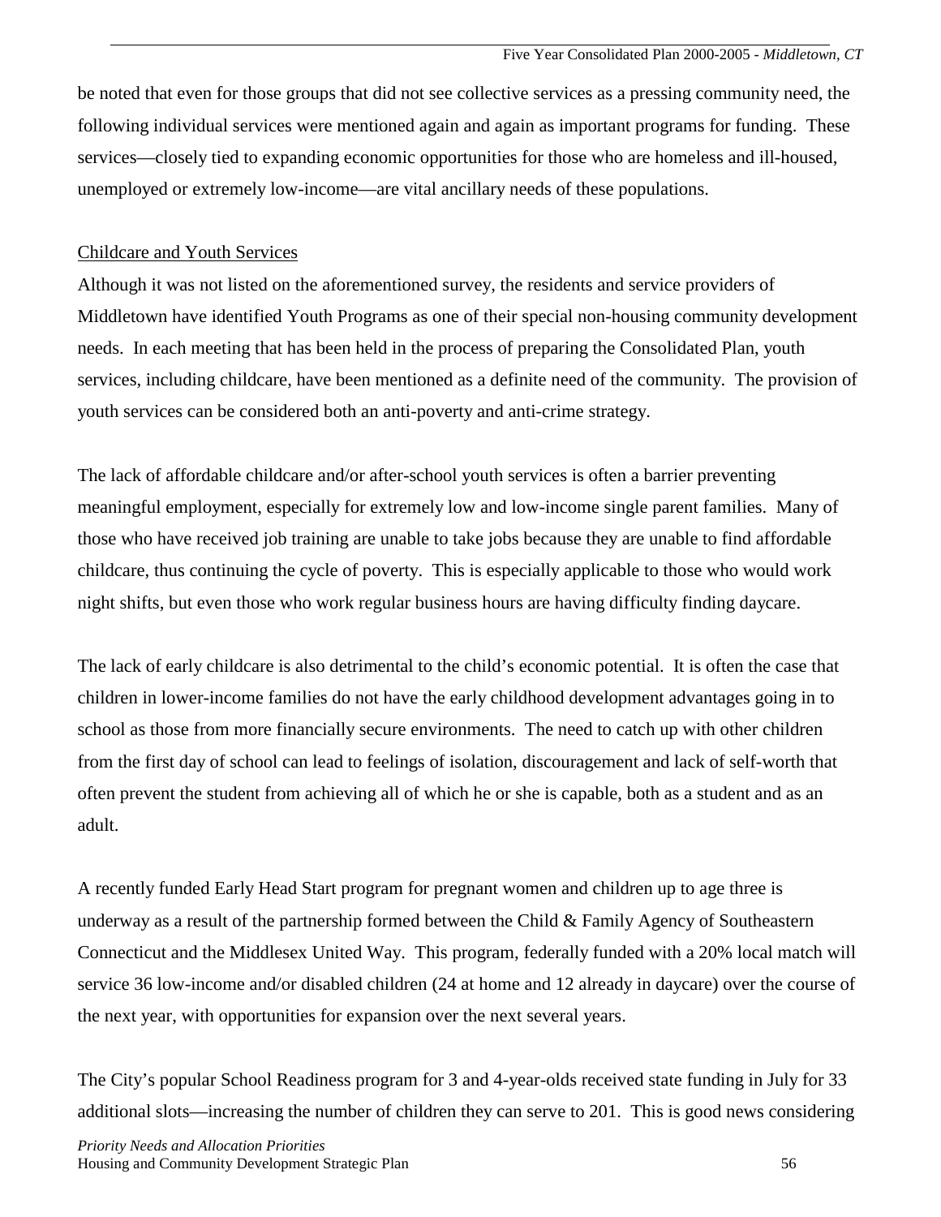be noted that even for those groups that did not see collective services as a pressing community need, the following individual services were mentioned again and again as important programs for funding. These services—closely tied to expanding economic opportunities for those who are homeless and ill-housed, unemployed or extremely low-income—are vital ancillary needs of these populations.

<u>Childcare and Youth Services</u>

Although it was not listed on the aforementioned survey, the residents and service providers of Middletown have identified Youth Programs as one of their special non-housing community development needs. In each meeting that has been held in the process of preparing the Consolidated Plan, youth services, including childcare, have been mentioned as a definite need of the community. The provision of youth services can be considered both an anti-poverty and anti-crime strategy.

The lack of affordable childcare and/or after-school youth services is often a barrier preventing meaningful employment, especially for extremely low and low-income single parent families. Many of those who have received job training are unable to take jobs because they are unable to find affordable childcare, thus continuing the cycle of poverty. This is especially applicable to those who would work night shifts, but even those who work regular business hours are having difficulty finding daycare.

The lack of early childcare is also detrimental to the child's economic potential. It is often the case that children in lower-income families do not have the early childhood development advantages going in to school as those from more financially secure environments. The need to catch up with other children from the first day of school can lead to feelings of isolation, discouragement and lack of self-worth that often prevent the student from achieving all of which he or she is capable, both as a student and as an adult.

A recently funded Early Head Start program for pregnant women and children up to age three is underway as a result of the partnership formed between the Child & Family Agency of Southeastern Connecticut and the Middlesex United Way. This program, federally funded with a 20% local match will service 36 low-income and/or disabled children (24 at home and 12 already in daycare) over the course of the next year, with opportunities for expansion over the next several years.

The City's popular School Readiness program for 3 and 4-year-olds received state funding in July for 33 additional slots—increasing the number of children they can serve to 201. This is good news considering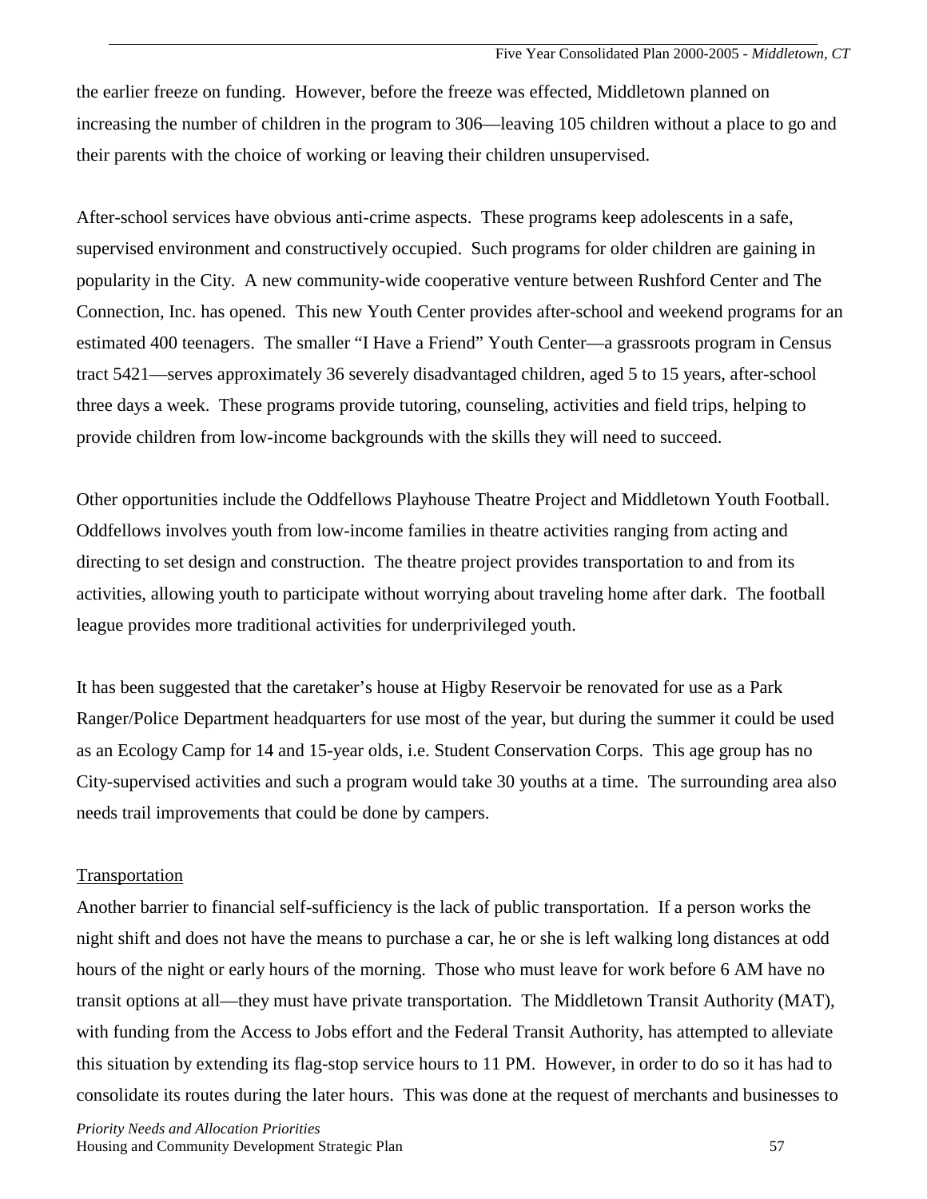the earlier freeze on funding. However, before the freeze was effected, Middletown planned on increasing the number of children in the program to 306—leaving 105 children without a place to go and their parents with the choice of working or leaving their children unsupervised.

After-school services have obvious anti-crime aspects. These programs keep adolescents in a safe, supervised environment and constructively occupied. Such programs for older children are gaining in popularity in the City. A new community-wide cooperative venture between Rushford Center and The Connection, Inc. has opened. This new Youth Center provides after-school and weekend programs for an estimated 400 teenagers. The smaller "I Have a Friend" Youth Center—a grassroots program in Census tract 5421—serves approximately 36 severely disadvantaged children, aged 5 to 15 years, after-school three days a week. These programs provide tutoring, counseling, activities and field trips, helping to provide children from low-income backgrounds with the skills they will need to succeed.

Other opportunities include the Oddfellows Playhouse Theatre Project and Middletown Youth Football. Oddfellows involves youth from low-income families in theatre activities ranging from acting and directing to set design and construction. The theatre project provides transportation to and from its activities, allowing youth to participate without worrying about traveling home after dark. The football league provides more traditional activities for underprivileged youth.

It has been suggested that the caretaker's house at Higby Reservoir be renovated for use as a Park Ranger/Police Department headquarters for use most of the year, but during the summer it could be used as an Ecology Camp for 14 and 15-year olds, i.e. Student Conservation Corps. This age group has no City-supervised activities and such a program would take 30 youths at a time. The surrounding area also needs trail improvements that could be done by campers.

<u>Transportation</u>

Another barrier to financial self-sufficiency is the lack of public transportation. If a person works the night shift and does not have the means to purchase a car, he or she is left walking long distances at odd hours of the night or early hours of the morning. Those who must leave for work before 6 AM have no transit options at all—they must have private transportation. The Middletown Transit Authority (MAT), with funding from the Access to Jobs effort and the Federal Transit Authority, has attempted to alleviate this situation by extending its flag-stop service hours to 11 PM. However, in order to do so it has had to consolidate its routes during the later hours. This was done at the request of merchants and businesses to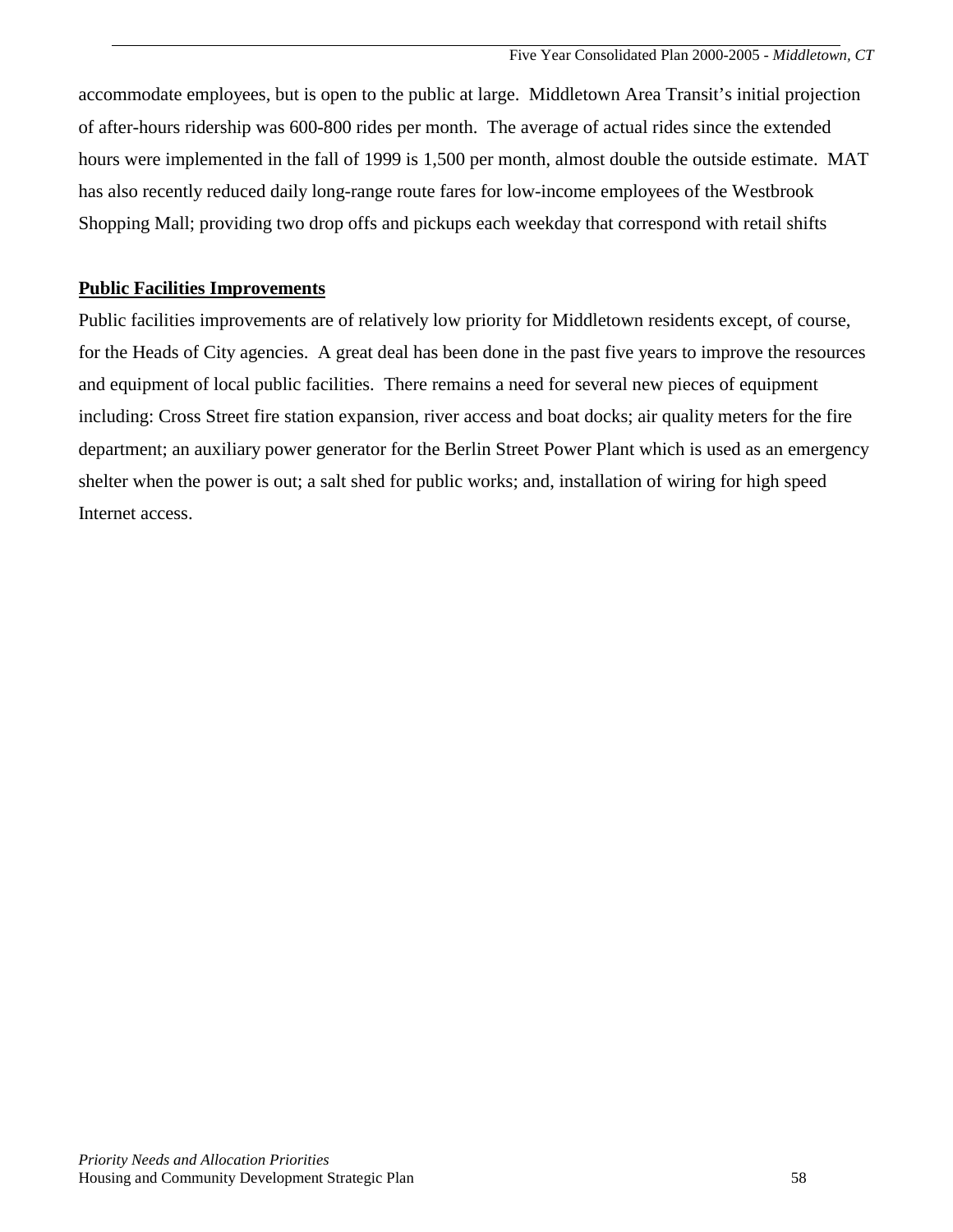accommodate employees, but is open to the public at large. Middletown Area Transit's initial projection of after-hours ridership was 600-800 rides per month. The average of actual rides since the extended hours were implemented in the fall of 1999 is 1,500 per month, almost double the outside estimate. MAT has also recently reduced daily long-range route fares for low-income employees of the Westbrook Shopping Mall; providing two drop offs and pickups each weekday that correspond with retail shifts

**Public Facilities Improvements**

Public facilities improvements are of relatively low priority for Middletown residents except, of course, for the Heads of City agencies. A great deal has been done in the past five years to improve the resources and equipment of local public facilities. There remains a need for several new pieces of equipment including: Cross Street fire station expansion, river access and boat docks; air quality meters for the fire department; an auxiliary power generator for the Berlin Street Power Plant which is used as an emergency shelter when the power is out; a salt shed for public works; and, installation of wiring for high speed Internet access.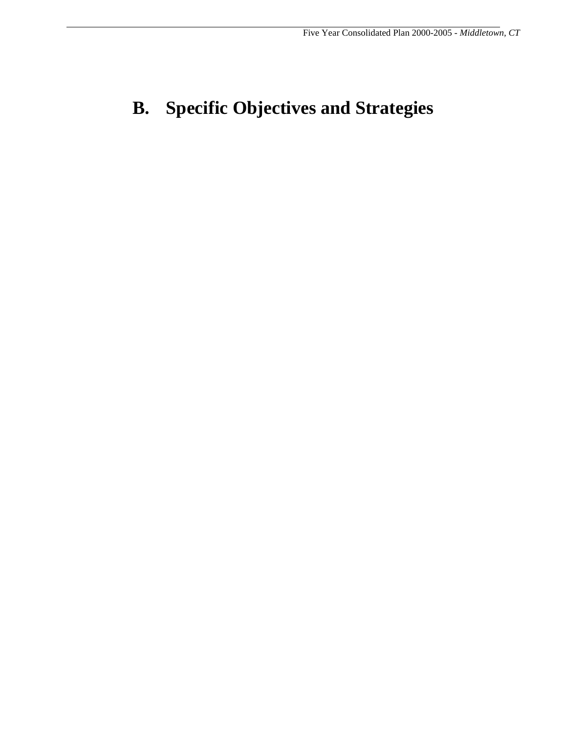# B. Specific Objectives and Strategies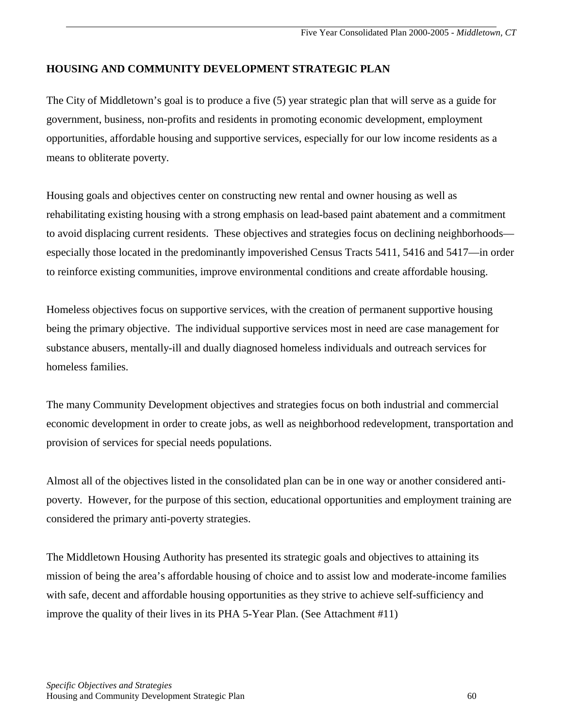## HOUSING AND COMMUNITY DEVELOPMENT STRATEGIC PLAN

The City of Middletown's goal is to produce a five (5) year strategic plan that will serve as a guide for government, business, non-profits and residents in promoting economic development, employment opportunities, affordable housing and supportive services, especially for our low income residents as a means to obliterate poverty.

Housing goals and objectives center on constructing new rental and owner housing as well as rehabilitating existing housing with a strong emphasis on lead-based paint abatement and a commitment to avoid displacing current residents. These objectives and strategies focus on declining neighborhoods—especially those located in the predominantly impoverished Census Tracts 5411, 5416 and 5417—in order to reinforce existing communities, improve environmental conditions and create affordable housing.

Homeless objectives focus on supportive services, with the creation of permanent supportive housing being the primary objective. The individual supportive services most in need are case management for substance abusers, mentally-ill and dually diagnosed homeless individuals and outreach services for homeless families.

The many Community Development objectives and strategies focus on both industrial and commercial economic development in order to create jobs, as well as neighborhood redevelopment, transportation and provision of services for special needs populations.

Almost all of the objectives listed in the consolidated plan can be in one way or another considered anti-poverty. However, for the purpose of this section, educational opportunities and employment training are considered the primary anti-poverty strategies.

The Middletown Housing Authority has presented its strategic goals and objectives to attaining its mission of being the area's affordable housing of choice and to assist low and moderate-income families with safe, decent and affordable housing opportunities as they strive to achieve self-sufficiency and improve the quality of their lives in its PHA 5-Year Plan. (See Attachment #11)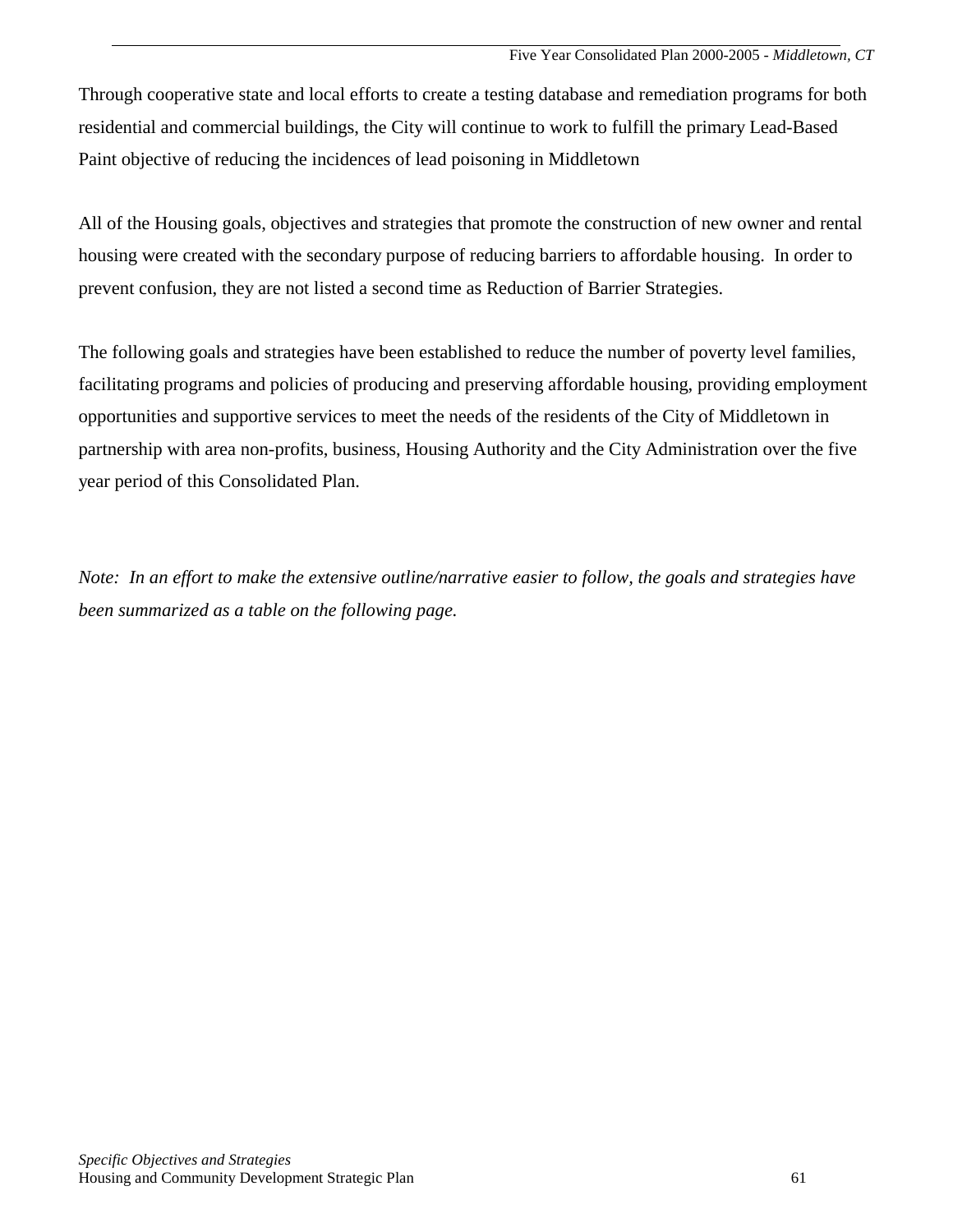Through cooperative state and local efforts to create a testing database and remediation programs for both residential and commercial buildings, the City will continue to work to fulfill the primary Lead-Based Paint objective of reducing the incidences of lead poisoning in Middletown

All of the Housing goals, objectives and strategies that promote the construction of new owner and rental housing were created with the secondary purpose of reducing barriers to affordable housing. In order to prevent confusion, they are not listed a second time as Reduction of Barrier Strategies.

The following goals and strategies have been established to reduce the number of poverty level families, facilitating programs and policies of producing and preserving affordable housing, providing employment opportunities and supportive services to meet the needs of the residents of the City of Middletown in partnership with area non-profits, business, Housing Authority and the City Administration over the five year period of this Consolidated Plan.

*Note: In an effort to make the extensive outline/narrative easier to follow, the goals and strategies have been summarized as a table on the following page.*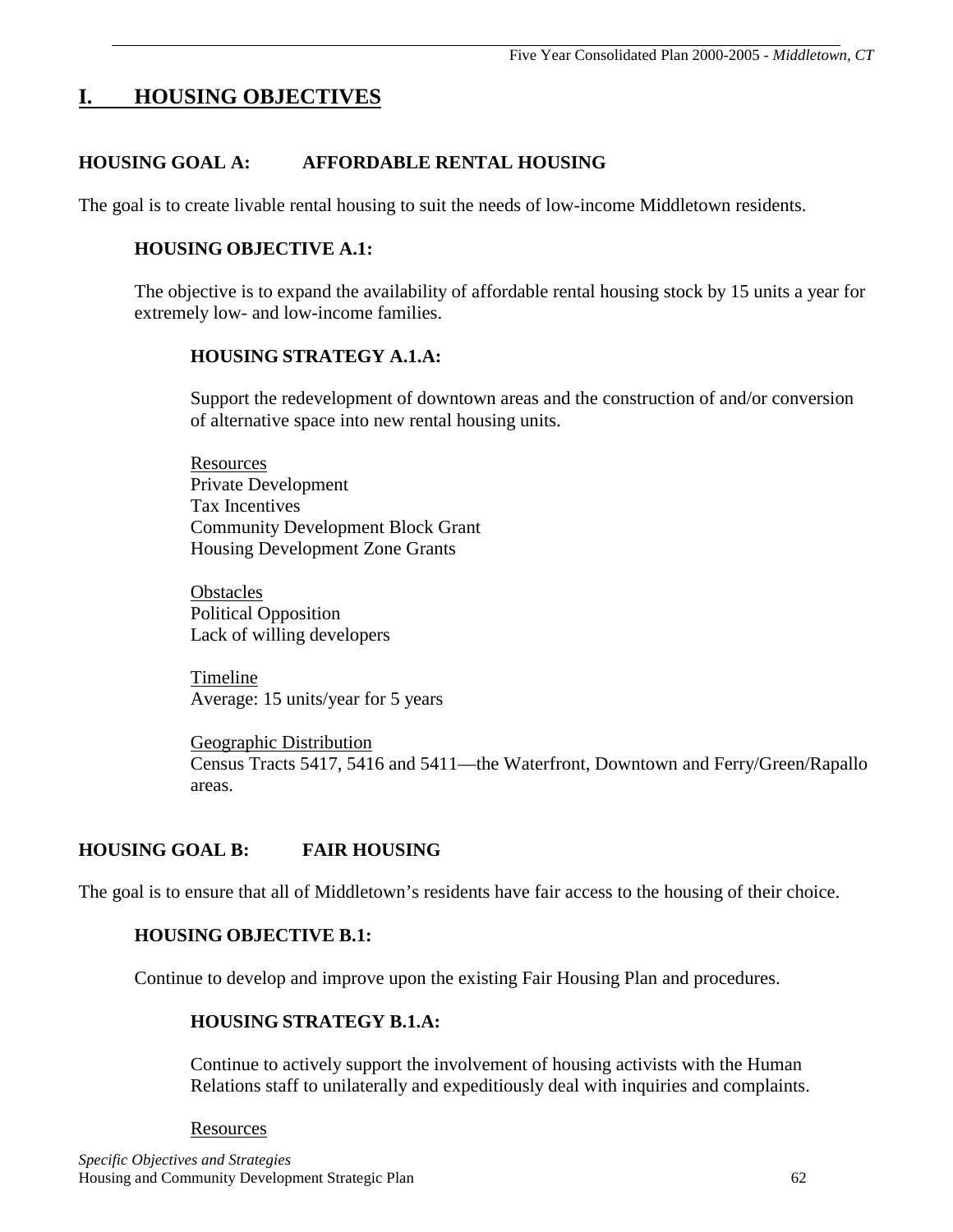# I. HOUSING OBJECTIVES

## HOUSING GOAL A: AFFORDABLE RENTAL HOUSING

The goal is to create livable rental housing to suit the needs of low-income Middletown residents.

### HOUSING OBJECTIVE A.1:

The objective is to expand the availability of affordable rental housing stock by 15 units a year for extremely low- and low-income families.

#### HOUSING STRATEGY A.1.A:

Support the redevelopment of downtown areas and the construction of and/or conversion of alternative space into new rental housing units.

Resources
Private Development
Tax Incentives
Community Development Block Grant
Housing Development Zone Grants

Obstacles
Political Opposition
Lack of willing developers

Timeline
Average: 15 units/year for 5 years

Geographic Distribution
Census Tracts 5417, 5416 and 5411—the Waterfront, Downtown and Ferry/Green/Rapallo areas.

## HOUSING GOAL B: FAIR HOUSING

The goal is to ensure that all of Middletown's residents have fair access to the housing of their choice.

### HOUSING OBJECTIVE B.1:

Continue to develop and improve upon the existing Fair Housing Plan and procedures.

#### HOUSING STRATEGY B.1.A:

Continue to actively support the involvement of housing activists with the Human Relations staff to unilaterally and expeditiously deal with inquiries and complaints.

Resources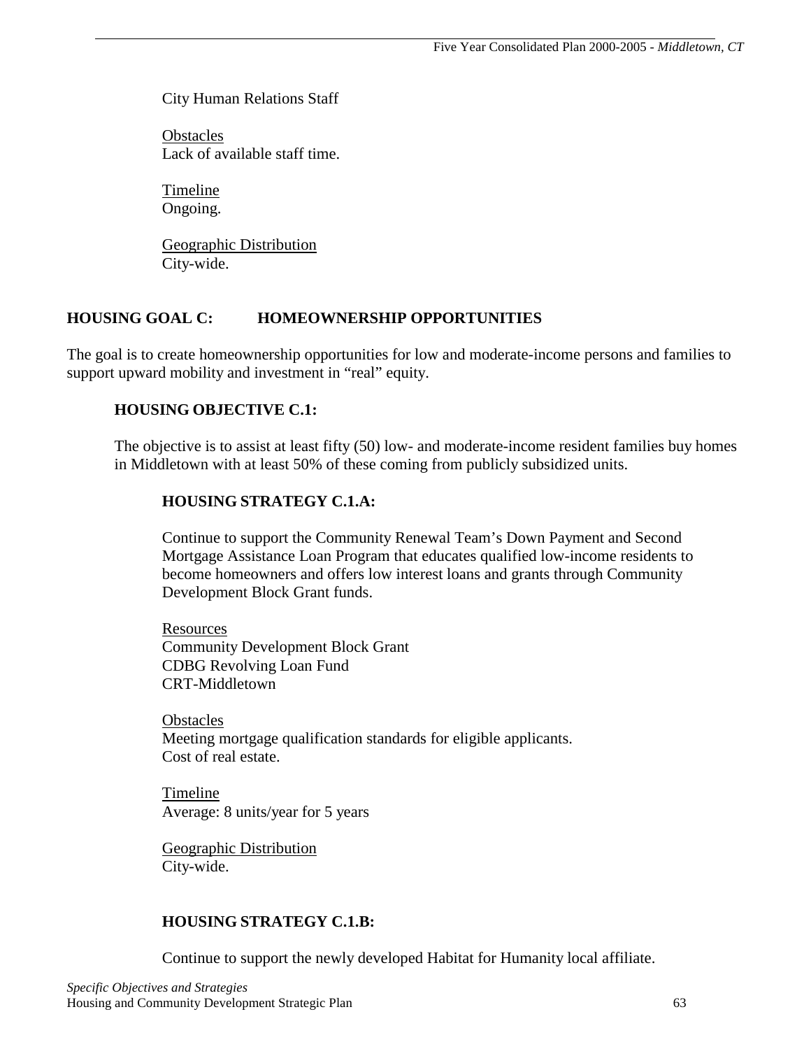City Human Relations Staff

Obstacles
Lack of available staff time.

Timeline
Ongoing.

Geographic Distribution
City-wide.

## HOUSING GOAL C: HOMEOWNERSHIP OPPORTUNITIES

The goal is to create homeownership opportunities for low and moderate-income persons and families to support upward mobility and investment in "real" equity.

### HOUSING OBJECTIVE C.1:

The objective is to assist at least fifty (50) low- and moderate-income resident families buy homes in Middletown with at least 50% of these coming from publicly subsidized units.

#### HOUSING STRATEGY C.1.A:

Continue to support the Community Renewal Team's Down Payment and Second Mortgage Assistance Loan Program that educates qualified low-income residents to become homeowners and offers low interest loans and grants through Community Development Block Grant funds.

Resources
Community Development Block Grant
CDBG Revolving Loan Fund
CRT-Middletown

Obstacles
Meeting mortgage qualification standards for eligible applicants.
Cost of real estate.

Timeline
Average: 8 units/year for 5 years

Geographic Distribution
City-wide.

#### HOUSING STRATEGY C.1.B:

Continue to support the newly developed Habitat for Humanity local affiliate.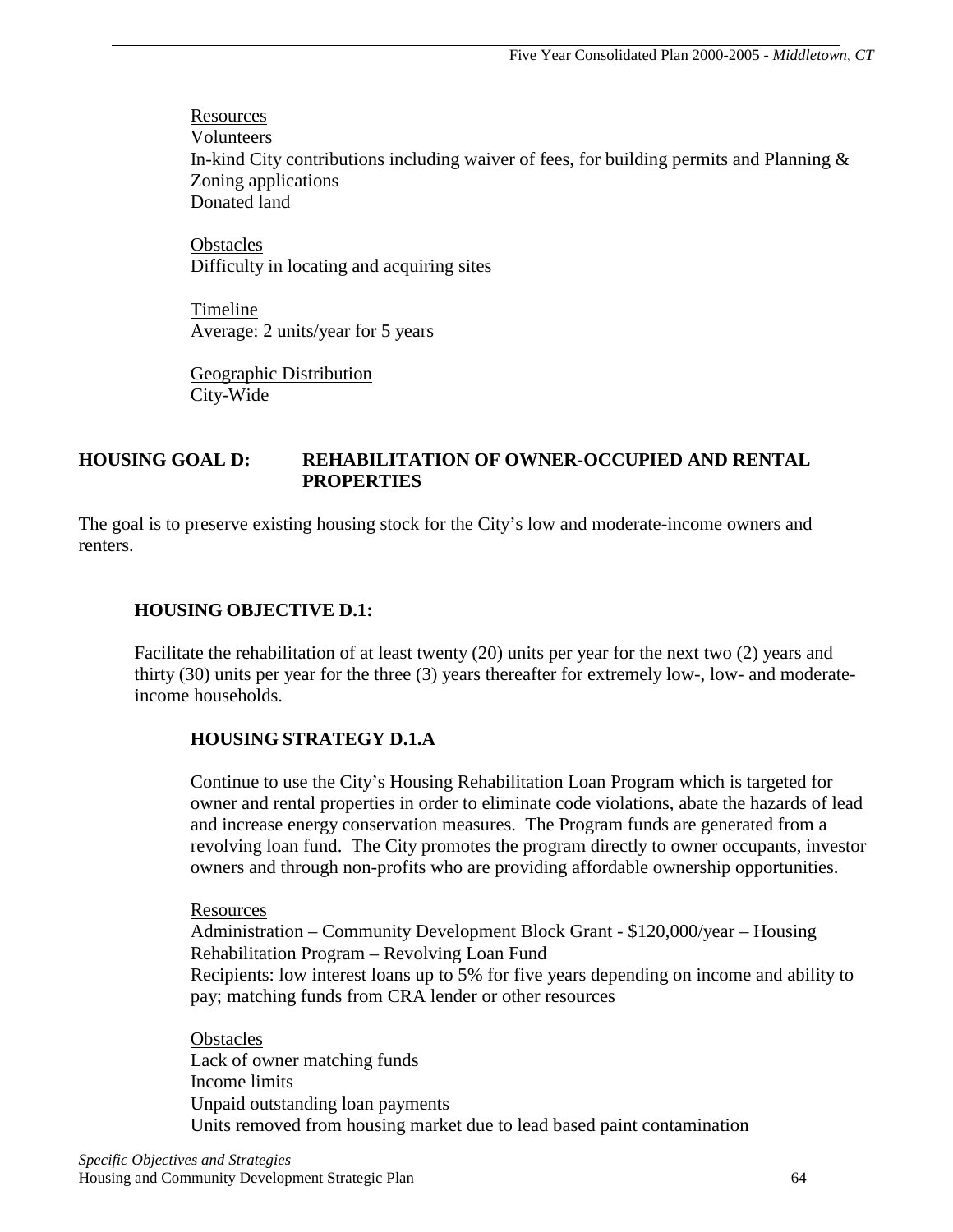<u>Resources</u>
Volunteers
In-kind City contributions including waiver of fees, for building permits and Planning & Zoning applications
Donated land

<u>Obstacles</u>
Difficulty in locating and acquiring sites

<u>Timeline</u>
Average: 2 units/year for 5 years

<u>Geographic Distribution</u>
City-Wide

## HOUSING GOAL D: REHABILITATION OF OWNER-OCCUPIED AND RENTAL PROPERTIES

The goal is to preserve existing housing stock for the City's low and moderate-income owners and renters.

### HOUSING OBJECTIVE D.1:

Facilitate the rehabilitation of at least twenty (20) units per year for the next two (2) years and thirty (30) units per year for the three (3) years thereafter for extremely low-, low- and moderate-income households.

#### HOUSING STRATEGY D.1.A

Continue to use the City's Housing Rehabilitation Loan Program which is targeted for owner and rental properties in order to eliminate code violations, abate the hazards of lead and increase energy conservation measures. The Program funds are generated from a revolving loan fund. The City promotes the program directly to owner occupants, investor owners and through non-profits who are providing affordable ownership opportunities.

<u>Resources</u>
Administration – Community Development Block Grant - $120,000/year – Housing Rehabilitation Program – Revolving Loan Fund
Recipients: low interest loans up to 5% for five years depending on income and ability to pay; matching funds from CRA lender or other resources

<u>Obstacles</u>
Lack of owner matching funds
Income limits
Unpaid outstanding loan payments
Units removed from housing market due to lead based paint contamination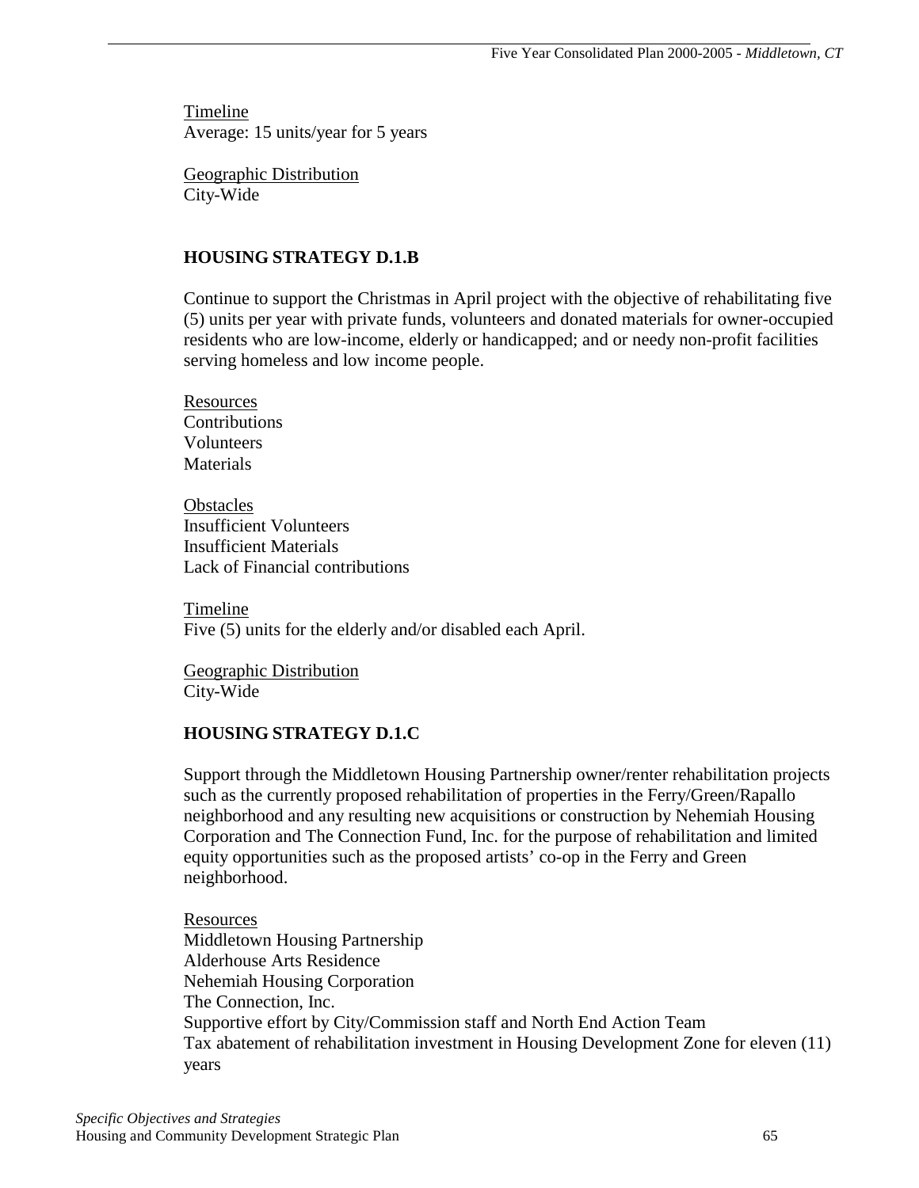Timeline
Average: 15 units/year for 5 years

Geographic Distribution
City-Wide

### HOUSING STRATEGY D.1.B

Continue to support the Christmas in April project with the objective of rehabilitating five (5) units per year with private funds, volunteers and donated materials for owner-occupied residents who are low-income, elderly or handicapped; and or needy non-profit facilities serving homeless and low income people.

Resources
Contributions
Volunteers
Materials

Obstacles
Insufficient Volunteers
Insufficient Materials
Lack of Financial contributions

Timeline
Five (5) units for the elderly and/or disabled each April.

Geographic Distribution
City-Wide

### HOUSING STRATEGY D.1.C

Support through the Middletown Housing Partnership owner/renter rehabilitation projects such as the currently proposed rehabilitation of properties in the Ferry/Green/Rapallo neighborhood and any resulting new acquisitions or construction by Nehemiah Housing Corporation and The Connection Fund, Inc. for the purpose of rehabilitation and limited equity opportunities such as the proposed artists' co-op in the Ferry and Green neighborhood.

Resources
Middletown Housing Partnership
Alderhouse Arts Residence
Nehemiah Housing Corporation
The Connection, Inc.
Supportive effort by City/Commission staff and North End Action Team
Tax abatement of rehabilitation investment in Housing Development Zone for eleven (11) years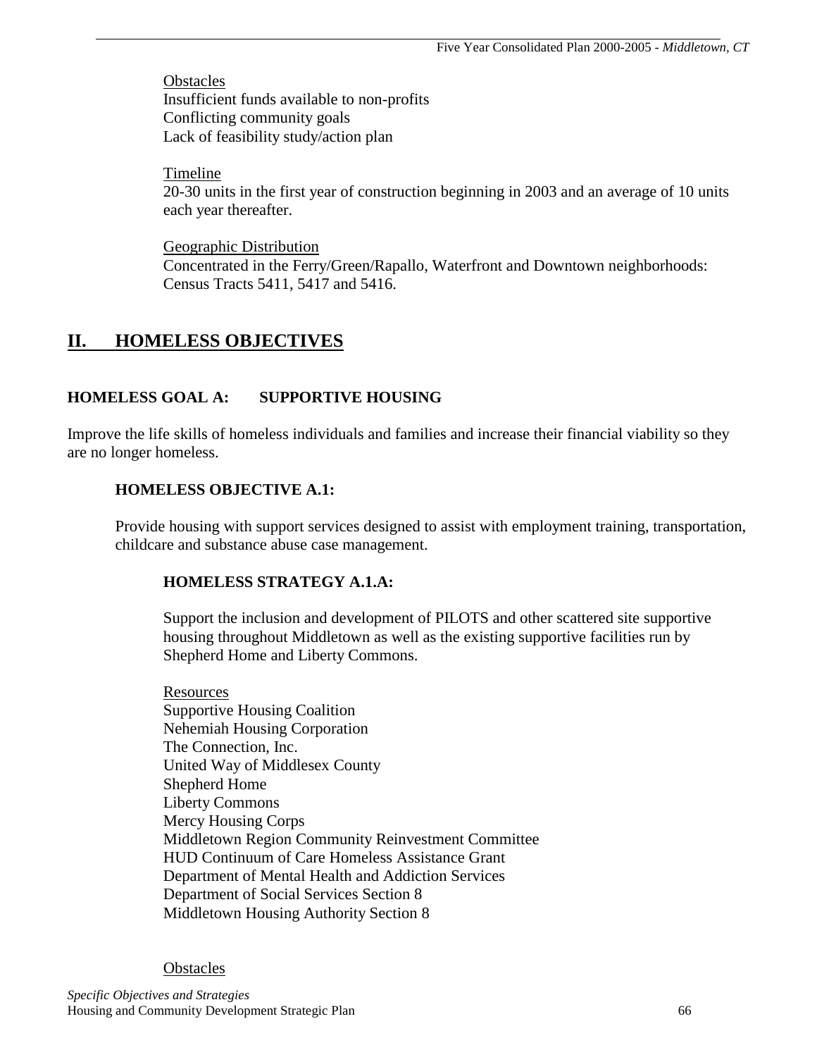Obstacles
Insufficient funds available to non-profits
Conflicting community goals
Lack of feasibility study/action plan

Timeline
20-30 units in the first year of construction beginning in 2003 and an average of 10 units each year thereafter.

Geographic Distribution
Concentrated in the Ferry/Green/Rapallo, Waterfront and Downtown neighborhoods: Census Tracts 5411, 5417 and 5416.

## II. HOMELESS OBJECTIVES

### HOMELESS GOAL A: SUPPORTIVE HOUSING

Improve the life skills of homeless individuals and families and increase their financial viability so they are no longer homeless.

#### HOMELESS OBJECTIVE A.1:

Provide housing with support services designed to assist with employment training, transportation, childcare and substance abuse case management.

#### HOMELESS STRATEGY A.1.A:

Support the inclusion and development of PILOTS and other scattered site supportive housing throughout Middletown as well as the existing supportive facilities run by Shepherd Home and Liberty Commons.

Resources
Supportive Housing Coalition
Nehemiah Housing Corporation
The Connection, Inc.
United Way of Middlesex County
Shepherd Home
Liberty Commons
Mercy Housing Corps
Middletown Region Community Reinvestment Committee
HUD Continuum of Care Homeless Assistance Grant
Department of Mental Health and Addiction Services
Department of Social Services Section 8
Middletown Housing Authority Section 8

Obstacles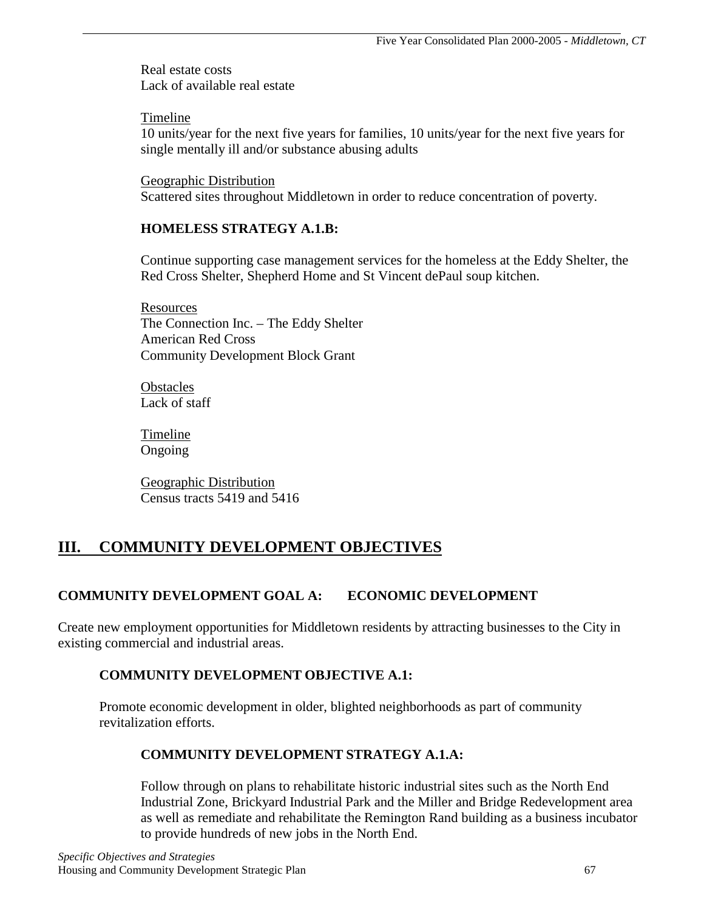Real estate costs
Lack of available real estate

<u>Timeline</u>
10 units/year for the next five years for families, 10 units/year for the next five years for single mentally ill and/or substance abusing adults

<u>Geographic Distribution</u>
Scattered sites throughout Middletown in order to reduce concentration of poverty.

### HOMELESS STRATEGY A.1.B:

Continue supporting case management services for the homeless at the Eddy Shelter, the Red Cross Shelter, Shepherd Home and St Vincent dePaul soup kitchen.

<u>Resources</u>
The Connection Inc. – The Eddy Shelter
American Red Cross
Community Development Block Grant

<u>Obstacles</u>
Lack of staff

<u>Timeline</u>
Ongoing

<u>Geographic Distribution</u>
Census tracts 5419 and 5416

# III. COMMUNITY DEVELOPMENT OBJECTIVES

## COMMUNITY DEVELOPMENT GOAL A: ECONOMIC DEVELOPMENT

Create new employment opportunities for Middletown residents by attracting businesses to the City in existing commercial and industrial areas.

### COMMUNITY DEVELOPMENT OBJECTIVE A.1:

Promote economic development in older, blighted neighborhoods as part of community revitalization efforts.

### COMMUNITY DEVELOPMENT STRATEGY A.1.A:

Follow through on plans to rehabilitate historic industrial sites such as the North End Industrial Zone, Brickyard Industrial Park and the Miller and Bridge Redevelopment area as well as remediate and rehabilitate the Remington Rand building as a business incubator to provide hundreds of new jobs in the North End.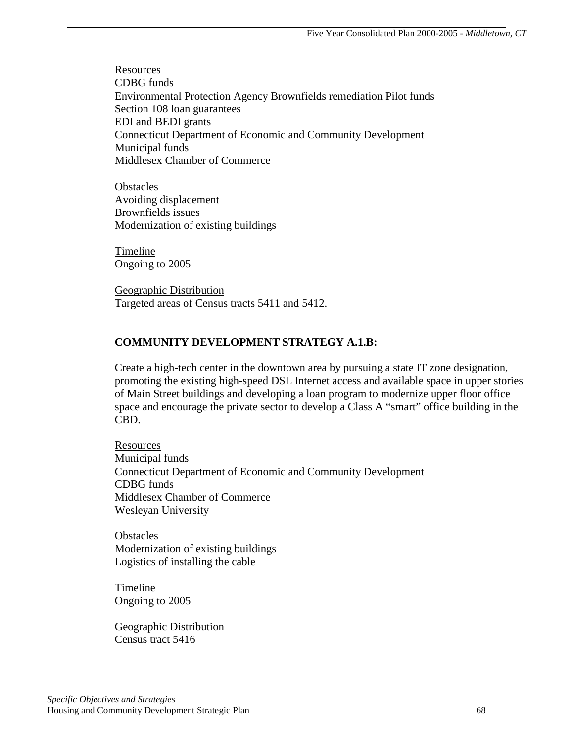Resources
CDBG funds
Environmental Protection Agency Brownfields remediation Pilot funds
Section 108 loan guarantees
EDI and BEDI grants
Connecticut Department of Economic and Community Development
Municipal funds
Middlesex Chamber of Commerce

Obstacles
Avoiding displacement
Brownfields issues
Modernization of existing buildings

Timeline
Ongoing to 2005

Geographic Distribution
Targeted areas of Census tracts 5411 and 5412.

**COMMUNITY DEVELOPMENT STRATEGY A.1.B:**

Create a high-tech center in the downtown area by pursuing a state IT zone designation, promoting the existing high-speed DSL Internet access and available space in upper stories of Main Street buildings and developing a loan program to modernize upper floor office space and encourage the private sector to develop a Class A "smart" office building in the CBD.

Resources
Municipal funds
Connecticut Department of Economic and Community Development
CDBG funds
Middlesex Chamber of Commerce
Wesleyan University

Obstacles
Modernization of existing buildings
Logistics of installing the cable

Timeline
Ongoing to 2005

Geographic Distribution
Census tract 5416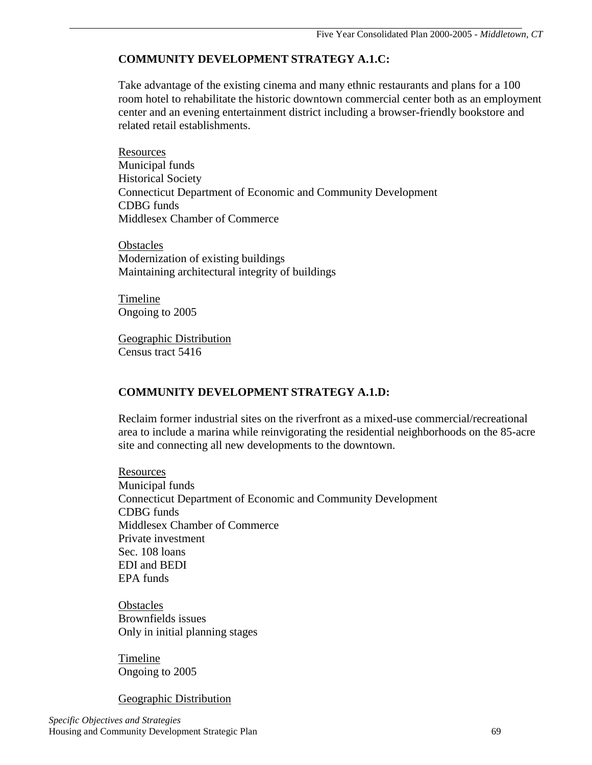### COMMUNITY DEVELOPMENT STRATEGY A.1.C:

Take advantage of the existing cinema and many ethnic restaurants and plans for a 100 room hotel to rehabilitate the historic downtown commercial center both as an employment center and an evening entertainment district including a browser-friendly bookstore and related retail establishments.

Resources
Municipal funds
Historical Society
Connecticut Department of Economic and Community Development
CDBG funds
Middlesex Chamber of Commerce

Obstacles
Modernization of existing buildings
Maintaining architectural integrity of buildings

Timeline
Ongoing to 2005

Geographic Distribution
Census tract 5416

### COMMUNITY DEVELOPMENT STRATEGY A.1.D:

Reclaim former industrial sites on the riverfront as a mixed-use commercial/recreational area to include a marina while reinvigorating the residential neighborhoods on the 85-acre site and connecting all new developments to the downtown.

Resources
Municipal funds
Connecticut Department of Economic and Community Development
CDBG funds
Middlesex Chamber of Commerce
Private investment
Sec. 108 loans
EDI and BEDI
EPA funds

Obstacles
Brownfields issues
Only in initial planning stages

Timeline
Ongoing to 2005

Geographic Distribution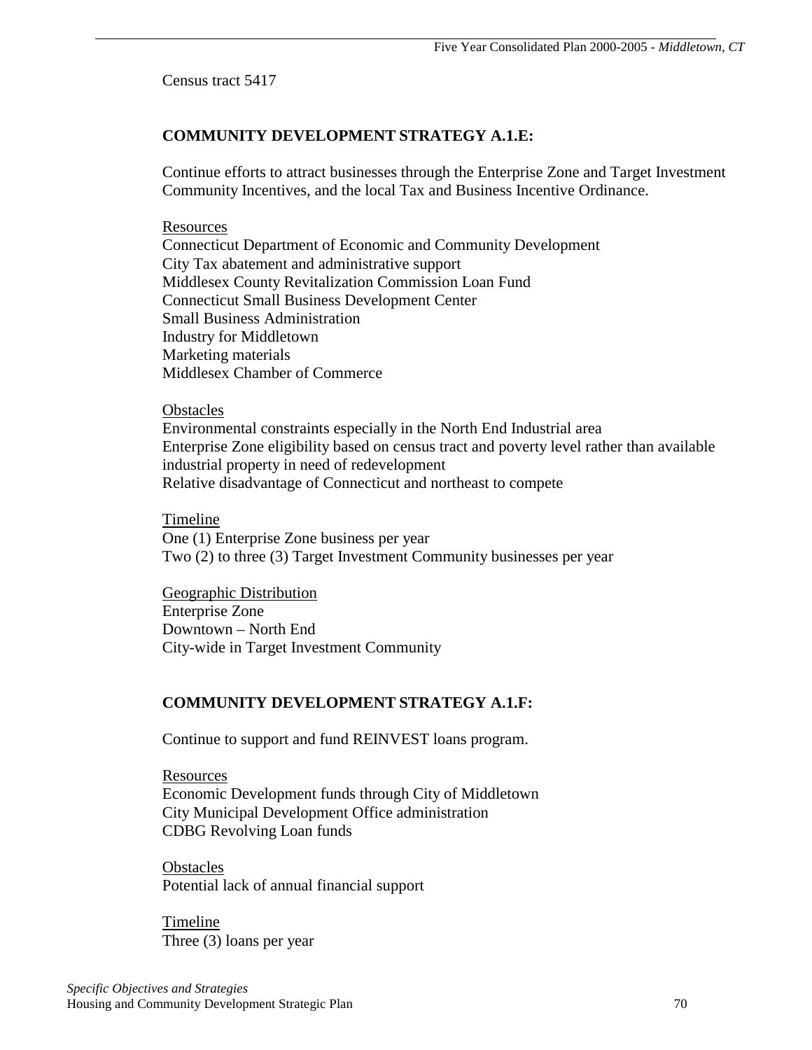Census tract 5417

### COMMUNITY DEVELOPMENT STRATEGY A.1.E:

Continue efforts to attract businesses through the Enterprise Zone and Target Investment Community Incentives, and the local Tax and Business Incentive Ordinance.

Resources
Connecticut Department of Economic and Community Development
City Tax abatement and administrative support
Middlesex County Revitalization Commission Loan Fund
Connecticut Small Business Development Center
Small Business Administration
Industry for Middletown
Marketing materials
Middlesex Chamber of Commerce

Obstacles
Environmental constraints especially in the North End Industrial area
Enterprise Zone eligibility based on census tract and poverty level rather than available industrial property in need of redevelopment
Relative disadvantage of Connecticut and northeast to compete

Timeline
One (1) Enterprise Zone business per year
Two (2) to three (3) Target Investment Community businesses per year

Geographic Distribution
Enterprise Zone
Downtown – North End
City-wide in Target Investment Community

### COMMUNITY DEVELOPMENT STRATEGY A.1.F:

Continue to support and fund REINVEST loans program.

Resources
Economic Development funds through City of Middletown
City Municipal Development Office administration
CDBG Revolving Loan funds

Obstacles
Potential lack of annual financial support

Timeline
Three (3) loans per year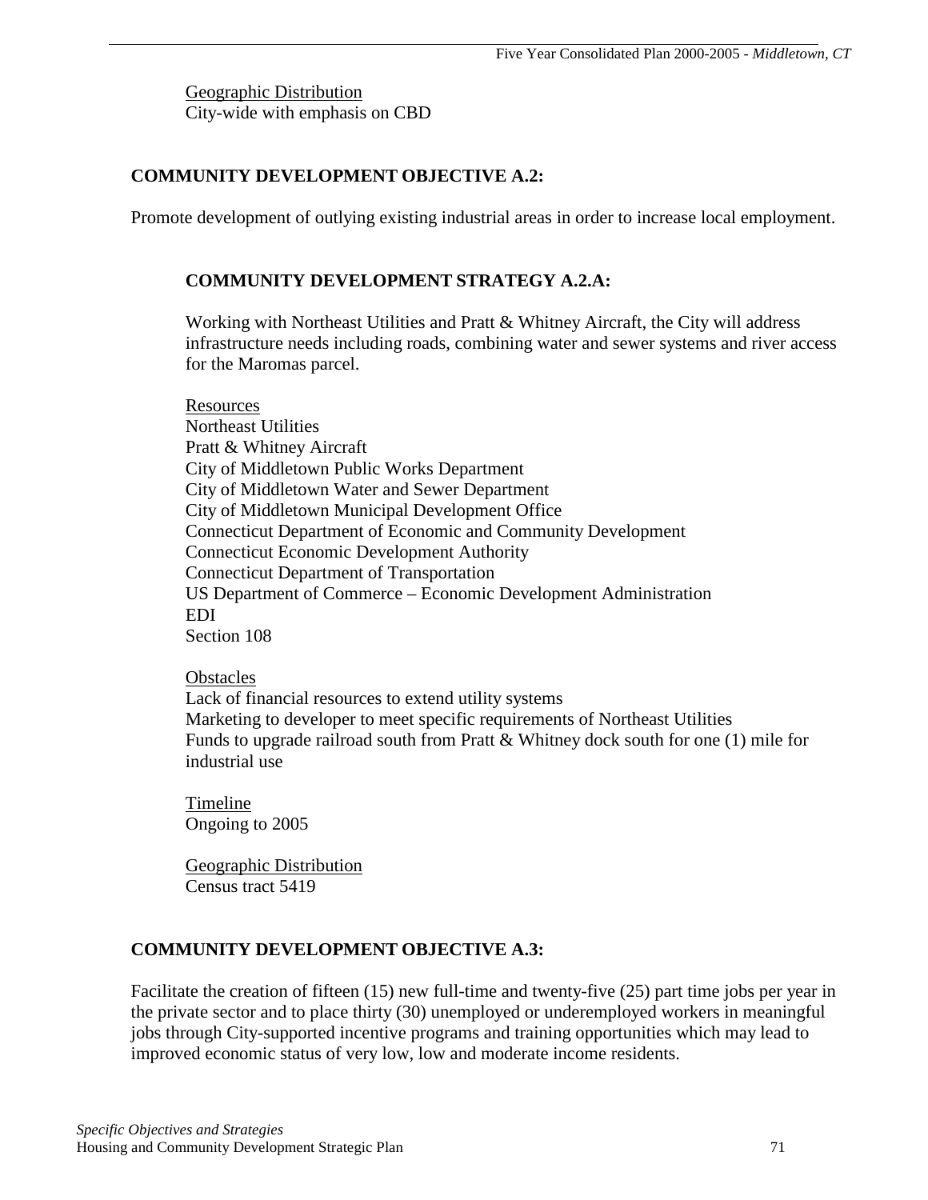Geographic Distribution
City-wide with emphasis on CBD

### COMMUNITY DEVELOPMENT OBJECTIVE A.2:

Promote development of outlying existing industrial areas in order to increase local employment.

#### COMMUNITY DEVELOPMENT STRATEGY A.2.A:

Working with Northeast Utilities and Pratt & Whitney Aircraft, the City will address infrastructure needs including roads, combining water and sewer systems and river access for the Maromas parcel.

Resources
Northeast Utilities
Pratt & Whitney Aircraft
City of Middletown Public Works Department
City of Middletown Water and Sewer Department
City of Middletown Municipal Development Office
Connecticut Department of Economic and Community Development
Connecticut Economic Development Authority
Connecticut Department of Transportation
US Department of Commerce – Economic Development Administration
EDI
Section 108

Obstacles
Lack of financial resources to extend utility systems
Marketing to developer to meet specific requirements of Northeast Utilities
Funds to upgrade railroad south from Pratt & Whitney dock south for one (1) mile for industrial use

Timeline
Ongoing to 2005

Geographic Distribution
Census tract 5419

### COMMUNITY DEVELOPMENT OBJECTIVE A.3:

Facilitate the creation of fifteen (15) new full-time and twenty-five (25) part time jobs per year in the private sector and to place thirty (30) unemployed or underemployed workers in meaningful jobs through City-supported incentive programs and training opportunities which may lead to improved economic status of very low, low and moderate income residents.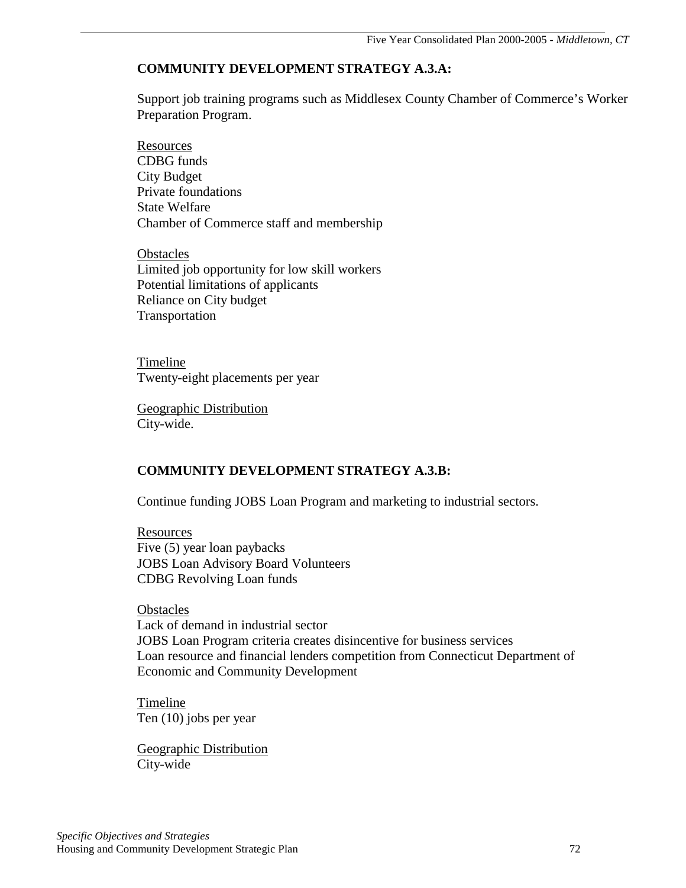### COMMUNITY DEVELOPMENT STRATEGY A.3.A:

Support job training programs such as Middlesex County Chamber of Commerce's Worker Preparation Program.

Resources
CDBG funds
City Budget
Private foundations
State Welfare
Chamber of Commerce staff and membership

Obstacles
Limited job opportunity for low skill workers
Potential limitations of applicants
Reliance on City budget
Transportation

Timeline
Twenty-eight placements per year

Geographic Distribution
City-wide.

### COMMUNITY DEVELOPMENT STRATEGY A.3.B:

Continue funding JOBS Loan Program and marketing to industrial sectors.

Resources
Five (5) year loan paybacks
JOBS Loan Advisory Board Volunteers
CDBG Revolving Loan funds

Obstacles
Lack of demand in industrial sector
JOBS Loan Program criteria creates disincentive for business services
Loan resource and financial lenders competition from Connecticut Department of Economic and Community Development

Timeline
Ten (10) jobs per year

Geographic Distribution
City-wide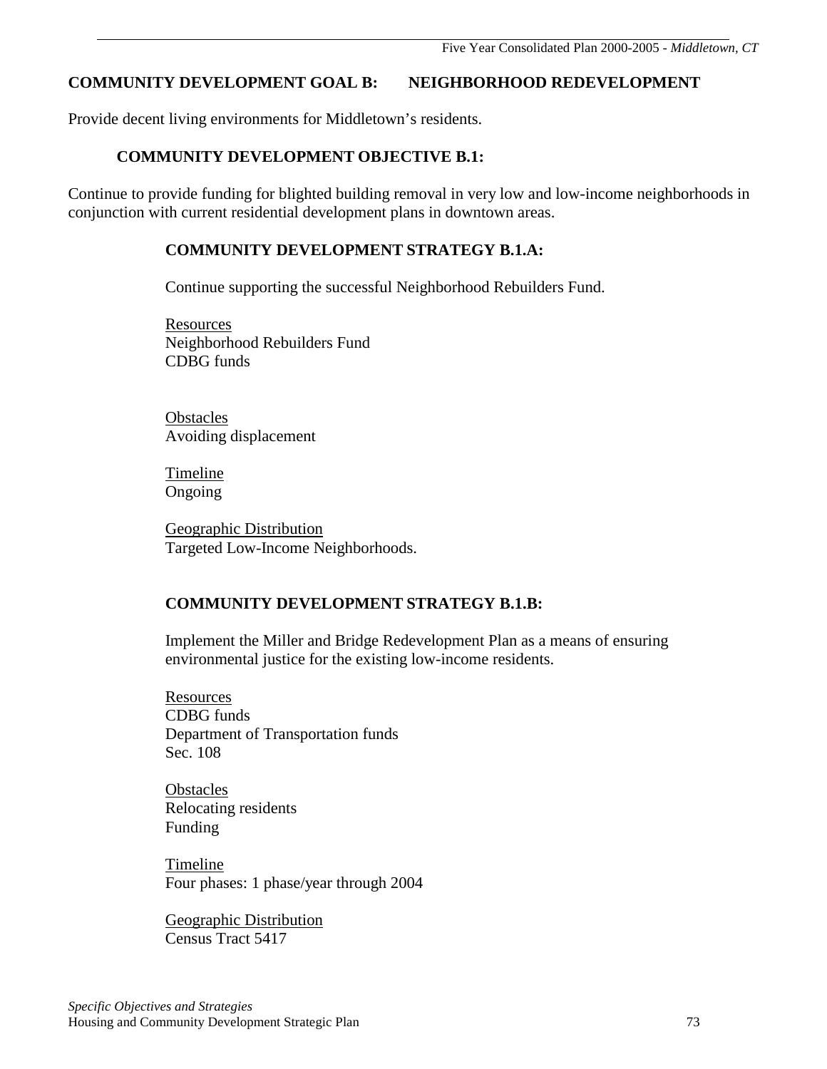## COMMUNITY DEVELOPMENT GOAL B: NEIGHBORHOOD REDEVELOPMENT

Provide decent living environments for Middletown's residents.

### COMMUNITY DEVELOPMENT OBJECTIVE B.1:

Continue to provide funding for blighted building removal in very low and low-income neighborhoods in conjunction with current residential development plans in downtown areas.

#### COMMUNITY DEVELOPMENT STRATEGY B.1.A:

Continue supporting the successful Neighborhood Rebuilders Fund.

Resources
Neighborhood Rebuilders Fund
CDBG funds

Obstacles
Avoiding displacement

Timeline
Ongoing

Geographic Distribution
Targeted Low-Income Neighborhoods.

#### COMMUNITY DEVELOPMENT STRATEGY B.1.B:

Implement the Miller and Bridge Redevelopment Plan as a means of ensuring environmental justice for the existing low-income residents.

Resources
CDBG funds
Department of Transportation funds
Sec. 108

Obstacles
Relocating residents
Funding

Timeline
Four phases: 1 phase/year through 2004

Geographic Distribution
Census Tract 5417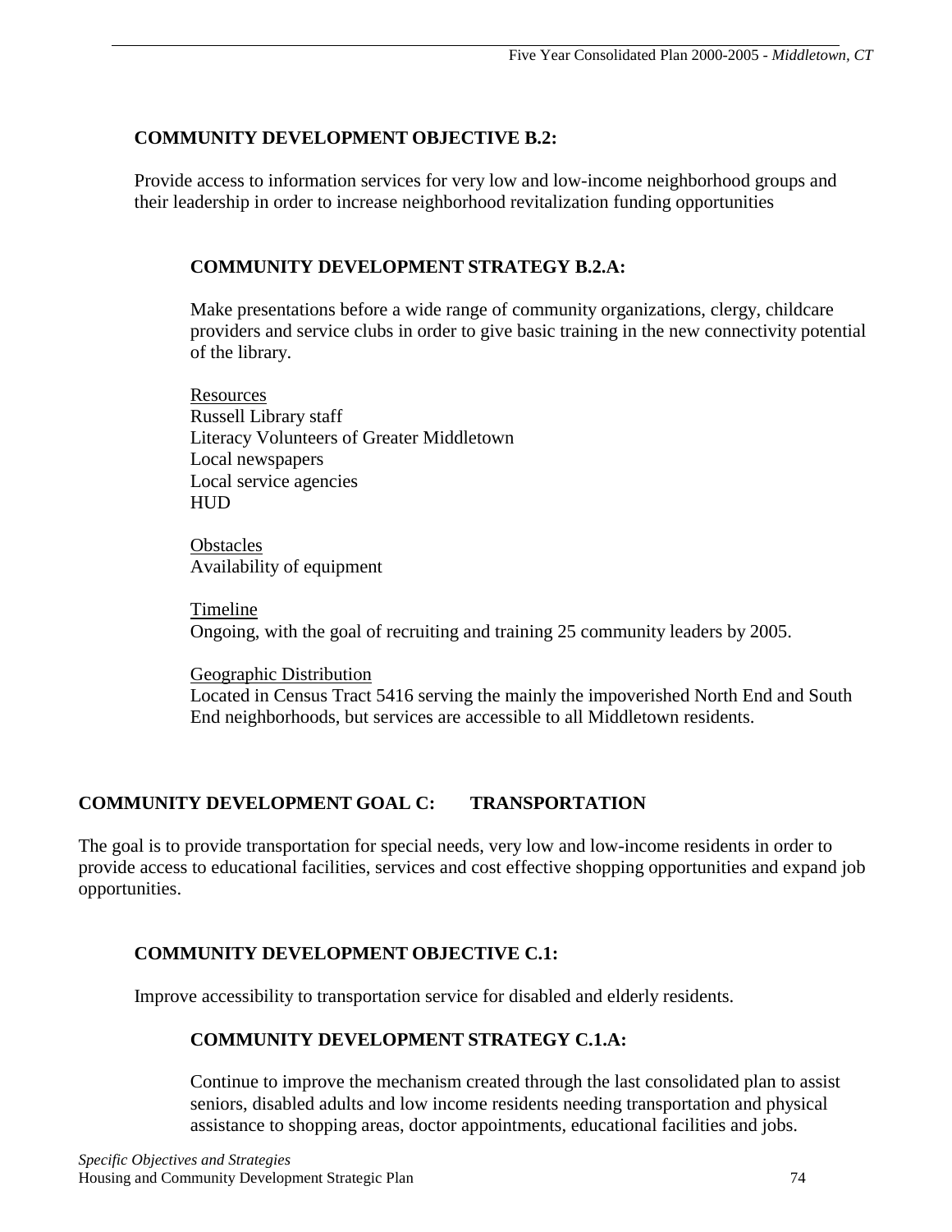### COMMUNITY DEVELOPMENT OBJECTIVE B.2:

Provide access to information services for very low and low-income neighborhood groups and their leadership in order to increase neighborhood revitalization funding opportunities

#### COMMUNITY DEVELOPMENT STRATEGY B.2.A:

Make presentations before a wide range of community organizations, clergy, childcare providers and service clubs in order to give basic training in the new connectivity potential of the library.

Resources
Russell Library staff
Literacy Volunteers of Greater Middletown
Local newspapers
Local service agencies
HUD

Obstacles
Availability of equipment

Timeline
Ongoing, with the goal of recruiting and training 25 community leaders by 2005.

Geographic Distribution
Located in Census Tract 5416 serving the mainly the impoverished North End and South End neighborhoods, but services are accessible to all Middletown residents.

## COMMUNITY DEVELOPMENT GOAL C: TRANSPORTATION

The goal is to provide transportation for special needs, very low and low-income residents in order to provide access to educational facilities, services and cost effective shopping opportunities and expand job opportunities.

### COMMUNITY DEVELOPMENT OBJECTIVE C.1:

Improve accessibility to transportation service for disabled and elderly residents.

#### COMMUNITY DEVELOPMENT STRATEGY C.1.A:

Continue to improve the mechanism created through the last consolidated plan to assist seniors, disabled adults and low income residents needing transportation and physical assistance to shopping areas, doctor appointments, educational facilities and jobs.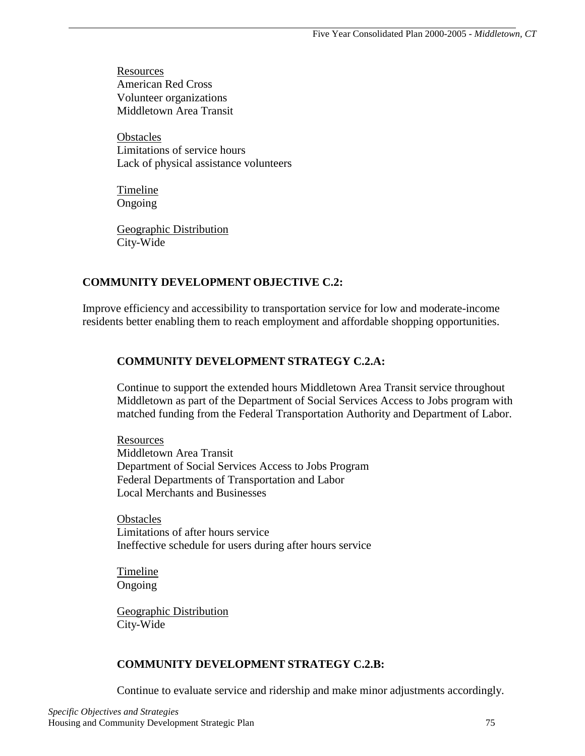<u>Resources</u>
American Red Cross
Volunteer organizations
Middletown Area Transit

<u>Obstacles</u>
Limitations of service hours
Lack of physical assistance volunteers

<u>Timeline</u>
Ongoing

<u>Geographic Distribution</u>
City-Wide

## COMMUNITY DEVELOPMENT OBJECTIVE C.2:

Improve efficiency and accessibility to transportation service for low and moderate-income residents better enabling them to reach employment and affordable shopping opportunities.

### COMMUNITY DEVELOPMENT STRATEGY C.2.A:

Continue to support the extended hours Middletown Area Transit service throughout Middletown as part of the Department of Social Services Access to Jobs program with matched funding from the Federal Transportation Authority and Department of Labor.

<u>Resources</u>
Middletown Area Transit
Department of Social Services Access to Jobs Program
Federal Departments of Transportation and Labor
Local Merchants and Businesses

<u>Obstacles</u>
Limitations of after hours service
Ineffective schedule for users during after hours service

<u>Timeline</u>
Ongoing

<u>Geographic Distribution</u>
City-Wide

### COMMUNITY DEVELOPMENT STRATEGY C.2.B:

Continue to evaluate service and ridership and make minor adjustments accordingly.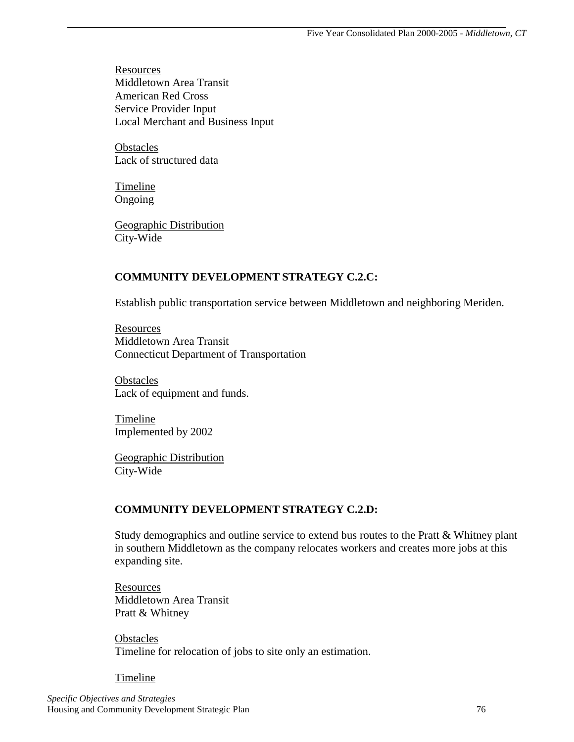Resources
Middletown Area Transit
American Red Cross
Service Provider Input
Local Merchant and Business Input

Obstacles
Lack of structured data

Timeline
Ongoing

Geographic Distribution
City-Wide

### COMMUNITY DEVELOPMENT STRATEGY C.2.C:

Establish public transportation service between Middletown and neighboring Meriden.

Resources
Middletown Area Transit
Connecticut Department of Transportation

Obstacles
Lack of equipment and funds.

Timeline
Implemented by 2002

Geographic Distribution
City-Wide

### COMMUNITY DEVELOPMENT STRATEGY C.2.D:

Study demographics and outline service to extend bus routes to the Pratt & Whitney plant in southern Middletown as the company relocates workers and creates more jobs at this expanding site.

Resources
Middletown Area Transit
Pratt & Whitney

Obstacles
Timeline for relocation of jobs to site only an estimation.

Timeline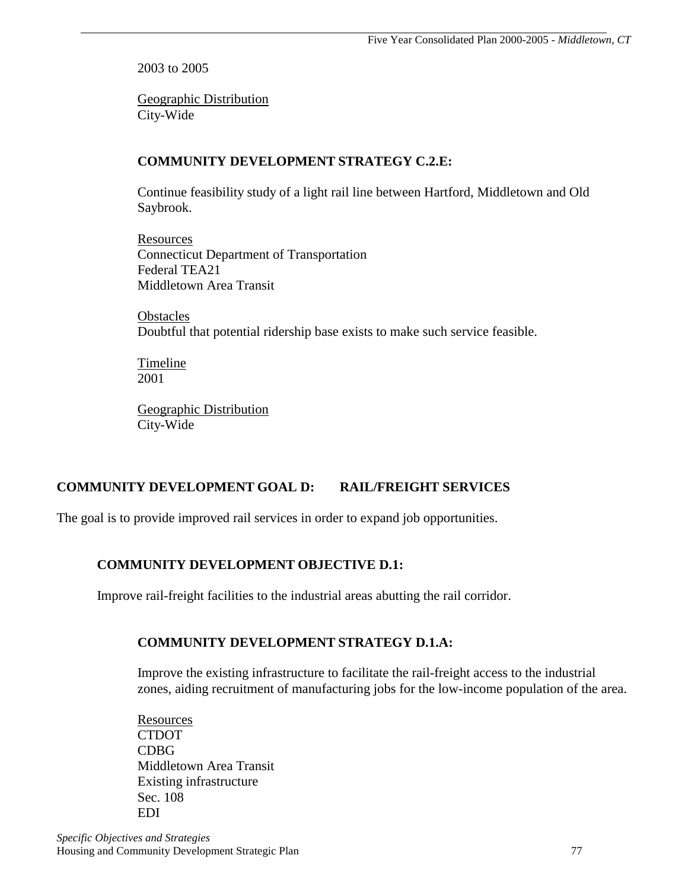2003 to 2005

Geographic Distribution
City-Wide

### COMMUNITY DEVELOPMENT STRATEGY C.2.E:

Continue feasibility study of a light rail line between Hartford, Middletown and Old Saybrook.

Resources
Connecticut Department of Transportation
Federal TEA21
Middletown Area Transit

Obstacles
Doubtful that potential ridership base exists to make such service feasible.

Timeline
2001

Geographic Distribution
City-Wide

## COMMUNITY DEVELOPMENT GOAL D: RAIL/FREIGHT SERVICES

The goal is to provide improved rail services in order to expand job opportunities.

### COMMUNITY DEVELOPMENT OBJECTIVE D.1:

Improve rail-freight facilities to the industrial areas abutting the rail corridor.

### COMMUNITY DEVELOPMENT STRATEGY D.1.A:

Improve the existing infrastructure to facilitate the rail-freight access to the industrial zones, aiding recruitment of manufacturing jobs for the low-income population of the area.

Resources
CTDOT
CDBG
Middletown Area Transit
Existing infrastructure
Sec. 108
EDI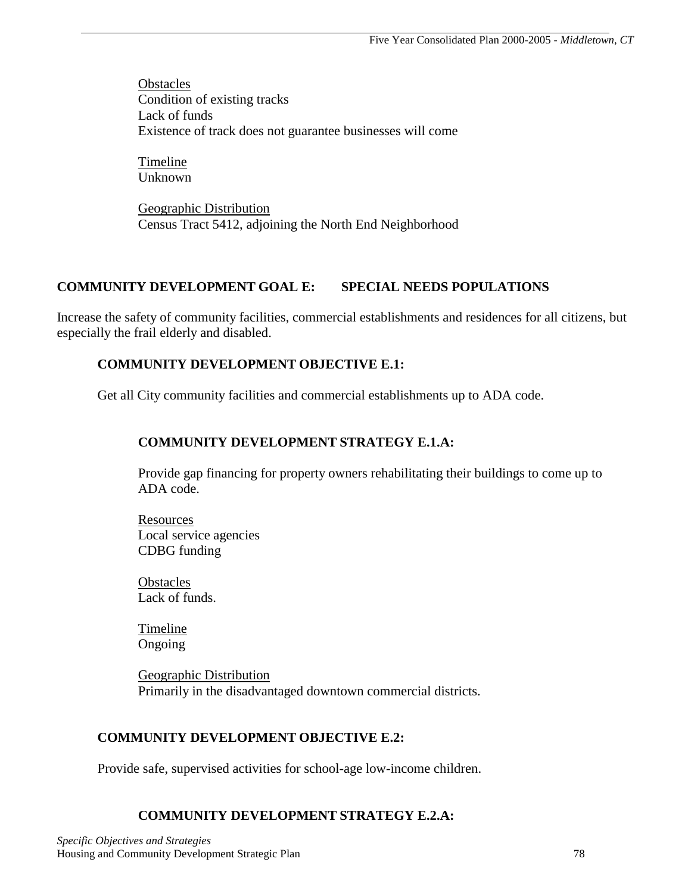Obstacles
Condition of existing tracks
Lack of funds
Existence of track does not guarantee businesses will come

Timeline
Unknown

Geographic Distribution
Census Tract 5412, adjoining the North End Neighborhood

## COMMUNITY DEVELOPMENT GOAL E: SPECIAL NEEDS POPULATIONS

Increase the safety of community facilities, commercial establishments and residences for all citizens, but especially the frail elderly and disabled.

### COMMUNITY DEVELOPMENT OBJECTIVE E.1:

Get all City community facilities and commercial establishments up to ADA code.

#### COMMUNITY DEVELOPMENT STRATEGY E.1.A:

Provide gap financing for property owners rehabilitating their buildings to come up to ADA code.

Resources
Local service agencies
CDBG funding

Obstacles
Lack of funds.

Timeline
Ongoing

Geographic Distribution
Primarily in the disadvantaged downtown commercial districts.

### COMMUNITY DEVELOPMENT OBJECTIVE E.2:

Provide safe, supervised activities for school-age low-income children.

#### COMMUNITY DEVELOPMENT STRATEGY E.2.A: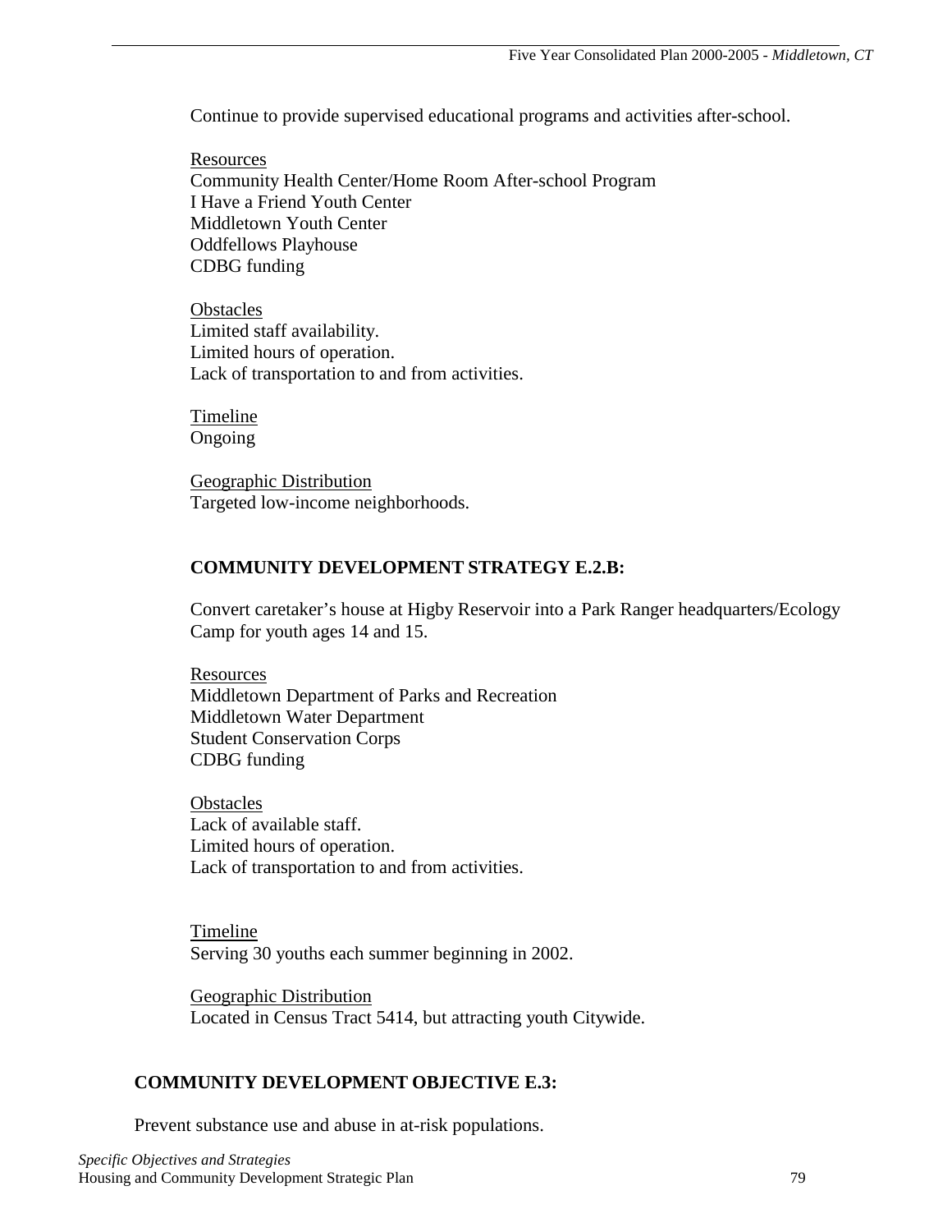Continue to provide supervised educational programs and activities after-school.

<u>Resources</u>
Community Health Center/Home Room After-school Program
I Have a Friend Youth Center
Middletown Youth Center
Oddfellows Playhouse
CDBG funding

<u>Obstacles</u>
Limited staff availability.
Limited hours of operation.
Lack of transportation to and from activities.

<u>Timeline</u>
Ongoing

<u>Geographic Distribution</u>
Targeted low-income neighborhoods.

### COMMUNITY DEVELOPMENT STRATEGY E.2.B:

Convert caretaker's house at Higby Reservoir into a Park Ranger headquarters/Ecology Camp for youth ages 14 and 15.

<u>Resources</u>
Middletown Department of Parks and Recreation
Middletown Water Department
Student Conservation Corps
CDBG funding

<u>Obstacles</u>
Lack of available staff.
Limited hours of operation.
Lack of transportation to and from activities.

<u>Timeline</u>
Serving 30 youths each summer beginning in 2002.

<u>Geographic Distribution</u>
Located in Census Tract 5414, but attracting youth Citywide.

## COMMUNITY DEVELOPMENT OBJECTIVE E.3:

Prevent substance use and abuse in at-risk populations.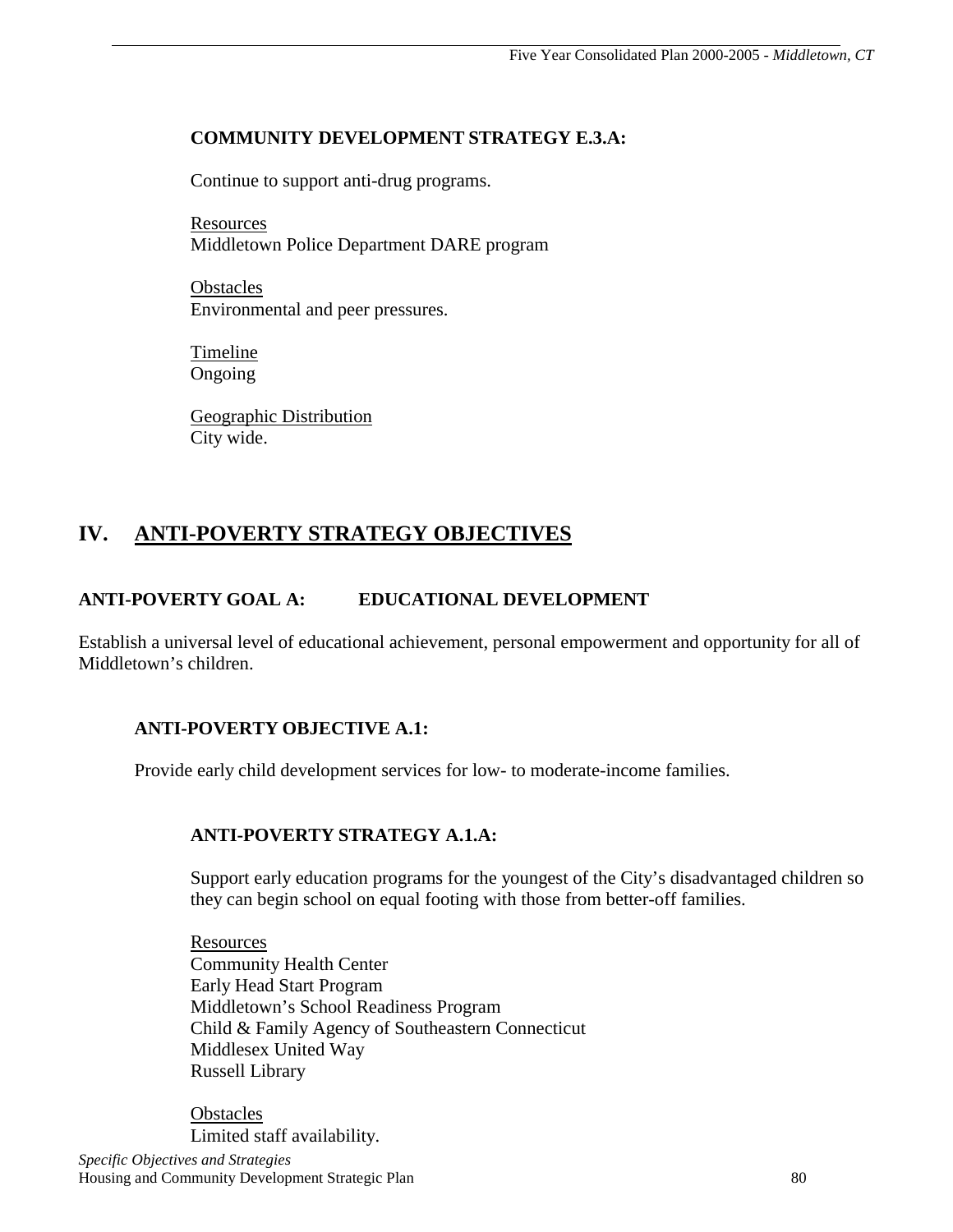**COMMUNITY DEVELOPMENT STRATEGY E.3.A:**

Continue to support anti-drug programs.

Resources
Middletown Police Department DARE program

Obstacles
Environmental and peer pressures.

Timeline
Ongoing

Geographic Distribution
City wide.

# IV. ANTI-POVERTY STRATEGY OBJECTIVES

## ANTI-POVERTY GOAL A: EDUCATIONAL DEVELOPMENT

Establish a universal level of educational achievement, personal empowerment and opportunity for all of Middletown's children.

### ANTI-POVERTY OBJECTIVE A.1:

Provide early child development services for low- to moderate-income families.

#### ANTI-POVERTY STRATEGY A.1.A:

Support early education programs for the youngest of the City's disadvantaged children so they can begin school on equal footing with those from better-off families.

Resources
Community Health Center
Early Head Start Program
Middletown's School Readiness Program
Child & Family Agency of Southeastern Connecticut
Middlesex United Way
Russell Library

Obstacles
Limited staff availability.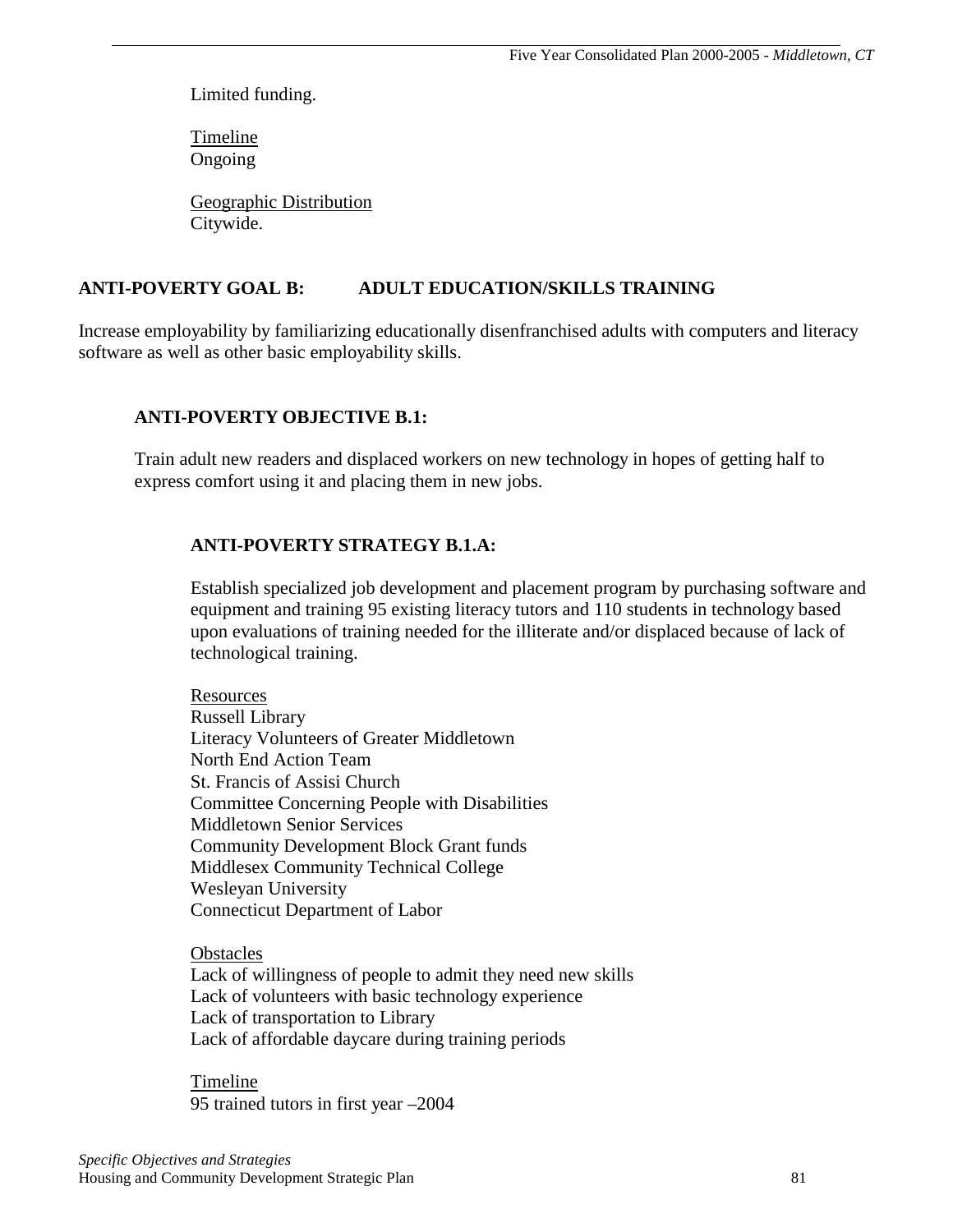Limited funding.

Timeline
Ongoing

Geographic Distribution
Citywide.

## ANTI-POVERTY GOAL B: ADULT EDUCATION/SKILLS TRAINING

Increase employability by familiarizing educationally disenfranchised adults with computers and literacy software as well as other basic employability skills.

### ANTI-POVERTY OBJECTIVE B.1:

Train adult new readers and displaced workers on new technology in hopes of getting half to express comfort using it and placing them in new jobs.

#### ANTI-POVERTY STRATEGY B.1.A:

Establish specialized job development and placement program by purchasing software and equipment and training 95 existing literacy tutors and 110 students in technology based upon evaluations of training needed for the illiterate and/or displaced because of lack of technological training.

Resources
Russell Library
Literacy Volunteers of Greater Middletown
North End Action Team
St. Francis of Assisi Church
Committee Concerning People with Disabilities
Middletown Senior Services
Community Development Block Grant funds
Middlesex Community Technical College
Wesleyan University
Connecticut Department of Labor

Obstacles
Lack of willingness of people to admit they need new skills
Lack of volunteers with basic technology experience
Lack of transportation to Library
Lack of affordable daycare during training periods

Timeline
95 trained tutors in first year –2004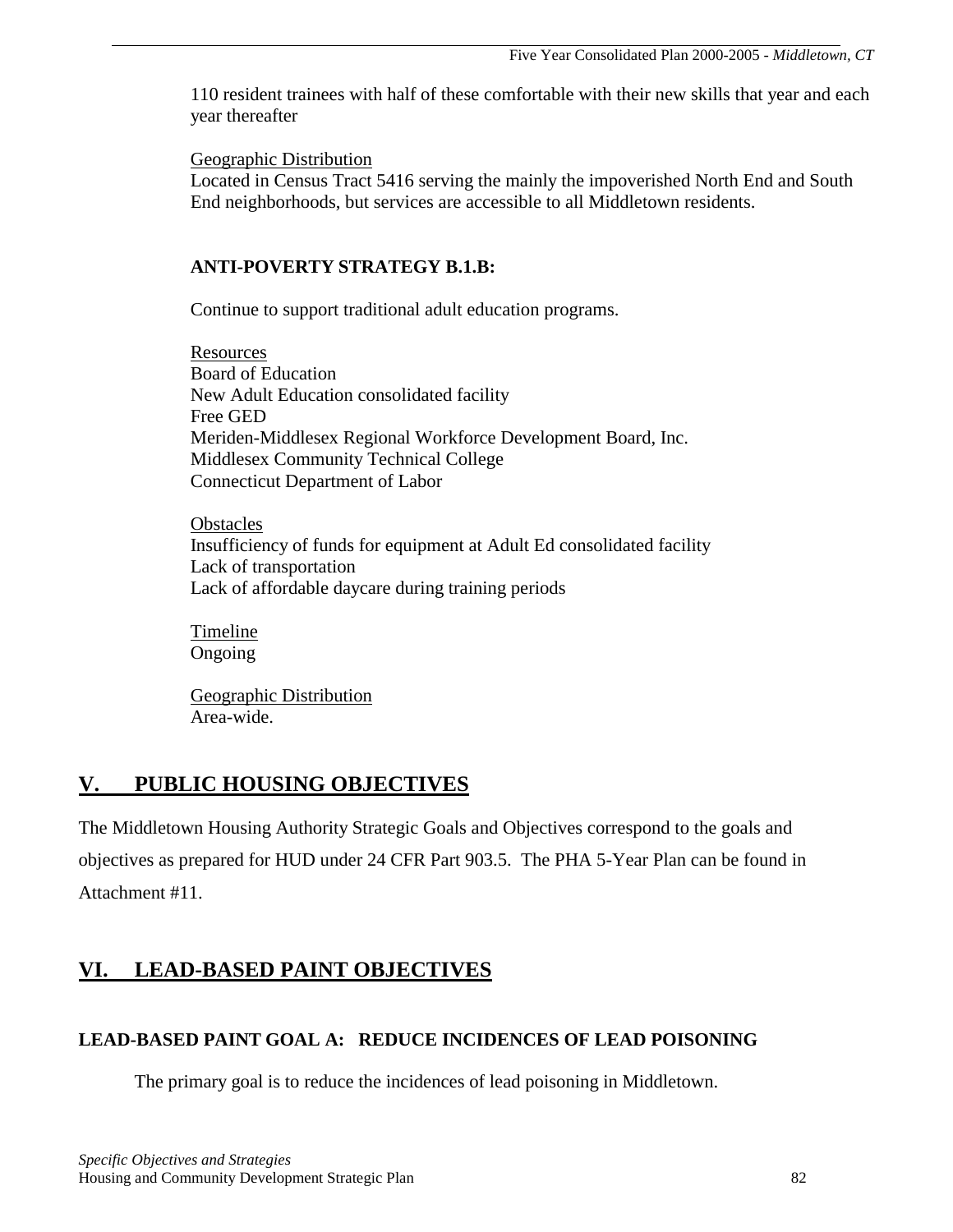110 resident trainees with half of these comfortable with their new skills that year and each year thereafter

Geographic Distribution
Located in Census Tract 5416 serving the mainly the impoverished North End and South End neighborhoods, but services are accessible to all Middletown residents.

**ANTI-POVERTY STRATEGY B.1.B:**

Continue to support traditional adult education programs.

Resources
Board of Education
New Adult Education consolidated facility
Free GED
Meriden-Middlesex Regional Workforce Development Board, Inc.
Middlesex Community Technical College
Connecticut Department of Labor

Obstacles
Insufficiency of funds for equipment at Adult Ed consolidated facility
Lack of transportation
Lack of affordable daycare during training periods

Timeline
Ongoing

Geographic Distribution
Area-wide.

## V. PUBLIC HOUSING OBJECTIVES

The Middletown Housing Authority Strategic Goals and Objectives correspond to the goals and objectives as prepared for HUD under 24 CFR Part 903.5. The PHA 5-Year Plan can be found in Attachment #11.

## VI. LEAD-BASED PAINT OBJECTIVES

### LEAD-BASED PAINT GOAL A: REDUCE INCIDENCES OF LEAD POISONING

The primary goal is to reduce the incidences of lead poisoning in Middletown.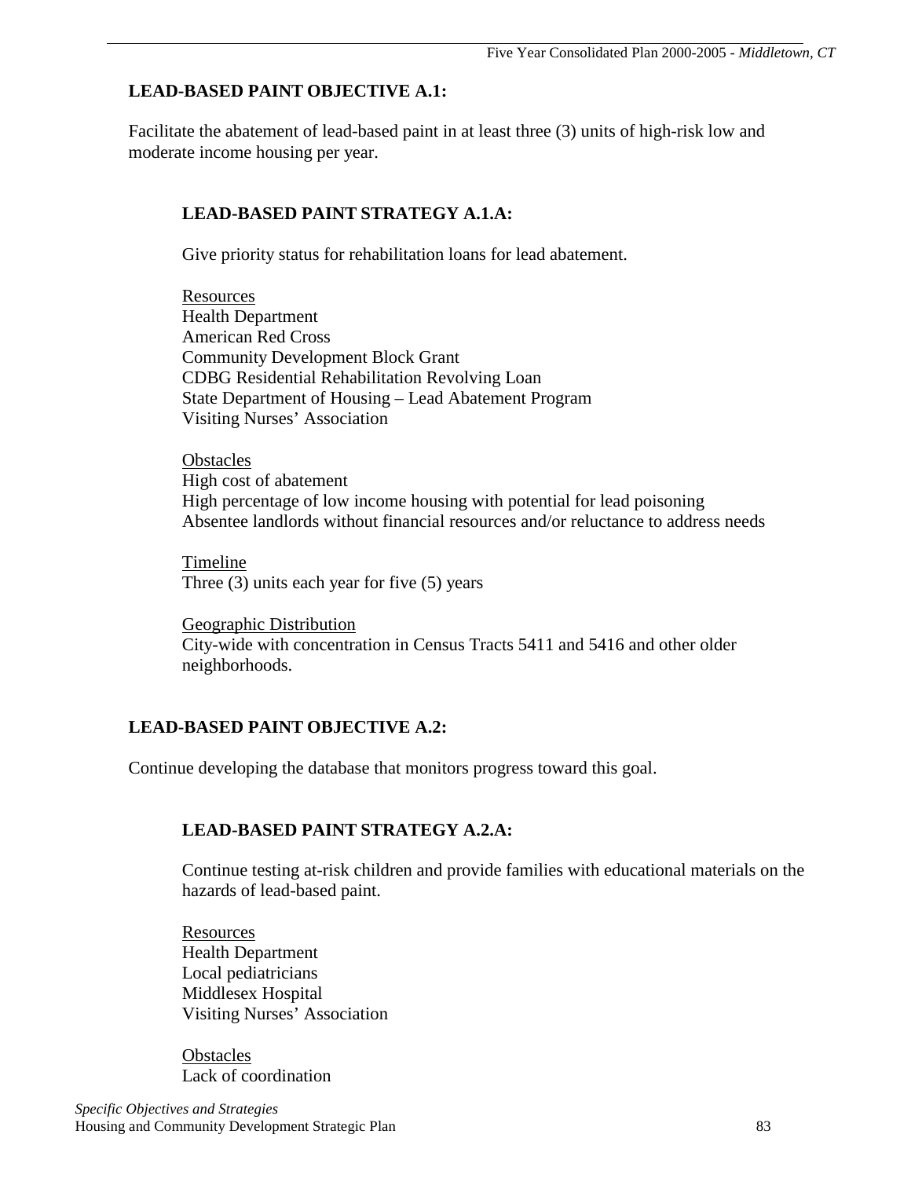**LEAD-BASED PAINT OBJECTIVE A.1:**

Facilitate the abatement of lead-based paint in at least three (3) units of high-risk low and moderate income housing per year.

**LEAD-BASED PAINT STRATEGY A.1.A:**

Give priority status for rehabilitation loans for lead abatement.

<u>Resources</u>
Health Department
American Red Cross
Community Development Block Grant
CDBG Residential Rehabilitation Revolving Loan
State Department of Housing – Lead Abatement Program
Visiting Nurses' Association

<u>Obstacles</u>
High cost of abatement
High percentage of low income housing with potential for lead poisoning
Absentee landlords without financial resources and/or reluctance to address needs

<u>Timeline</u>
Three (3) units each year for five (5) years

<u>Geographic Distribution</u>
City-wide with concentration in Census Tracts 5411 and 5416 and other older neighborhoods.

**LEAD-BASED PAINT OBJECTIVE A.2:**

Continue developing the database that monitors progress toward this goal.

**LEAD-BASED PAINT STRATEGY A.2.A:**

Continue testing at-risk children and provide families with educational materials on the hazards of lead-based paint.

<u>Resources</u>
Health Department
Local pediatricians
Middlesex Hospital
Visiting Nurses' Association

<u>Obstacles</u>
Lack of coordination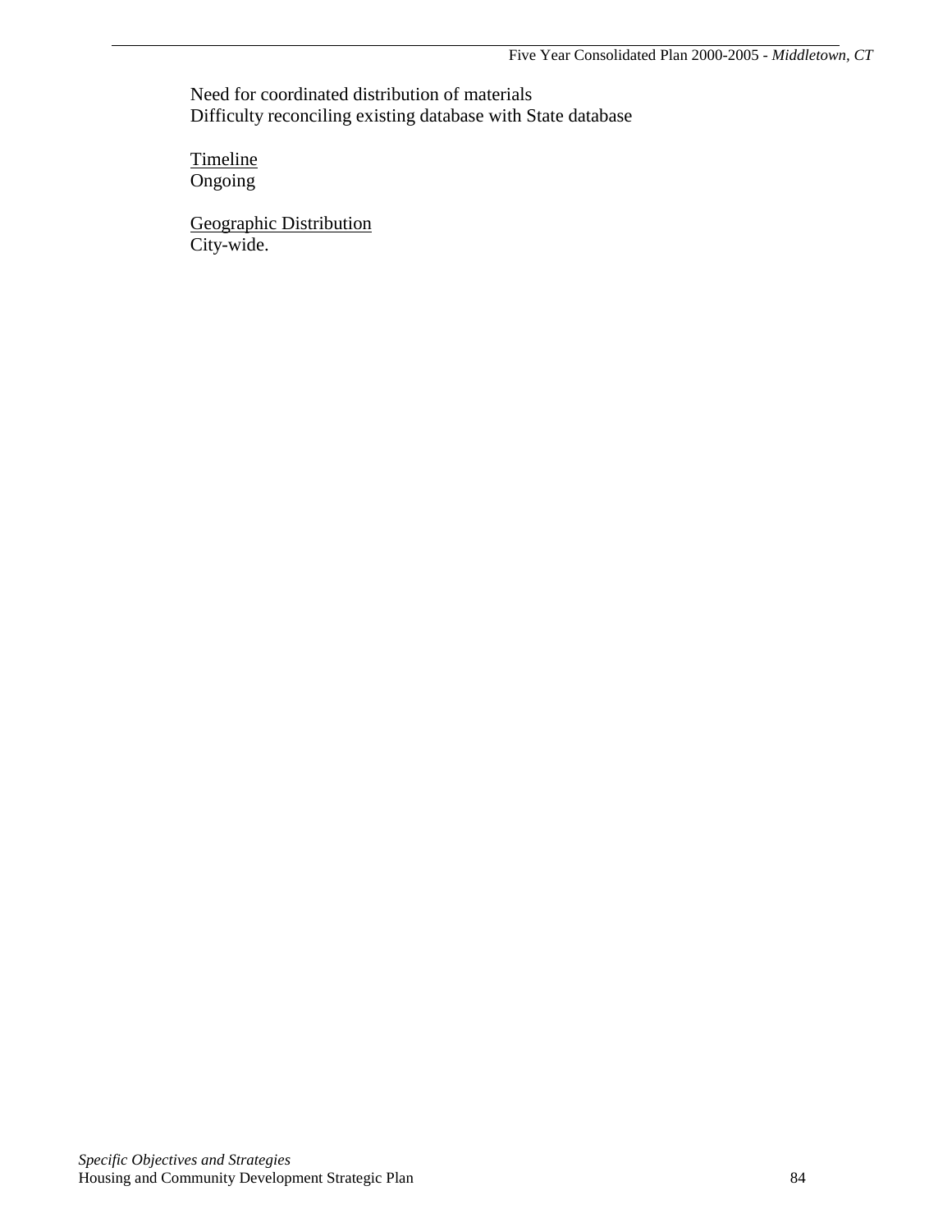Need for coordinated distribution of materials
Difficulty reconciling existing database with State database

Timeline
Ongoing

Geographic Distribution
City-wide.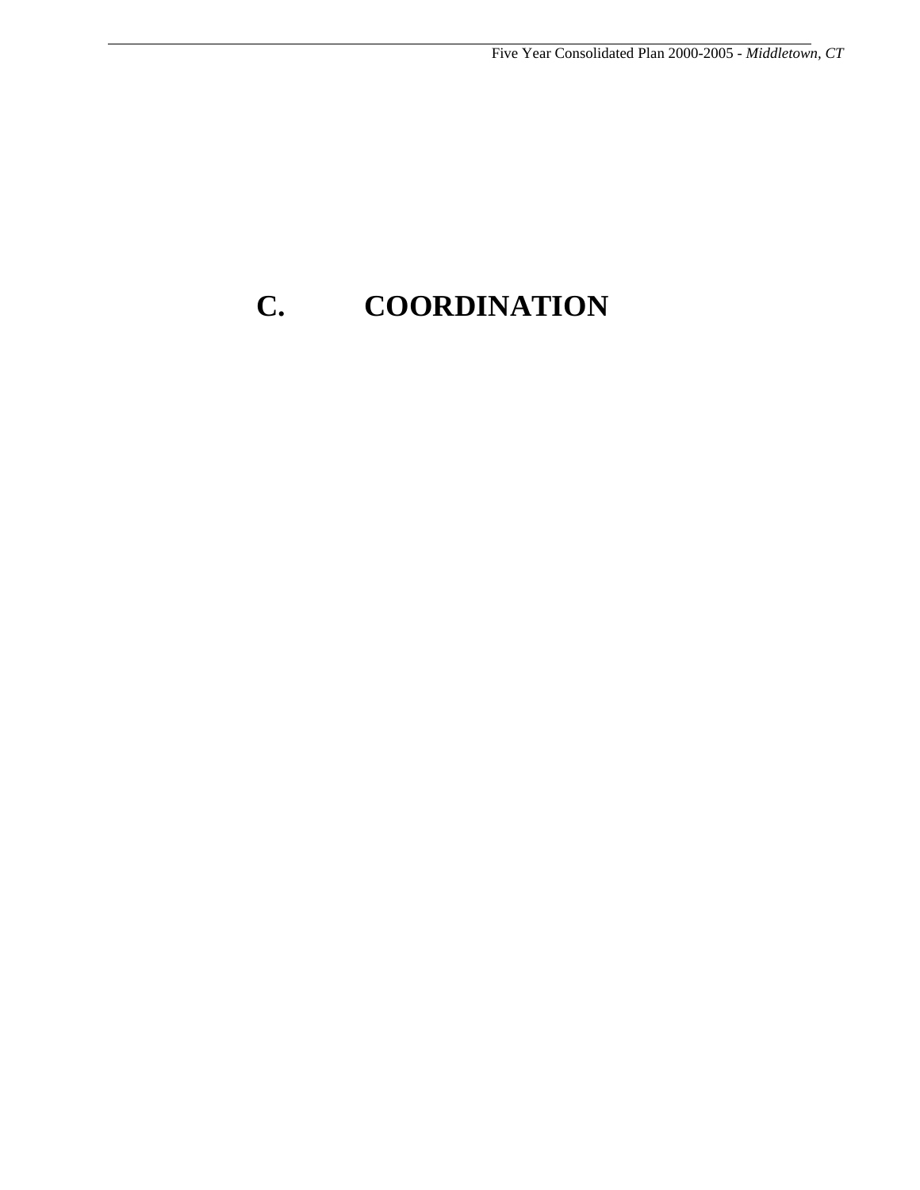# C. COORDINATION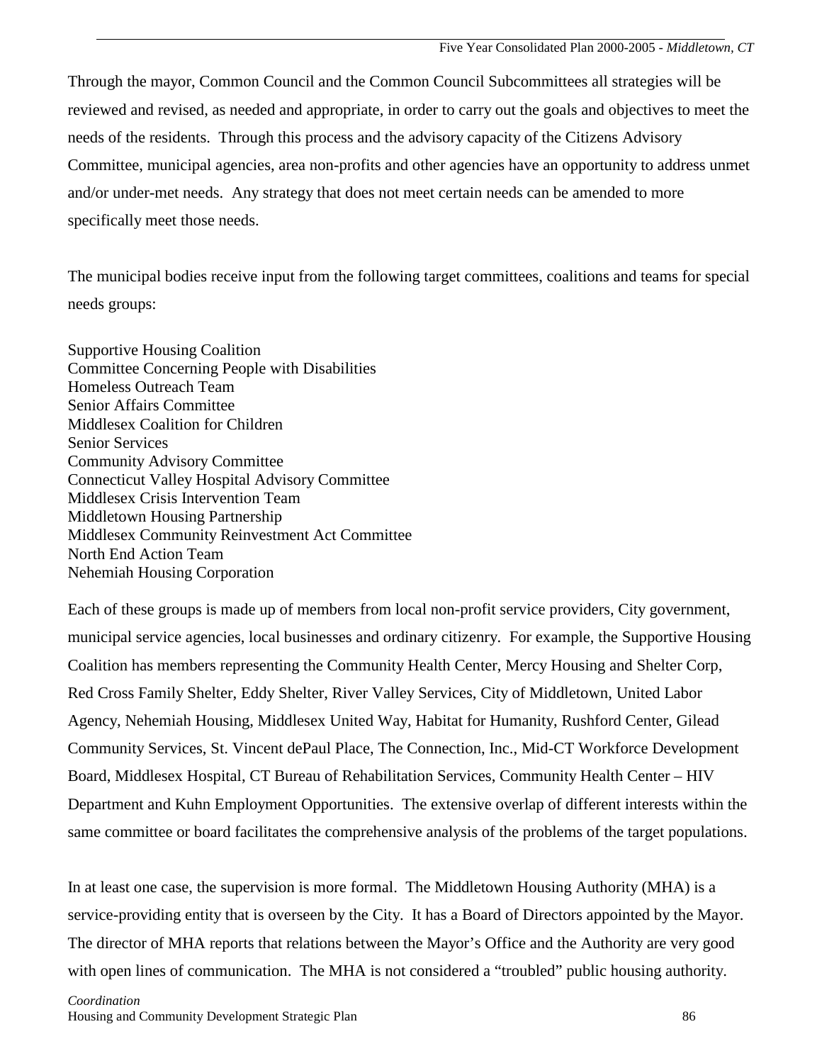Through the mayor, Common Council and the Common Council Subcommittees all strategies will be reviewed and revised, as needed and appropriate, in order to carry out the goals and objectives to meet the needs of the residents. Through this process and the advisory capacity of the Citizens Advisory Committee, municipal agencies, area non-profits and other agencies have an opportunity to address unmet and/or under-met needs. Any strategy that does not meet certain needs can be amended to more specifically meet those needs.

The municipal bodies receive input from the following target committees, coalitions and teams for special needs groups:

Supportive Housing Coalition
Committee Concerning People with Disabilities
Homeless Outreach Team
Senior Affairs Committee
Middlesex Coalition for Children
Senior Services
Community Advisory Committee
Connecticut Valley Hospital Advisory Committee
Middlesex Crisis Intervention Team
Middletown Housing Partnership
Middlesex Community Reinvestment Act Committee
North End Action Team
Nehemiah Housing Corporation

Each of these groups is made up of members from local non-profit service providers, City government, municipal service agencies, local businesses and ordinary citizenry. For example, the Supportive Housing Coalition has members representing the Community Health Center, Mercy Housing and Shelter Corp, Red Cross Family Shelter, Eddy Shelter, River Valley Services, City of Middletown, United Labor Agency, Nehemiah Housing, Middlesex United Way, Habitat for Humanity, Rushford Center, Gilead Community Services, St. Vincent dePaul Place, The Connection, Inc., Mid-CT Workforce Development Board, Middlesex Hospital, CT Bureau of Rehabilitation Services, Community Health Center – HIV Department and Kuhn Employment Opportunities. The extensive overlap of different interests within the same committee or board facilitates the comprehensive analysis of the problems of the target populations.

In at least one case, the supervision is more formal. The Middletown Housing Authority (MHA) is a service-providing entity that is overseen by the City. It has a Board of Directors appointed by the Mayor. The director of MHA reports that relations between the Mayor's Office and the Authority are very good with open lines of communication. The MHA is not considered a "troubled" public housing authority.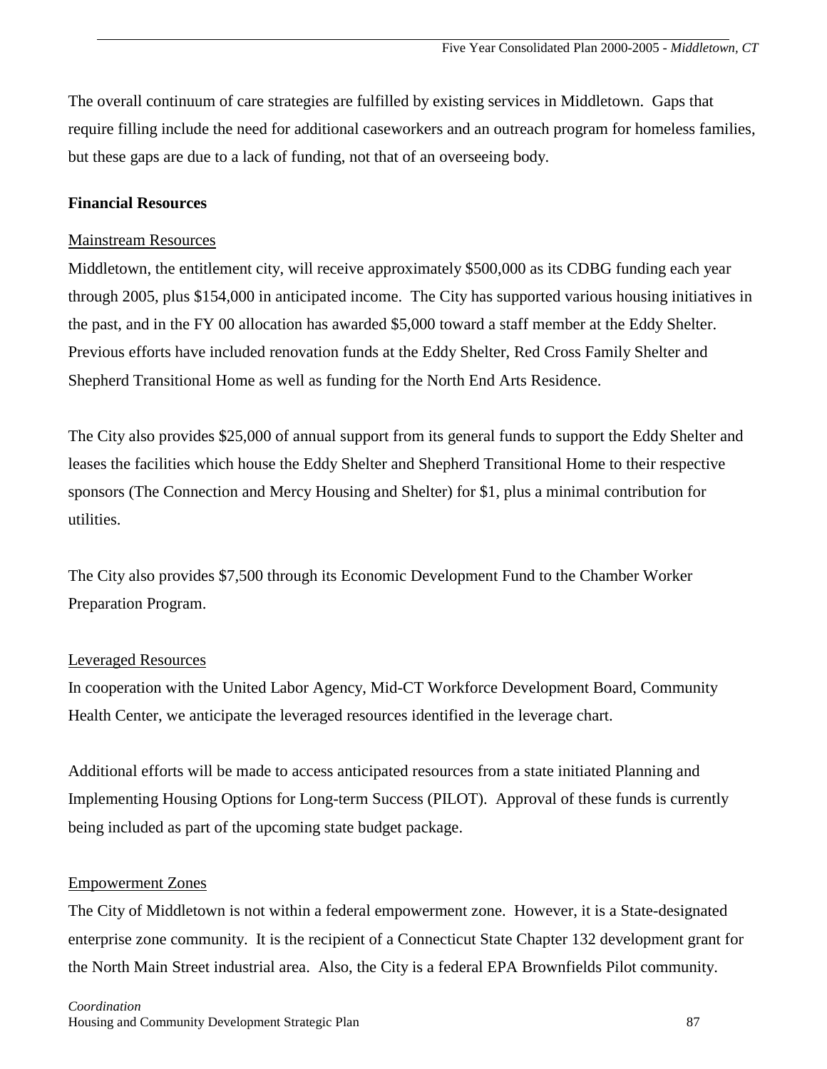The overall continuum of care strategies are fulfilled by existing services in Middletown. Gaps that require filling include the need for additional caseworkers and an outreach program for homeless families, but these gaps are due to a lack of funding, not that of an overseeing body.

**Financial Resources**

Mainstream Resources

Middletown, the entitlement city, will receive approximately $500,000 as its CDBG funding each year through 2005, plus $154,000 in anticipated income. The City has supported various housing initiatives in the past, and in the FY 00 allocation has awarded $5,000 toward a staff member at the Eddy Shelter. Previous efforts have included renovation funds at the Eddy Shelter, Red Cross Family Shelter and Shepherd Transitional Home as well as funding for the North End Arts Residence.

The City also provides $25,000 of annual support from its general funds to support the Eddy Shelter and leases the facilities which house the Eddy Shelter and Shepherd Transitional Home to their respective sponsors (The Connection and Mercy Housing and Shelter) for $1, plus a minimal contribution for utilities.

The City also provides $7,500 through its Economic Development Fund to the Chamber Worker Preparation Program.

Leveraged Resources

In cooperation with the United Labor Agency, Mid-CT Workforce Development Board, Community Health Center, we anticipate the leveraged resources identified in the leverage chart.

Additional efforts will be made to access anticipated resources from a state initiated Planning and Implementing Housing Options for Long-term Success (PILOT). Approval of these funds is currently being included as part of the upcoming state budget package.

Empowerment Zones

The City of Middletown is not within a federal empowerment zone. However, it is a State-designated enterprise zone community. It is the recipient of a Connecticut State Chapter 132 development grant for the North Main Street industrial area. Also, the City is a federal EPA Brownfields Pilot community.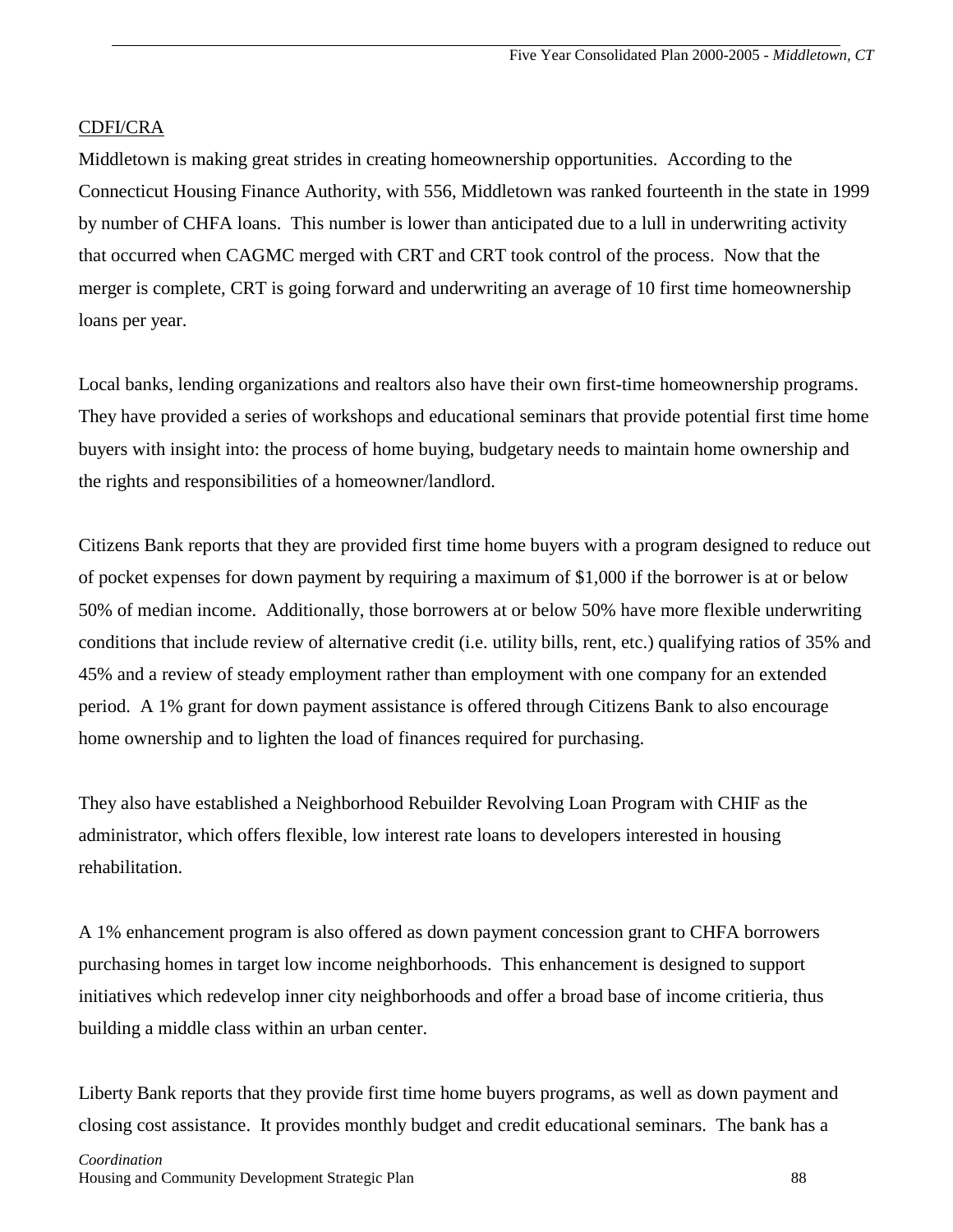CDFI/CRA

Middletown is making great strides in creating homeownership opportunities. According to the Connecticut Housing Finance Authority, with 556, Middletown was ranked fourteenth in the state in 1999 by number of CHFA loans. This number is lower than anticipated due to a lull in underwriting activity that occurred when CAGMC merged with CRT and CRT took control of the process. Now that the merger is complete, CRT is going forward and underwriting an average of 10 first time homeownership loans per year.

Local banks, lending organizations and realtors also have their own first-time homeownership programs. They have provided a series of workshops and educational seminars that provide potential first time home buyers with insight into: the process of home buying, budgetary needs to maintain home ownership and the rights and responsibilities of a homeowner/landlord.

Citizens Bank reports that they are provided first time home buyers with a program designed to reduce out of pocket expenses for down payment by requiring a maximum of $1,000 if the borrower is at or below 50% of median income. Additionally, those borrowers at or below 50% have more flexible underwriting conditions that include review of alternative credit (i.e. utility bills, rent, etc.) qualifying ratios of 35% and 45% and a review of steady employment rather than employment with one company for an extended period. A 1% grant for down payment assistance is offered through Citizens Bank to also encourage home ownership and to lighten the load of finances required for purchasing.

They also have established a Neighborhood Rebuilder Revolving Loan Program with CHIF as the administrator, which offers flexible, low interest rate loans to developers interested in housing rehabilitation.

A 1% enhancement program is also offered as down payment concession grant to CHFA borrowers purchasing homes in target low income neighborhoods. This enhancement is designed to support initiatives which redevelop inner city neighborhoods and offer a broad base of income critieria, thus building a middle class within an urban center.

Liberty Bank reports that they provide first time home buyers programs, as well as down payment and closing cost assistance. It provides monthly budget and credit educational seminars. The bank has a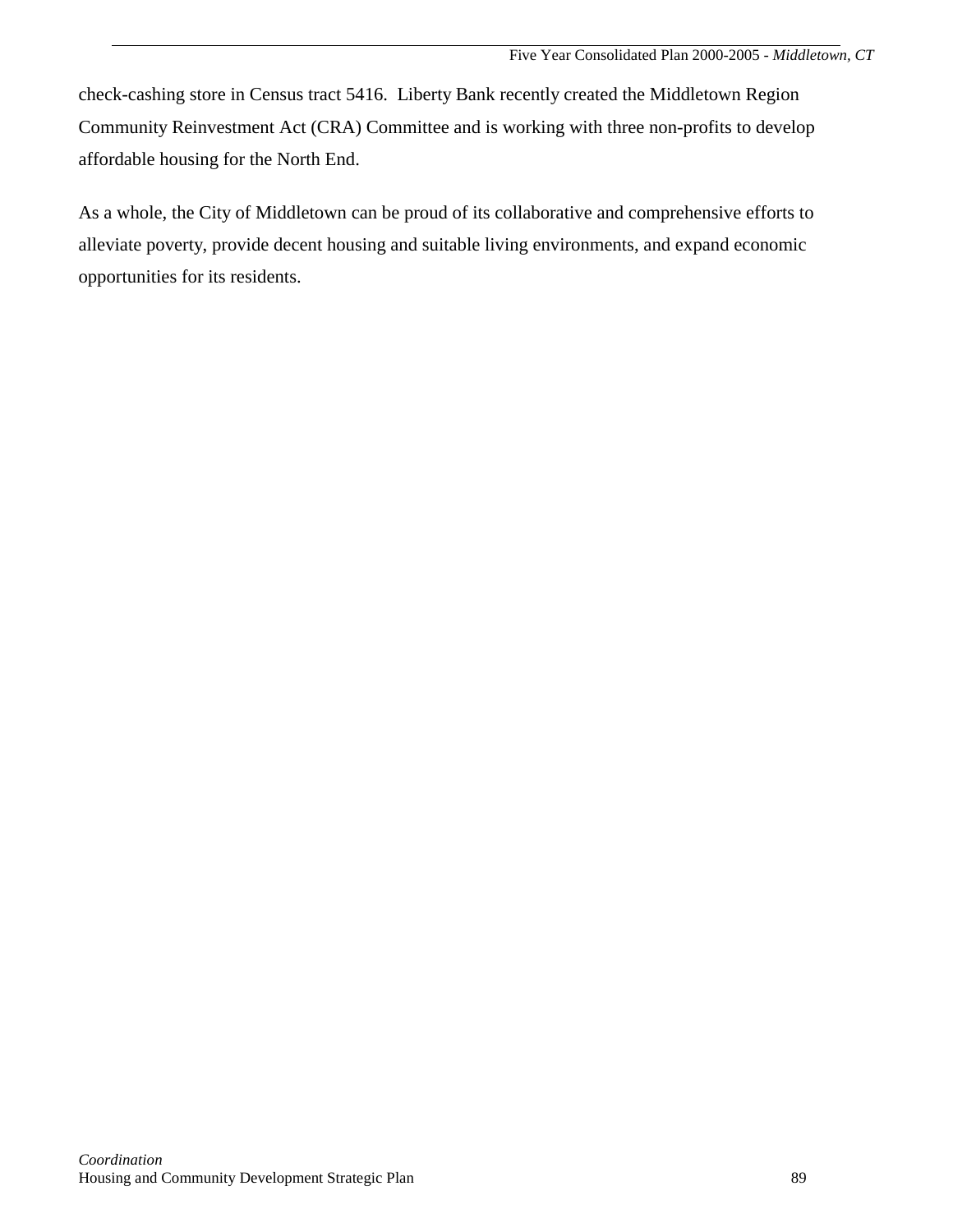check-cashing store in Census tract 5416. Liberty Bank recently created the Middletown Region Community Reinvestment Act (CRA) Committee and is working with three non-profits to develop affordable housing for the North End.

As a whole, the City of Middletown can be proud of its collaborative and comprehensive efforts to alleviate poverty, provide decent housing and suitable living environments, and expand economic opportunities for its residents.